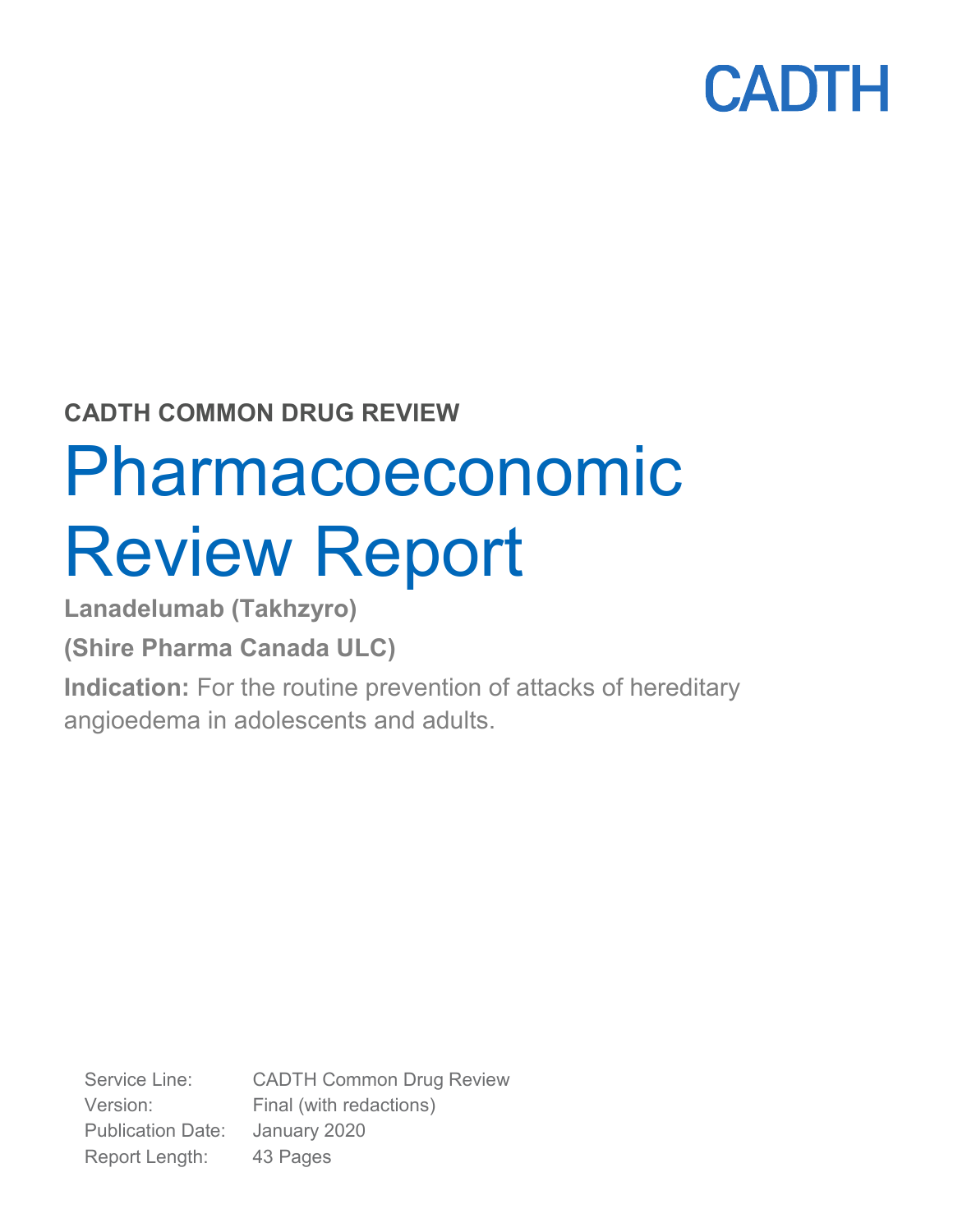CADTH

**CADTH COMMON DRUG REVIEW**

# Pharmacoeconomic Review Report

**Lanadelumab (Takhzyro)**

**(Shire Pharma Canada ULC)**

**Indication:** For the routine prevention of attacks of hereditary angioedema in adolescents and adults.

| | |
|---|---|
| Service Line: | CADTH Common Drug Review |
| Version: | Final (with redactions) |
| Publication Date: | January 2020 |
| Report Length: | 43 Pages |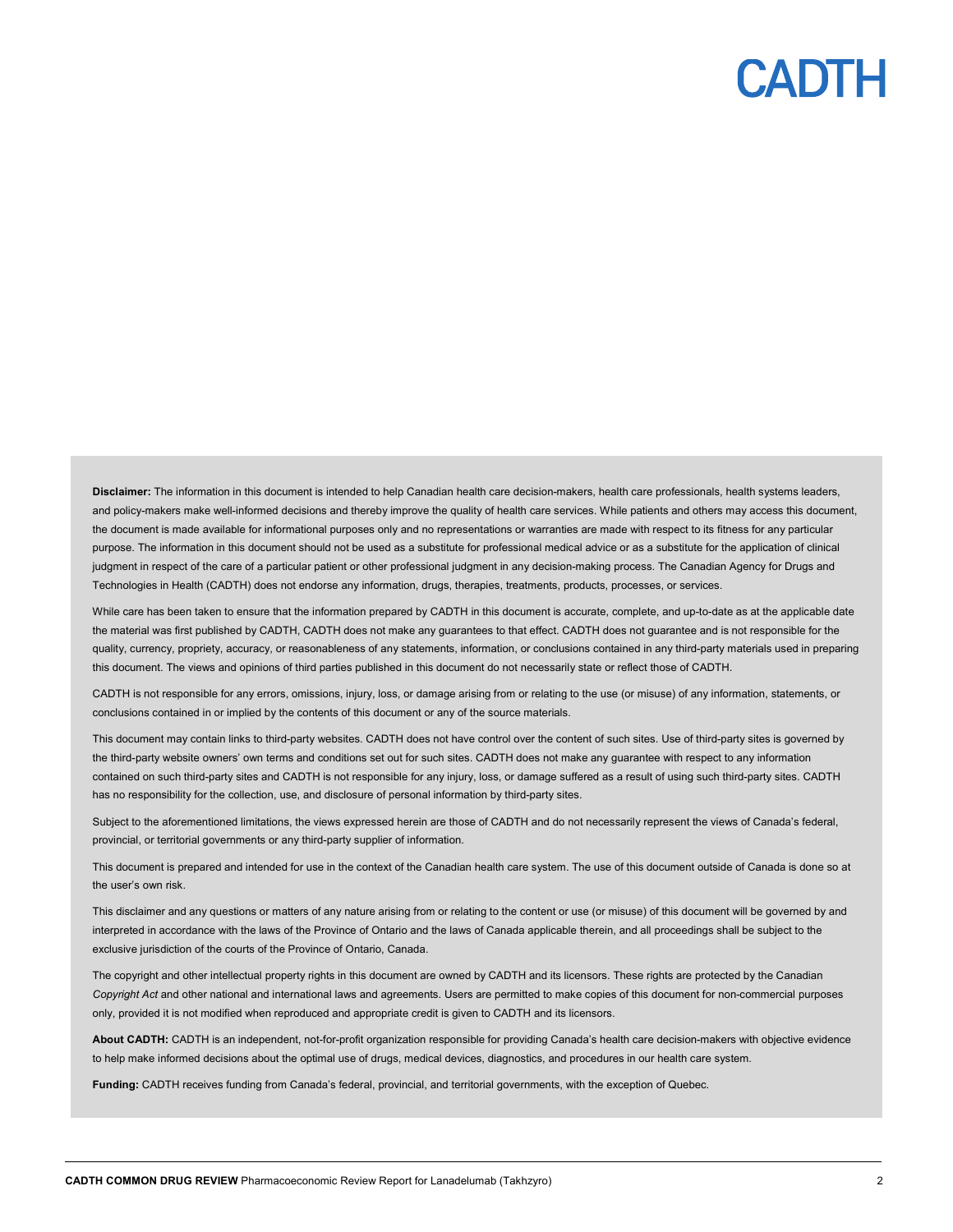**Disclaimer:** The information in this document is intended to help Canadian health care decision-makers, health care professionals, health systems leaders, and policy-makers make well-informed decisions and thereby improve the quality of health care services. While patients and others may access this document, the document is made available for informational purposes only and no representations or warranties are made with respect to its fitness for any particular purpose. The information in this document should not be used as a substitute for professional medical advice or as a substitute for the application of clinical judgment in respect of the care of a particular patient or other professional judgment in any decision-making process. The Canadian Agency for Drugs and Technologies in Health (CADTH) does not endorse any information, drugs, therapies, treatments, products, processes, or services.

While care has been taken to ensure that the information prepared by CADTH in this document is accurate, complete, and up-to-date as at the applicable date the material was first published by CADTH, CADTH does not make any guarantees to that effect. CADTH does not guarantee and is not responsible for the quality, currency, propriety, accuracy, or reasonableness of any statements, information, or conclusions contained in any third-party materials used in preparing this document. The views and opinions of third parties published in this document do not necessarily state or reflect those of CADTH.

CADTH is not responsible for any errors, omissions, injury, loss, or damage arising from or relating to the use (or misuse) of any information, statements, or conclusions contained in or implied by the contents of this document or any of the source materials.

This document may contain links to third-party websites. CADTH does not have control over the content of such sites. Use of third-party sites is governed by the third-party website owners' own terms and conditions set out for such sites. CADTH does not make any guarantee with respect to any information contained on such third-party sites and CADTH is not responsible for any injury, loss, or damage suffered as a result of using such third-party sites. CADTH has no responsibility for the collection, use, and disclosure of personal information by third-party sites.

Subject to the aforementioned limitations, the views expressed herein are those of CADTH and do not necessarily represent the views of Canada's federal, provincial, or territorial governments or any third-party supplier of information.

This document is prepared and intended for use in the context of the Canadian health care system. The use of this document outside of Canada is done so at the user's own risk.

This disclaimer and any questions or matters of any nature arising from or relating to the content or use (or misuse) of this document will be governed by and interpreted in accordance with the laws of the Province of Ontario and the laws of Canada applicable therein, and all proceedings shall be subject to the exclusive jurisdiction of the courts of the Province of Ontario, Canada.

The copyright and other intellectual property rights in this document are owned by CADTH and its licensors. These rights are protected by the Canadian *Copyright Act* and other national and international laws and agreements. Users are permitted to make copies of this document for non-commercial purposes only, provided it is not modified when reproduced and appropriate credit is given to CADTH and its licensors.

**About CADTH:** CADTH is an independent, not-for-profit organization responsible for providing Canada's health care decision-makers with objective evidence to help make informed decisions about the optimal use of drugs, medical devices, diagnostics, and procedures in our health care system.

**Funding:** CADTH receives funding from Canada's federal, provincial, and territorial governments, with the exception of Quebec.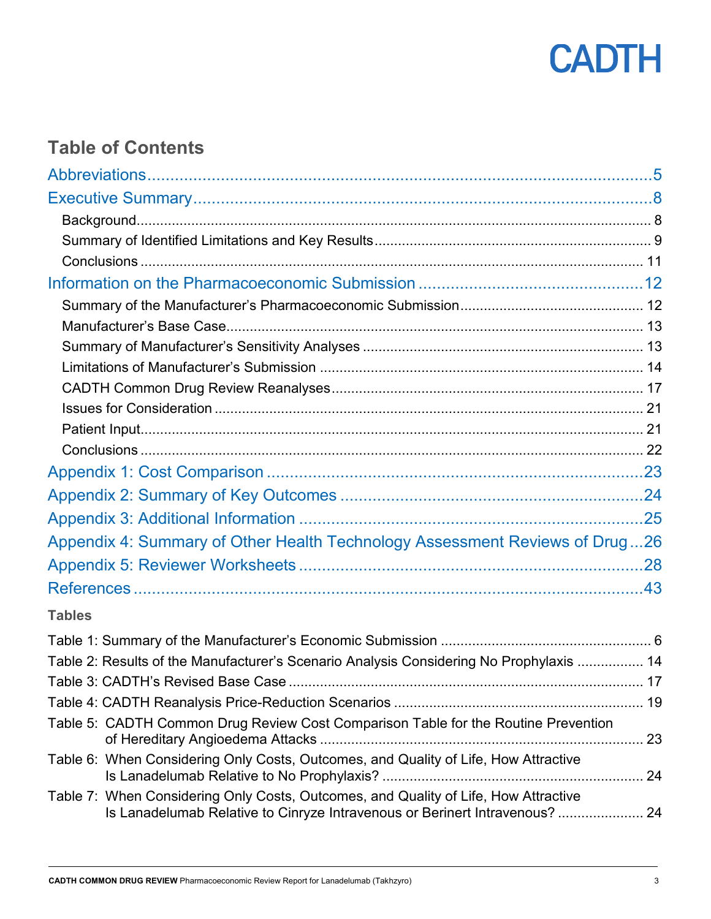## Table of Contents

Abbreviations ........................................................................................................................ 5

Executive Summary ............................................................................................................. 8

- Background ........................................................................................................................ 8
- Summary of Identified Limitations and Key Results ....................................................... 9
- Conclusions ..................................................................................................................... 11

Information on the Pharmacoeconomic Submission ...................................................... 12

- Summary of the Manufacturer's Pharmacoeconomic Submission .................................. 12
- Manufacturer's Base Case ............................................................................................... 13
- Summary of Manufacturer's Sensitivity Analyses ........................................................... 13
- Limitations of Manufacturer's Submission ...................................................................... 14
- CADTH Common Drug Review Reanalyses ................................................................... 17
- Issues for Consideration .................................................................................................. 21
- Patient Input ..................................................................................................................... 21
- Conclusions ..................................................................................................................... 22

Appendix 1: Cost Comparison ........................................................................................... 23

Appendix 2: Summary of Key Outcomes ......................................................................... 24

Appendix 3: Additional Information .................................................................................. 25

Appendix 4: Summary of Other Health Technology Assessment Reviews of Drug ...... 26

Appendix 5: Reviewer Worksheets ................................................................................... 28

References ........................................................................................................................... 43

**Tables**

Table 1: Summary of the Manufacturer's Economic Submission ...................................................... 6

Table 2: Results of the Manufacturer's Scenario Analysis Considering No Prophylaxis ................. 14

Table 3: CADTH's Revised Base Case ............................................................................................ 17

Table 4: CADTH Reanalysis Price-Reduction Scenarios ................................................................. 19

Table 5: CADTH Common Drug Review Cost Comparison Table for the Routine Prevention of Hereditary Angioedema Attacks ..................................................................................................... 23

Table 6: When Considering Only Costs, Outcomes, and Quality of Life, How Attractive Is Lanadelumab Relative to No Prophylaxis? ...................................................................................... 24

Table 7: When Considering Only Costs, Outcomes, and Quality of Life, How Attractive Is Lanadelumab Relative to Cinryze Intravenous or Berinert Intravenous? ....................................... 24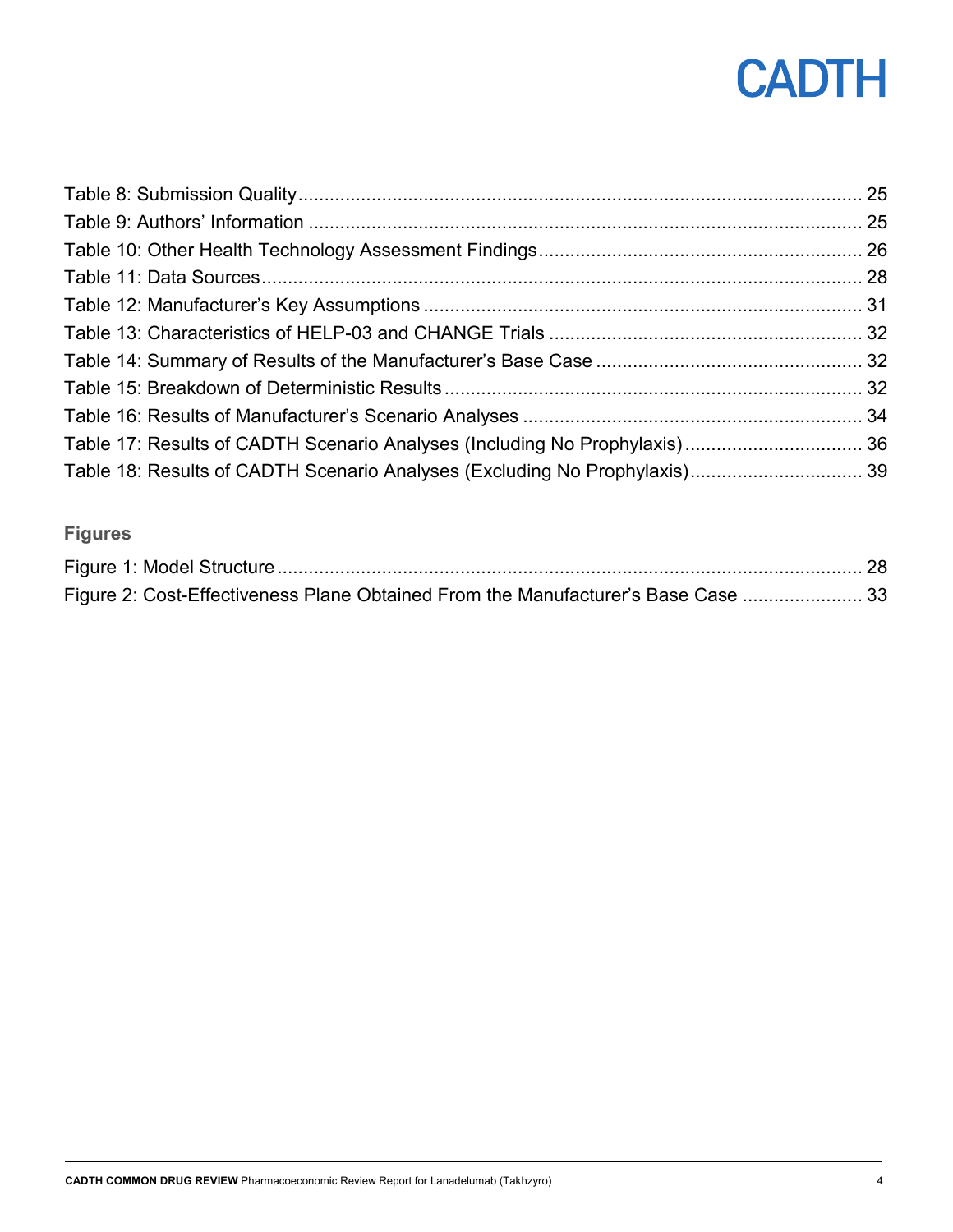Table 8: Submission Quality ........................................................................................................ 25
Table 9: Authors' Information ...................................................................................................... 25
Table 10: Other Health Technology Assessment Findings ........................................................... 26
Table 11: Data Sources ................................................................................................................ 28
Table 12: Manufacturer's Key Assumptions ................................................................................. 31
Table 13: Characteristics of HELP-03 and CHANGE Trials ......................................................... 32
Table 14: Summary of Results of the Manufacturer's Base Case ................................................. 32
Table 15: Breakdown of Deterministic Results ............................................................................. 32
Table 16: Results of Manufacturer's Scenario Analyses ............................................................... 34
Table 17: Results of CADTH Scenario Analyses (Including No Prophylaxis) ................................ 36
Table 18: Results of CADTH Scenario Analyses (Excluding No Prophylaxis) ............................... 39

### Figures

Figure 1: Model Structure ............................................................................................................. 28
Figure 2: Cost-Effectiveness Plane Obtained From the Manufacturer's Base Case ...................... 33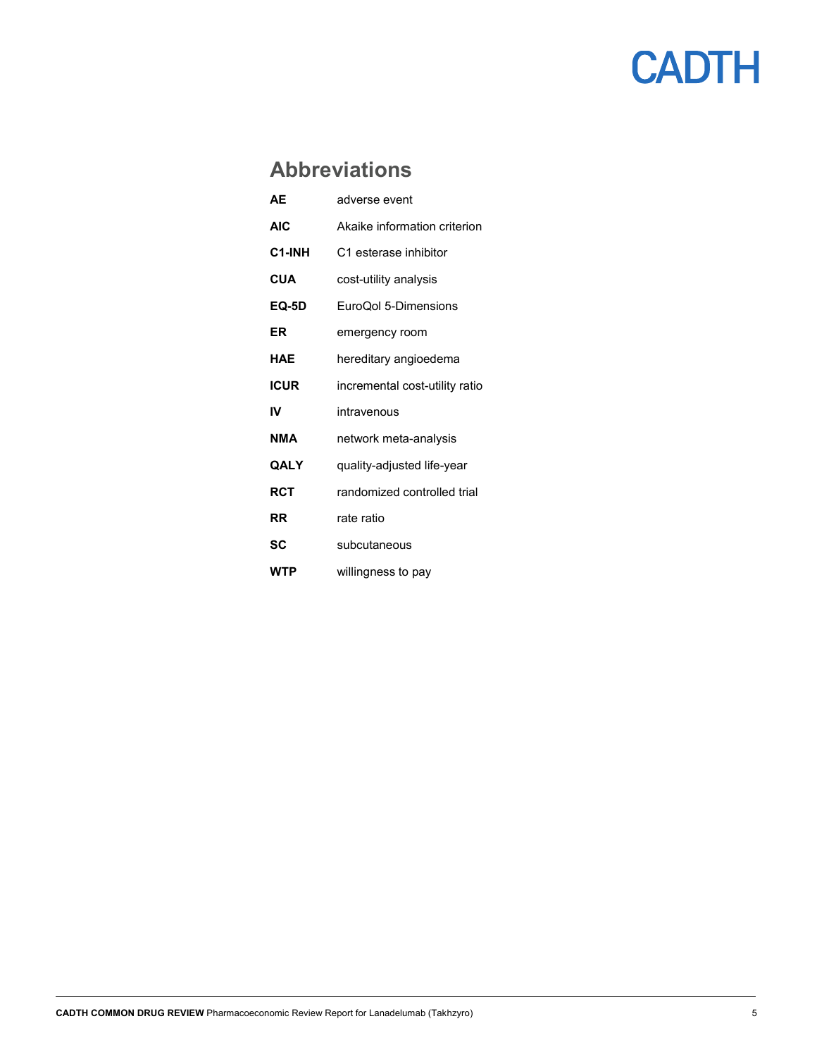## Abbreviations

| | |
|---|---|
| **AE** | adverse event |
| **AIC** | Akaike information criterion |
| **C1-INH** | C1 esterase inhibitor |
| **CUA** | cost-utility analysis |
| **EQ-5D** | EuroQol 5-Dimensions |
| **ER** | emergency room |
| **HAE** | hereditary angioedema |
| **ICUR** | incremental cost-utility ratio |
| **IV** | intravenous |
| **NMA** | network meta-analysis |
| **QALY** | quality-adjusted life-year |
| **RCT** | randomized controlled trial |
| **RR** | rate ratio |
| **SC** | subcutaneous |
| **WTP** | willingness to pay |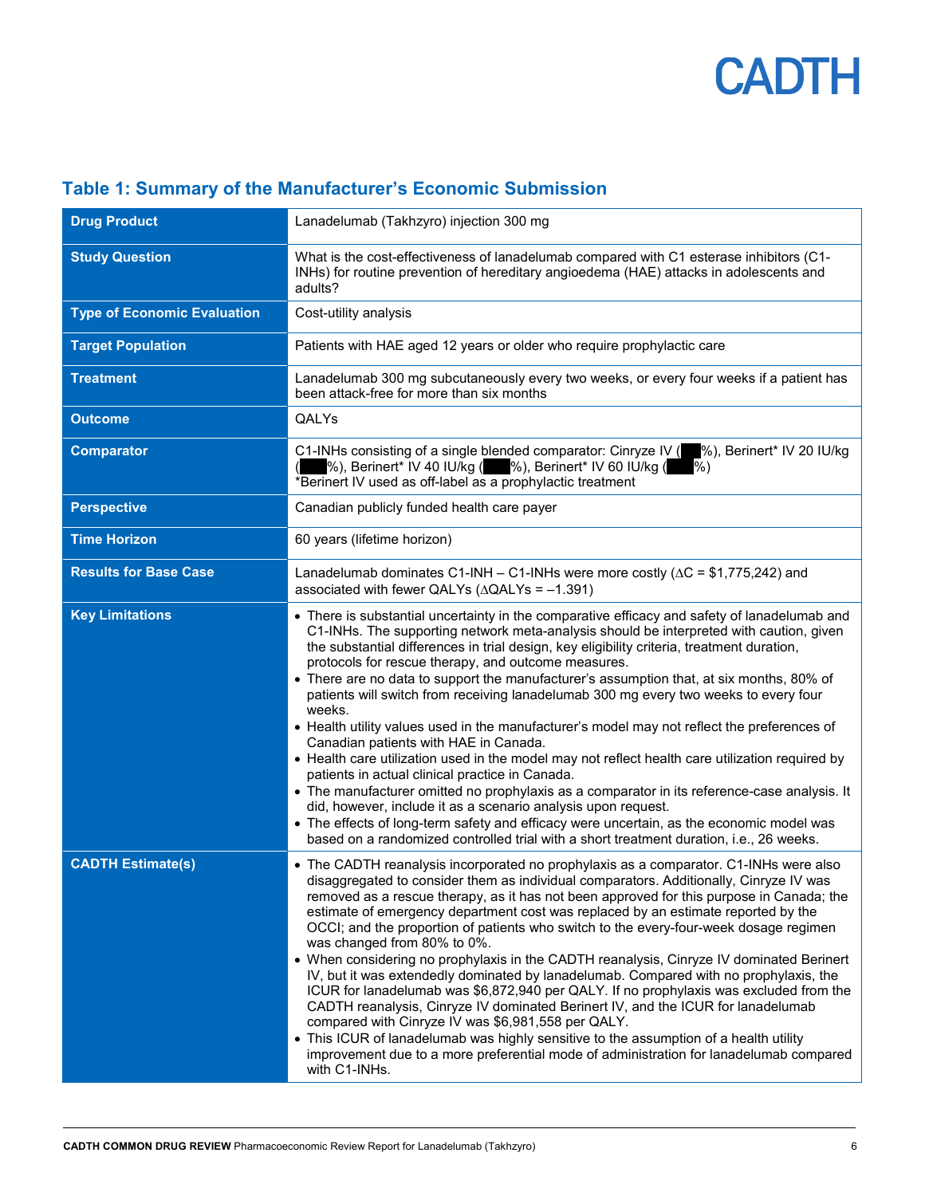## Table 1: Summary of the Manufacturer's Economic Submission

| | |
|---|---|
| **Drug Product** | Lanadelumab (Takhzyro) injection 300 mg |
| **Study Question** | What is the cost-effectiveness of lanadelumab compared with C1 esterase inhibitors (C1-INHs) for routine prevention of hereditary angioedema (HAE) attacks in adolescents and adults? |
| **Type of Economic Evaluation** | Cost-utility analysis |
| **Target Population** | Patients with HAE aged 12 years or older who require prophylactic care |
| **Treatment** | Lanadelumab 300 mg subcutaneously every two weeks, or every four weeks if a patient has been attack-free for more than six months |
| **Outcome** | QALYs |
| **Comparator** | C1-INHs consisting of a single blended comparator: Cinryze IV (███%), Berinert* IV 20 IU/kg (███%), Berinert* IV 40 IU/kg (███%), Berinert* IV 60 IU/kg (███%)<br>*Berinert IV used as off-label as a prophylactic treatment |
| **Perspective** | Canadian publicly funded health care payer |
| **Time Horizon** | 60 years (lifetime horizon) |
| **Results for Base Case** | Lanadelumab dominates C1-INH – C1-INHs were more costly (ΔC = $1,775,242) and associated with fewer QALYs (ΔQALYs = –1.391) |
| **Key Limitations** | • There is substantial uncertainty in the comparative efficacy and safety of lanadelumab and C1-INHs. The supporting network meta-analysis should be interpreted with caution, given the substantial differences in trial design, key eligibility criteria, treatment duration, protocols for rescue therapy, and outcome measures.<br>• There are no data to support the manufacturer's assumption that, at six months, 80% of patients will switch from receiving lanadelumab 300 mg every two weeks to every four weeks.<br>• Health utility values used in the manufacturer's model may not reflect the preferences of Canadian patients with HAE in Canada.<br>• Health care utilization used in the model may not reflect health care utilization required by patients in actual clinical practice in Canada.<br>• The manufacturer omitted no prophylaxis as a comparator in its reference-case analysis. It did, however, include it as a scenario analysis upon request.<br>• The effects of long-term safety and efficacy were uncertain, as the economic model was based on a randomized controlled trial with a short treatment duration, i.e., 26 weeks. |
| **CADTH Estimate(s)** | • The CADTH reanalysis incorporated no prophylaxis as a comparator. C1-INHs were also disaggregated to consider them as individual comparators. Additionally, Cinryze IV was removed as a rescue therapy, as it has not been approved for this purpose in Canada; the estimate of emergency department cost was replaced by an estimate reported by the OCCI; and the proportion of patients who switch to the every-four-week dosage regimen was changed from 80% to 0%.<br>• When considering no prophylaxis in the CADTH reanalysis, Cinryze IV dominated Berinert IV, but it was extendedly dominated by lanadelumab. Compared with no prophylaxis, the ICUR for lanadelumab was $6,872,940 per QALY. If no prophylaxis was excluded from the CADTH reanalysis, Cinryze IV dominated Berinert IV, and the ICUR for lanadelumab compared with Cinryze IV was $6,981,558 per QALY.<br>• This ICUR of lanadelumab was highly sensitive to the assumption of a health utility improvement due to a more preferential mode of administration for lanadelumab compared with C1-INHs. |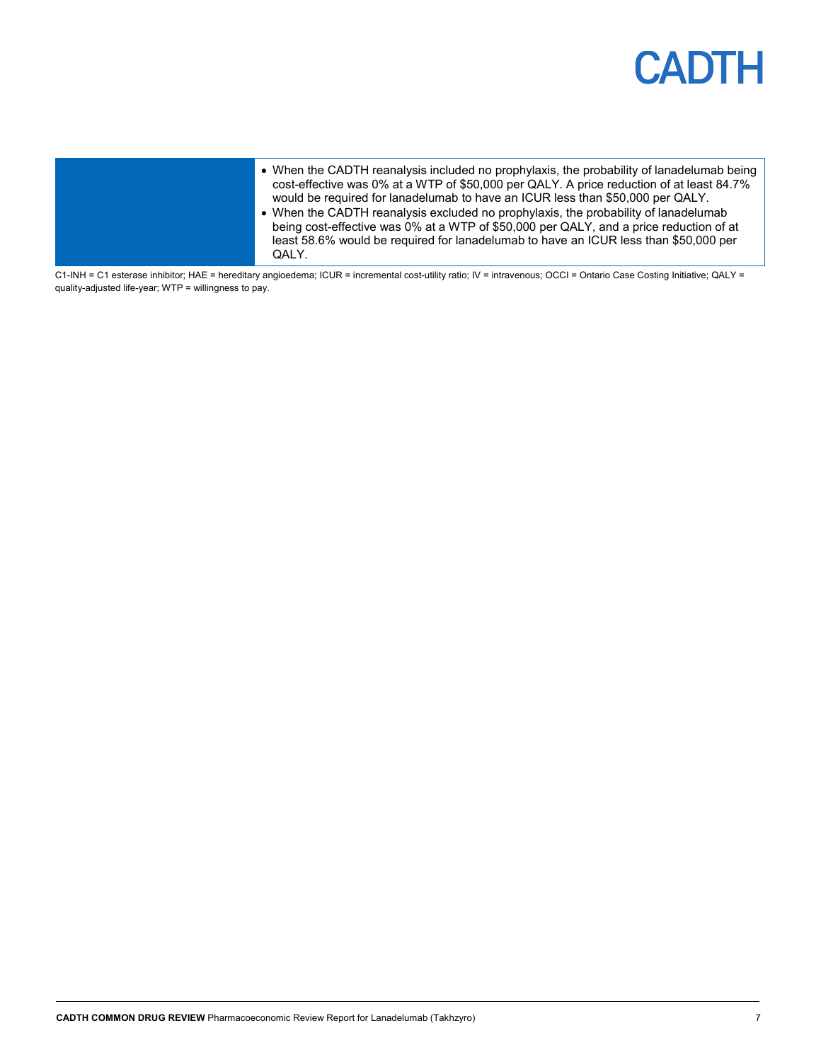| | |
|---|---|
| | • When the CADTH reanalysis included no prophylaxis, the probability of lanadelumab being cost-effective was 0% at a WTP of $50,000 per QALY. A price reduction of at least 84.7% would be required for lanadelumab to have an ICUR less than $50,000 per QALY.<br>• When the CADTH reanalysis excluded no prophylaxis, the probability of lanadelumab being cost-effective was 0% at a WTP of $50,000 per QALY, and a price reduction of at least 58.6% would be required for lanadelumab to have an ICUR less than $50,000 per QALY. |

C1-INH = C1 esterase inhibitor; HAE = hereditary angioedema; ICUR = incremental cost-utility ratio; IV = intravenous; OCCI = Ontario Case Costing Initiative; QALY = quality-adjusted life-year; WTP = willingness to pay.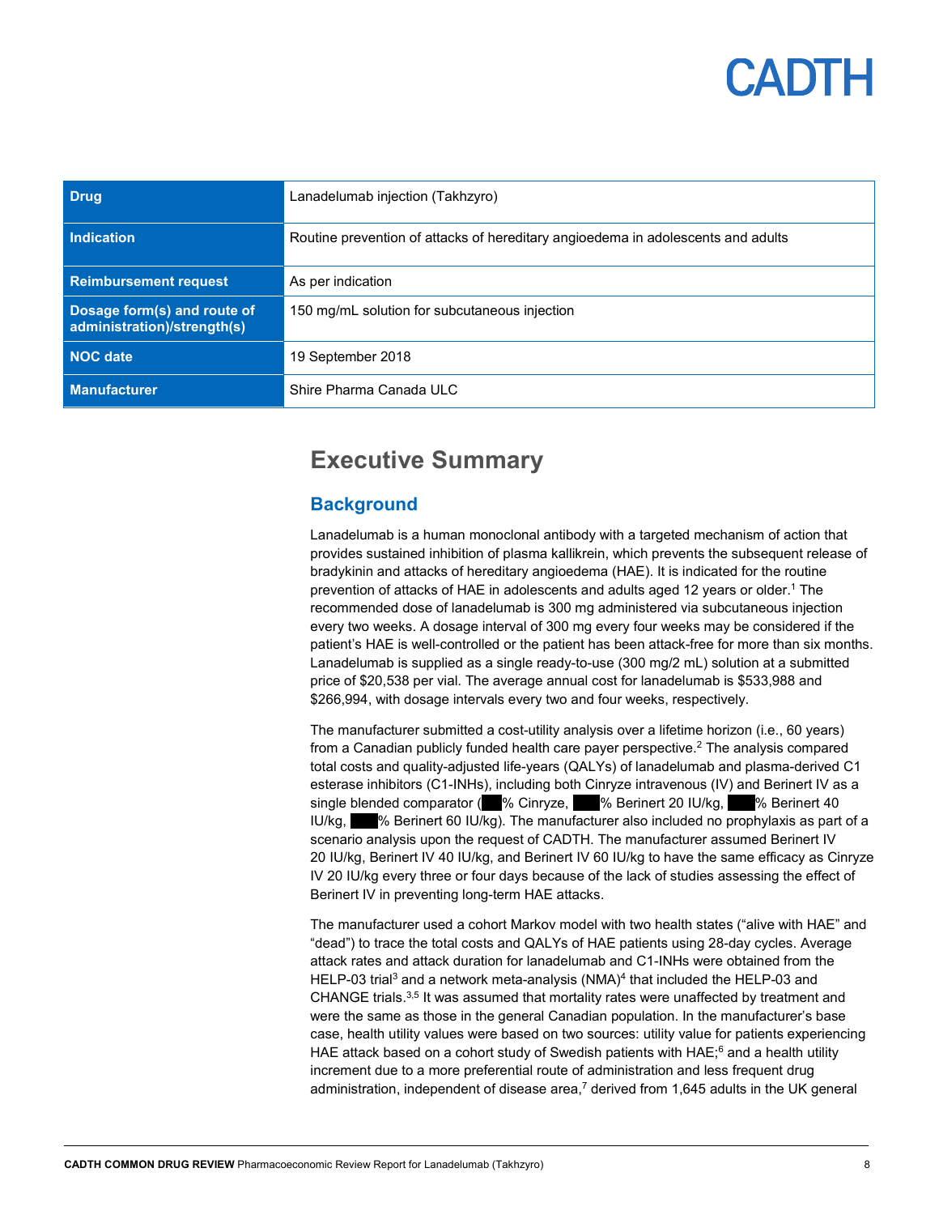| Drug | Lanadelumab injection (Takhzyro) |
| --- | --- |
| Indication | Routine prevention of attacks of hereditary angioedema in adolescents and adults |
| Reimbursement request | As per indication |
| Dosage form(s) and route of administration)/strength(s) | 150 mg/mL solution for subcutaneous injection |
| NOC date | 19 September 2018 |
| Manufacturer | Shire Pharma Canada ULC |

# Executive Summary

## Background

Lanadelumab is a human monoclonal antibody with a targeted mechanism of action that provides sustained inhibition of plasma kallikrein, which prevents the subsequent release of bradykinin and attacks of hereditary angioedema (HAE). It is indicated for the routine prevention of attacks of HAE in adolescents and adults aged 12 years or older.[1] The recommended dose of lanadelumab is 300 mg administered via subcutaneous injection every two weeks. A dosage interval of 300 mg every four weeks may be considered if the patient's HAE is well-controlled or the patient has been attack-free for more than six months. Lanadelumab is supplied as a single ready-to-use (300 mg/2 mL) solution at a submitted price of $20,538 per vial. The average annual cost for lanadelumab is $533,988 and $266,994, with dosage intervals every two and four weeks, respectively.

The manufacturer submitted a cost-utility analysis over a lifetime horizon (i.e., 60 years) from a Canadian publicly funded health care payer perspective.[2] The analysis compared total costs and quality-adjusted life-years (QALYs) of lanadelumab and plasma-derived C1 esterase inhibitors (C1-INHs), including both Cinryze intravenous (IV) and Berinert IV as a single blended comparator (███% Cinryze, ███% Berinert 20 IU/kg, ███% Berinert 40 IU/kg, ███% Berinert 60 IU/kg). The manufacturer also included no prophylaxis as part of a scenario analysis upon the request of CADTH. The manufacturer assumed Berinert IV 20 IU/kg, Berinert IV 40 IU/kg, and Berinert IV 60 IU/kg to have the same efficacy as Cinryze IV 20 IU/kg every three or four days because of the lack of studies assessing the effect of Berinert IV in preventing long-term HAE attacks.

The manufacturer used a cohort Markov model with two health states ("alive with HAE" and "dead") to trace the total costs and QALYs of HAE patients using 28-day cycles. Average attack rates and attack duration for lanadelumab and C1-INHs were obtained from the HELP-03 trial[3] and a network meta-analysis (NMA)[4] that included the HELP-03 and CHANGE trials.[3,5] It was assumed that mortality rates were unaffected by treatment and were the same as those in the general Canadian population. In the manufacturer's base case, health utility values were based on two sources: utility value for patients experiencing HAE attack based on a cohort study of Swedish patients with HAE;[6] and a health utility increment due to a more preferential route of administration and less frequent drug administration, independent of disease area,[7] derived from 1,645 adults in the UK general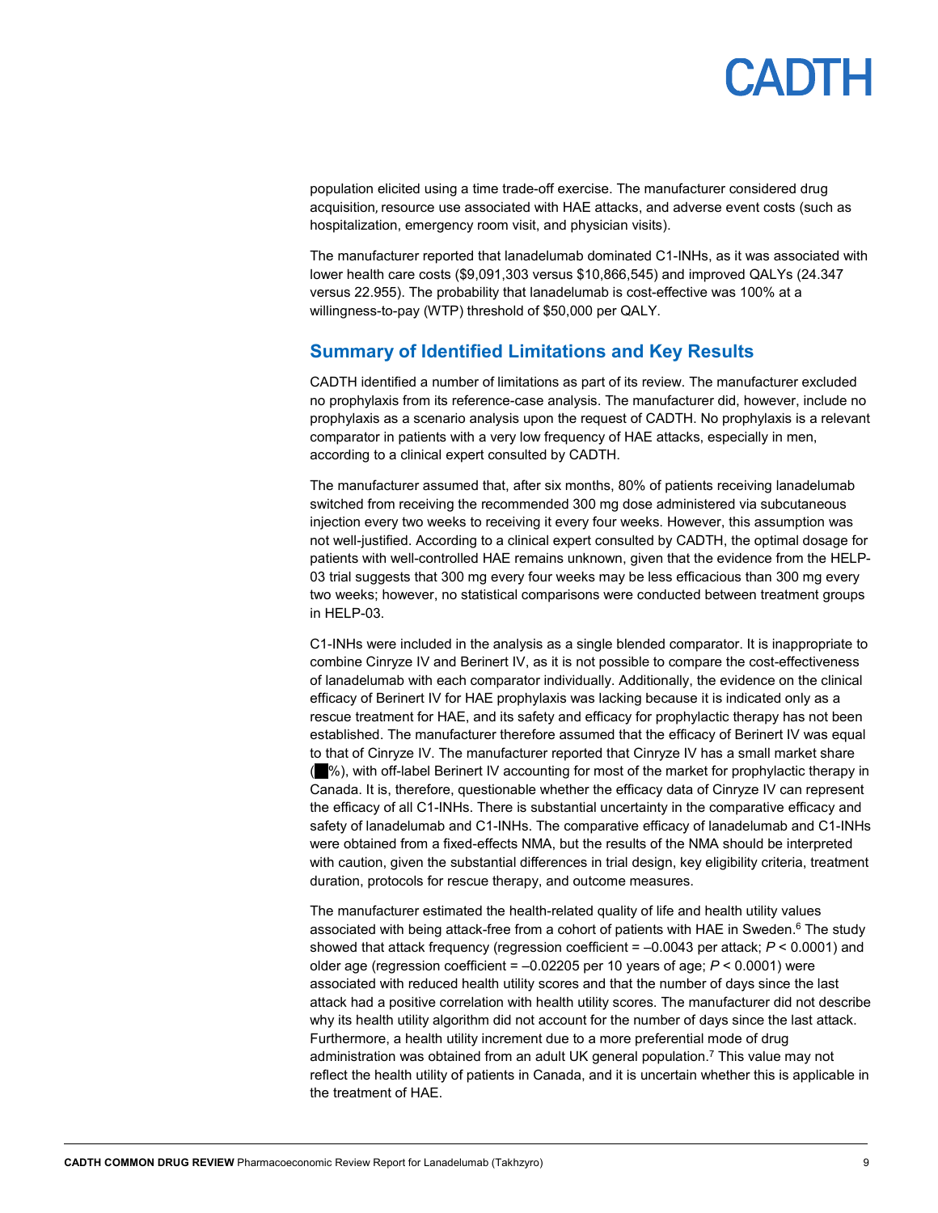population elicited using a time trade-off exercise. The manufacturer considered drug acquisition, resource use associated with HAE attacks, and adverse event costs (such as hospitalization, emergency room visit, and physician visits).

The manufacturer reported that lanadelumab dominated C1-INHs, as it was associated with lower health care costs ($9,091,303 versus $10,866,545) and improved QALYs (24.347 versus 22.955). The probability that lanadelumab is cost-effective was 100% at a willingness-to-pay (WTP) threshold of $50,000 per QALY.

## Summary of Identified Limitations and Key Results

CADTH identified a number of limitations as part of its review. The manufacturer excluded no prophylaxis from its reference-case analysis. The manufacturer did, however, include no prophylaxis as a scenario analysis upon the request of CADTH. No prophylaxis is a relevant comparator in patients with a very low frequency of HAE attacks, especially in men, according to a clinical expert consulted by CADTH.

The manufacturer assumed that, after six months, 80% of patients receiving lanadelumab switched from receiving the recommended 300 mg dose administered via subcutaneous injection every two weeks to receiving it every four weeks. However, this assumption was not well-justified. According to a clinical expert consulted by CADTH, the optimal dosage for patients with well-controlled HAE remains unknown, given that the evidence from the HELP-03 trial suggests that 300 mg every four weeks may be less efficacious than 300 mg every two weeks; however, no statistical comparisons were conducted between treatment groups in HELP-03.

C1-INHs were included in the analysis as a single blended comparator. It is inappropriate to combine Cinryze IV and Berinert IV, as it is not possible to compare the cost-effectiveness of lanadelumab with each comparator individually. Additionally, the evidence on the clinical efficacy of Berinert IV for HAE prophylaxis was lacking because it is indicated only as a rescue treatment for HAE, and its safety and efficacy for prophylactic therapy has not been established. The manufacturer therefore assumed that the efficacy of Berinert IV was equal to that of Cinryze IV. The manufacturer reported that Cinryze IV has a small market share (█%), with off-label Berinert IV accounting for most of the market for prophylactic therapy in Canada. It is, therefore, questionable whether the efficacy data of Cinryze IV can represent the efficacy of all C1-INHs. There is substantial uncertainty in the comparative efficacy and safety of lanadelumab and C1-INHs. The comparative efficacy of lanadelumab and C1-INHs were obtained from a fixed-effects NMA, but the results of the NMA should be interpreted with caution, given the substantial differences in trial design, key eligibility criteria, treatment duration, protocols for rescue therapy, and outcome measures.

The manufacturer estimated the health-related quality of life and health utility values associated with being attack-free from a cohort of patients with HAE in Sweden.[6] The study showed that attack frequency (regression coefficient = –0.0043 per attack; $P < 0.0001$) and older age (regression coefficient = –0.02205 per 10 years of age; $P < 0.0001$) were associated with reduced health utility scores and that the number of days since the last attack had a positive correlation with health utility scores. The manufacturer did not describe why its health utility algorithm did not account for the number of days since the last attack. Furthermore, a health utility increment due to a more preferential mode of drug administration was obtained from an adult UK general population.[7] This value may not reflect the health utility of patients in Canada, and it is uncertain whether this is applicable in the treatment of HAE.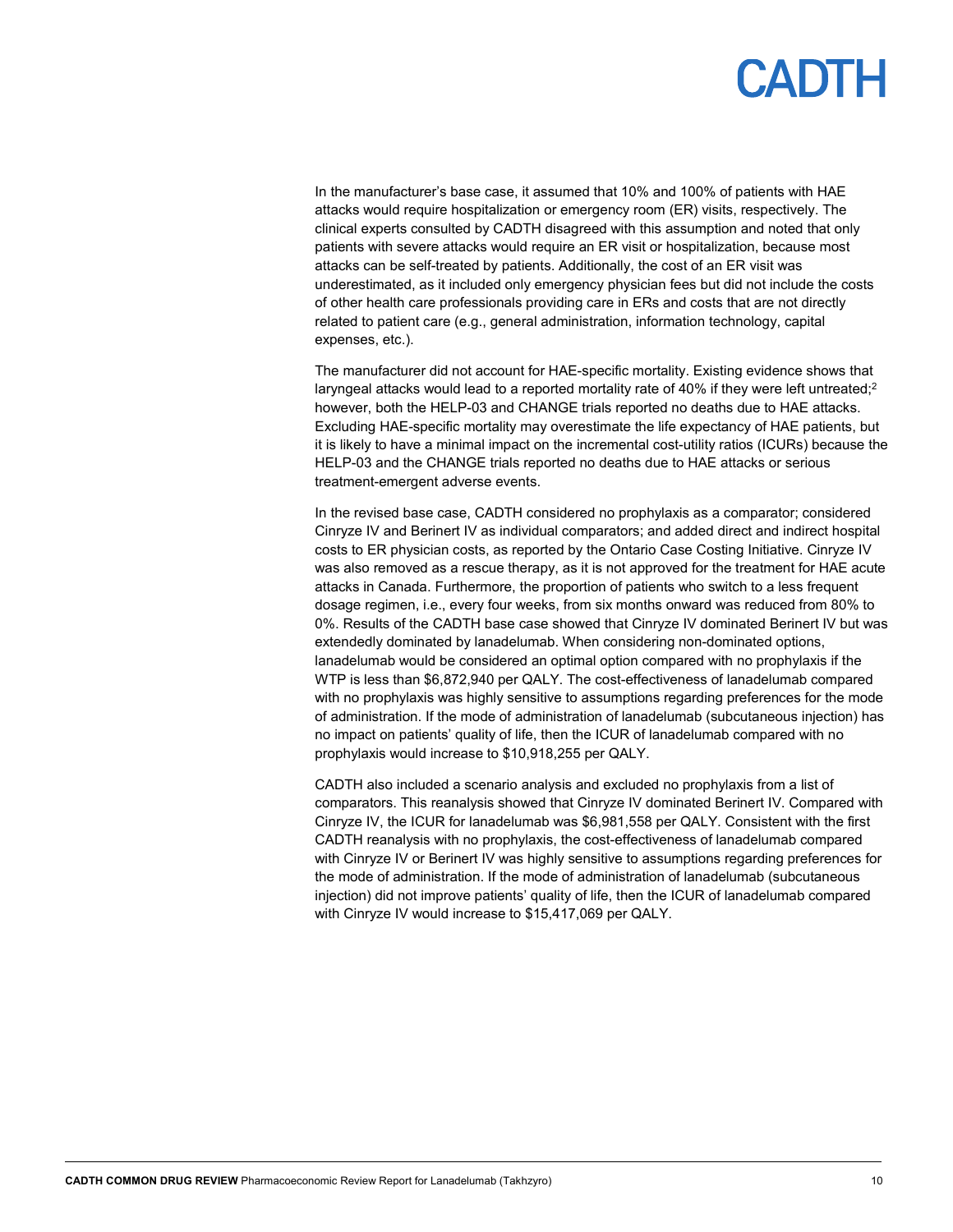In the manufacturer's base case, it assumed that 10% and 100% of patients with HAE attacks would require hospitalization or emergency room (ER) visits, respectively. The clinical experts consulted by CADTH disagreed with this assumption and noted that only patients with severe attacks would require an ER visit or hospitalization, because most attacks can be self-treated by patients. Additionally, the cost of an ER visit was underestimated, as it included only emergency physician fees but did not include the costs of other health care professionals providing care in ERs and costs that are not directly related to patient care (e.g., general administration, information technology, capital expenses, etc.).

The manufacturer did not account for HAE-specific mortality. Existing evidence shows that laryngeal attacks would lead to a reported mortality rate of 40% if they were left untreated;[2] however, both the HELP-03 and CHANGE trials reported no deaths due to HAE attacks. Excluding HAE-specific mortality may overestimate the life expectancy of HAE patients, but it is likely to have a minimal impact on the incremental cost-utility ratios (ICURs) because the HELP-03 and the CHANGE trials reported no deaths due to HAE attacks or serious treatment-emergent adverse events.

In the revised base case, CADTH considered no prophylaxis as a comparator; considered Cinryze IV and Berinert IV as individual comparators; and added direct and indirect hospital costs to ER physician costs, as reported by the Ontario Case Costing Initiative. Cinryze IV was also removed as a rescue therapy, as it is not approved for the treatment for HAE acute attacks in Canada. Furthermore, the proportion of patients who switch to a less frequent dosage regimen, i.e., every four weeks, from six months onward was reduced from 80% to 0%. Results of the CADTH base case showed that Cinryze IV dominated Berinert IV but was extendedly dominated by lanadelumab. When considering non-dominated options, lanadelumab would be considered an optimal option compared with no prophylaxis if the WTP is less than $6,872,940 per QALY. The cost-effectiveness of lanadelumab compared with no prophylaxis was highly sensitive to assumptions regarding preferences for the mode of administration. If the mode of administration of lanadelumab (subcutaneous injection) has no impact on patients' quality of life, then the ICUR of lanadelumab compared with no prophylaxis would increase to $10,918,255 per QALY.

CADTH also included a scenario analysis and excluded no prophylaxis from a list of comparators. This reanalysis showed that Cinryze IV dominated Berinert IV. Compared with Cinryze IV, the ICUR for lanadelumab was $6,981,558 per QALY. Consistent with the first CADTH reanalysis with no prophylaxis, the cost-effectiveness of lanadelumab compared with Cinryze IV or Berinert IV was highly sensitive to assumptions regarding preferences for the mode of administration. If the mode of administration of lanadelumab (subcutaneous injection) did not improve patients' quality of life, then the ICUR of lanadelumab compared with Cinryze IV would increase to $15,417,069 per QALY.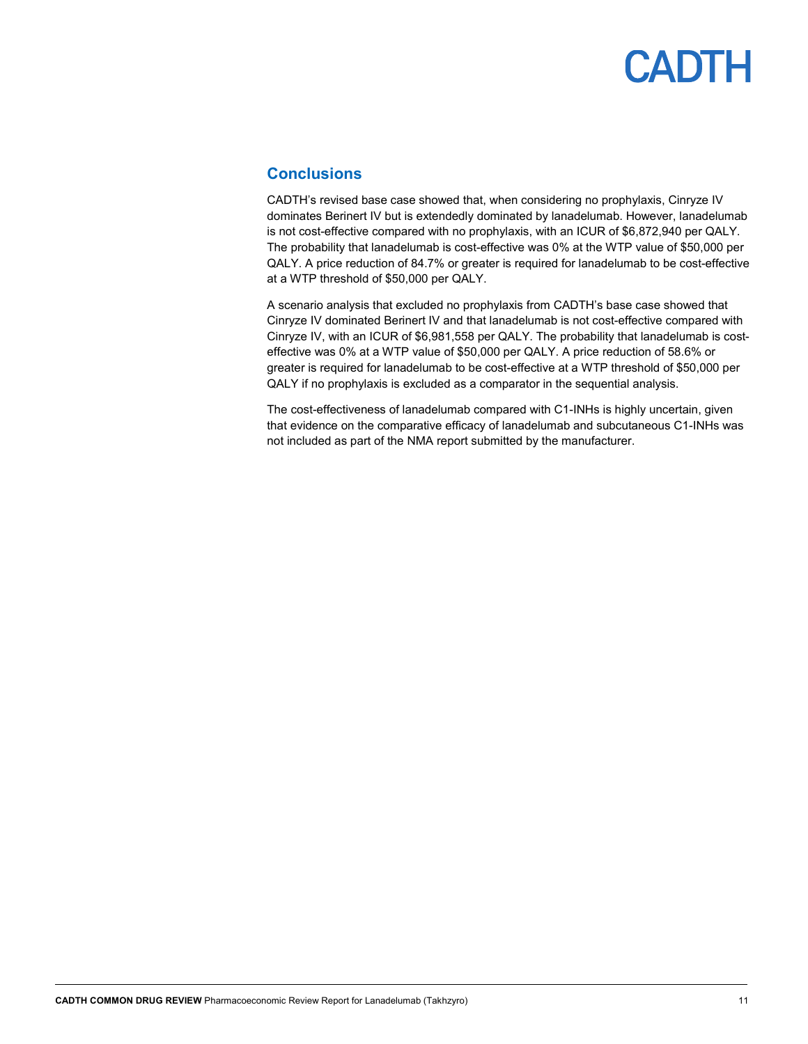## Conclusions

CADTH's revised base case showed that, when considering no prophylaxis, Cinryze IV dominates Berinert IV but is extendedly dominated by lanadelumab. However, lanadelumab is not cost-effective compared with no prophylaxis, with an ICUR of $6,872,940 per QALY. The probability that lanadelumab is cost-effective was 0% at the WTP value of $50,000 per QALY. A price reduction of 84.7% or greater is required for lanadelumab to be cost-effective at a WTP threshold of $50,000 per QALY.

A scenario analysis that excluded no prophylaxis from CADTH's base case showed that Cinryze IV dominated Berinert IV and that lanadelumab is not cost-effective compared with Cinryze IV, with an ICUR of $6,981,558 per QALY. The probability that lanadelumab is cost-effective was 0% at a WTP value of $50,000 per QALY. A price reduction of 58.6% or greater is required for lanadelumab to be cost-effective at a WTP threshold of $50,000 per QALY if no prophylaxis is excluded as a comparator in the sequential analysis.

The cost-effectiveness of lanadelumab compared with C1-INHs is highly uncertain, given that evidence on the comparative efficacy of lanadelumab and subcutaneous C1-INHs was not included as part of the NMA report submitted by the manufacturer.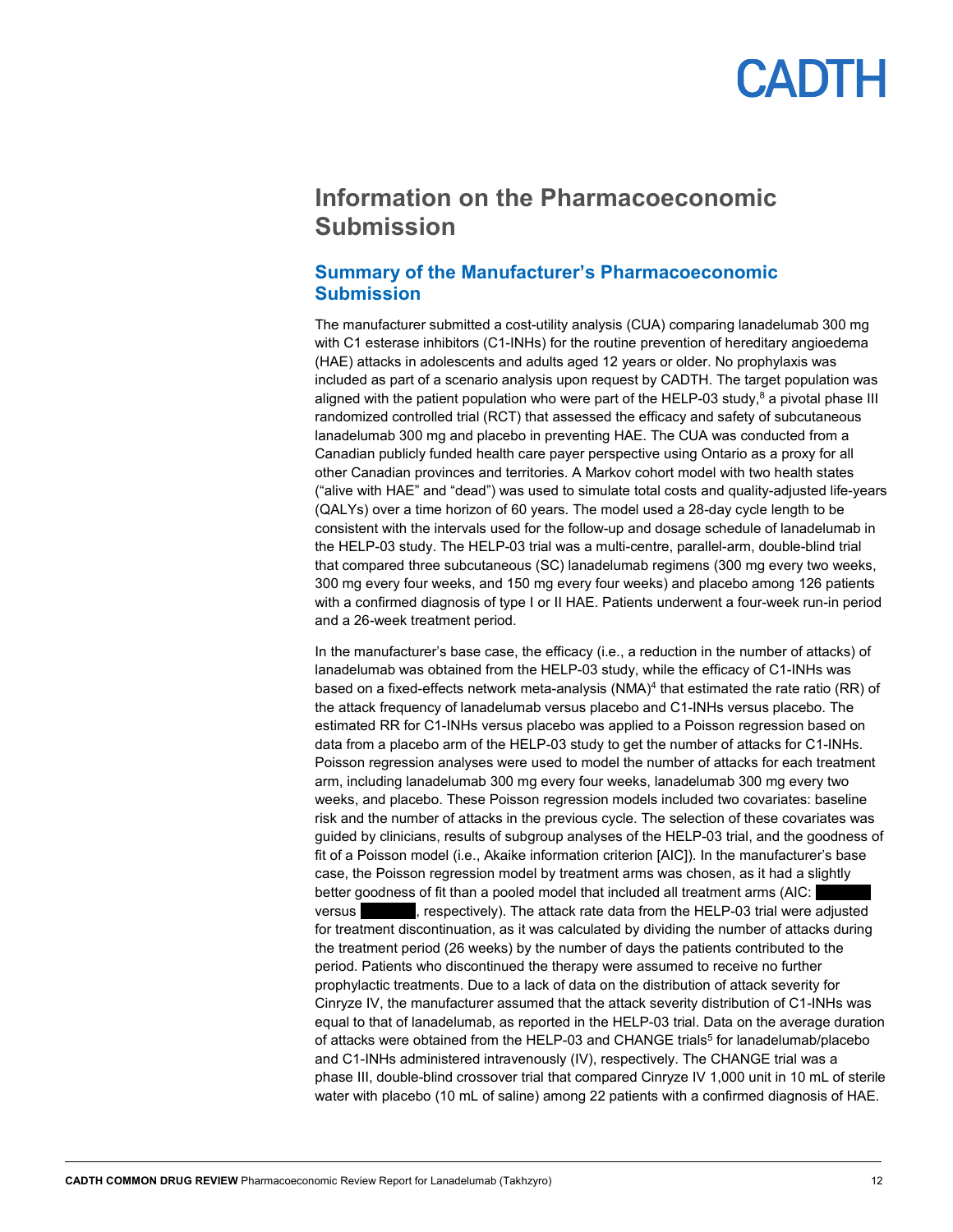# Information on the Pharmacoeconomic Submission

## Summary of the Manufacturer's Pharmacoeconomic Submission

The manufacturer submitted a cost-utility analysis (CUA) comparing lanadelumab 300 mg with C1 esterase inhibitors (C1-INHs) for the routine prevention of hereditary angioedema (HAE) attacks in adolescents and adults aged 12 years or older. No prophylaxis was included as part of a scenario analysis upon request by CADTH. The target population was aligned with the patient population who were part of the HELP-03 study,[8] a pivotal phase III randomized controlled trial (RCT) that assessed the efficacy and safety of subcutaneous lanadelumab 300 mg and placebo in preventing HAE. The CUA was conducted from a Canadian publicly funded health care payer perspective using Ontario as a proxy for all other Canadian provinces and territories. A Markov cohort model with two health states ("alive with HAE" and "dead") was used to simulate total costs and quality-adjusted life-years (QALYs) over a time horizon of 60 years. The model used a 28-day cycle length to be consistent with the intervals used for the follow-up and dosage schedule of lanadelumab in the HELP-03 study. The HELP-03 trial was a multi-centre, parallel-arm, double-blind trial that compared three subcutaneous (SC) lanadelumab regimens (300 mg every two weeks, 300 mg every four weeks, and 150 mg every four weeks) and placebo among 126 patients with a confirmed diagnosis of type I or II HAE. Patients underwent a four-week run-in period and a 26-week treatment period.

In the manufacturer's base case, the efficacy (i.e., a reduction in the number of attacks) of lanadelumab was obtained from the HELP-03 study, while the efficacy of C1-INHs was based on a fixed-effects network meta-analysis (NMA)[4] that estimated the rate ratio (RR) of the attack frequency of lanadelumab versus placebo and C1-INHs versus placebo. The estimated RR for C1-INHs versus placebo was applied to a Poisson regression based on data from a placebo arm of the HELP-03 study to get the number of attacks for C1-INHs. Poisson regression analyses were used to model the number of attacks for each treatment arm, including lanadelumab 300 mg every four weeks, lanadelumab 300 mg every two weeks, and placebo. These Poisson regression models included two covariates: baseline risk and the number of attacks in the previous cycle. The selection of these covariates was guided by clinicians, results of subgroup analyses of the HELP-03 trial, and the goodness of fit of a Poisson model (i.e., Akaike information criterion [AIC]). In the manufacturer's base case, the Poisson regression model by treatment arms was chosen, as it had a slightly better goodness of fit than a pooled model that included all treatment arms (AIC: ██████ versus ██████, respectively). The attack rate data from the HELP-03 trial were adjusted for treatment discontinuation, as it was calculated by dividing the number of attacks during the treatment period (26 weeks) by the number of days the patients contributed to the period. Patients who discontinued the therapy were assumed to receive no further prophylactic treatments. Due to a lack of data on the distribution of attack severity for Cinryze IV, the manufacturer assumed that the attack severity distribution of C1-INHs was equal to that of lanadelumab, as reported in the HELP-03 trial. Data on the average duration of attacks were obtained from the HELP-03 and CHANGE trials[5] for lanadelumab/placebo and C1-INHs administered intravenously (IV), respectively. The CHANGE trial was a phase III, double-blind crossover trial that compared Cinryze IV 1,000 unit in 10 mL of sterile water with placebo (10 mL of saline) among 22 patients with a confirmed diagnosis of HAE.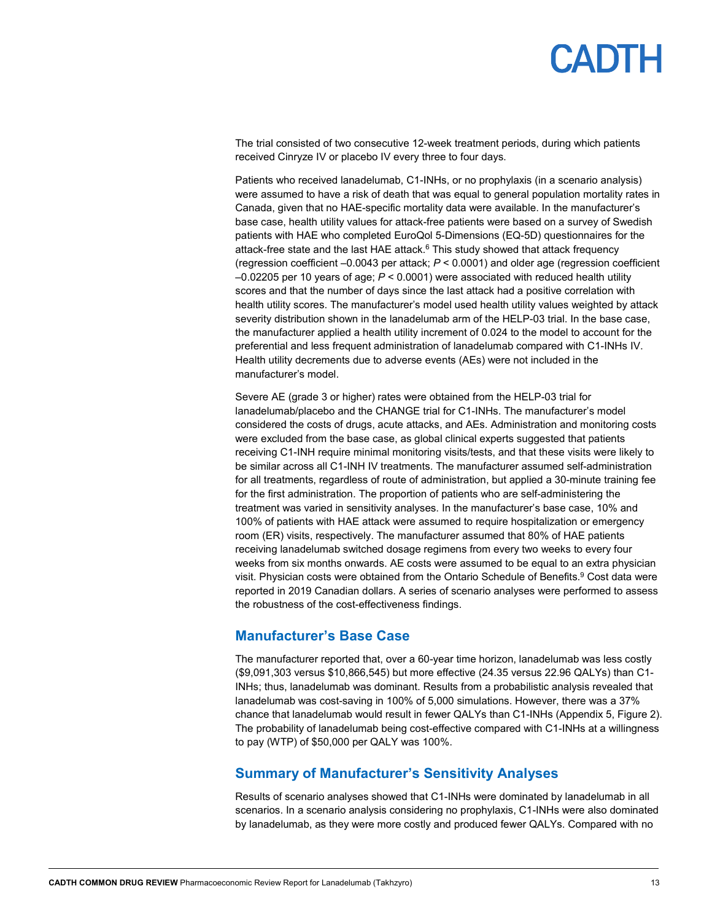The trial consisted of two consecutive 12-week treatment periods, during which patients received Cinryze IV or placebo IV every three to four days.

Patients who received lanadelumab, C1-INHs, or no prophylaxis (in a scenario analysis) were assumed to have a risk of death that was equal to general population mortality rates in Canada, given that no HAE-specific mortality data were available. In the manufacturer's base case, health utility values for attack-free patients were based on a survey of Swedish patients with HAE who completed EuroQol 5-Dimensions (EQ-5D) questionnaires for the attack-free state and the last HAE attack.[6] This study showed that attack frequency (regression coefficient –0.0043 per attack; $P < 0.0001$) and older age (regression coefficient –0.02205 per 10 years of age; $P < 0.0001$) were associated with reduced health utility scores and that the number of days since the last attack had a positive correlation with health utility scores. The manufacturer's model used health utility values weighted by attack severity distribution shown in the lanadelumab arm of the HELP-03 trial. In the base case, the manufacturer applied a health utility increment of 0.024 to the model to account for the preferential and less frequent administration of lanadelumab compared with C1-INHs IV. Health utility decrements due to adverse events (AEs) were not included in the manufacturer's model.

Severe AE (grade 3 or higher) rates were obtained from the HELP-03 trial for lanadelumab/placebo and the CHANGE trial for C1-INHs. The manufacturer's model considered the costs of drugs, acute attacks, and AEs. Administration and monitoring costs were excluded from the base case, as global clinical experts suggested that patients receiving C1-INH require minimal monitoring visits/tests, and that these visits were likely to be similar across all C1-INH IV treatments. The manufacturer assumed self-administration for all treatments, regardless of route of administration, but applied a 30-minute training fee for the first administration. The proportion of patients who are self-administering the treatment was varied in sensitivity analyses. In the manufacturer's base case, 10% and 100% of patients with HAE attack were assumed to require hospitalization or emergency room (ER) visits, respectively. The manufacturer assumed that 80% of HAE patients receiving lanadelumab switched dosage regimens from every two weeks to every four weeks from six months onwards. AE costs were assumed to be equal to an extra physician visit. Physician costs were obtained from the Ontario Schedule of Benefits.[9] Cost data were reported in 2019 Canadian dollars. A series of scenario analyses were performed to assess the robustness of the cost-effectiveness findings.

## Manufacturer's Base Case

The manufacturer reported that, over a 60-year time horizon, lanadelumab was less costly ($9,091,303 versus $10,866,545) but more effective (24.35 versus 22.96 QALYs) than C1-INHs; thus, lanadelumab was dominant. Results from a probabilistic analysis revealed that lanadelumab was cost-saving in 100% of 5,000 simulations. However, there was a 37% chance that lanadelumab would result in fewer QALYs than C1-INHs (Appendix 5, Figure 2). The probability of lanadelumab being cost-effective compared with C1-INHs at a willingness to pay (WTP) of $50,000 per QALY was 100%.

## Summary of Manufacturer's Sensitivity Analyses

Results of scenario analyses showed that C1-INHs were dominated by lanadelumab in all scenarios. In a scenario analysis considering no prophylaxis, C1-INHs were also dominated by lanadelumab, as they were more costly and produced fewer QALYs. Compared with no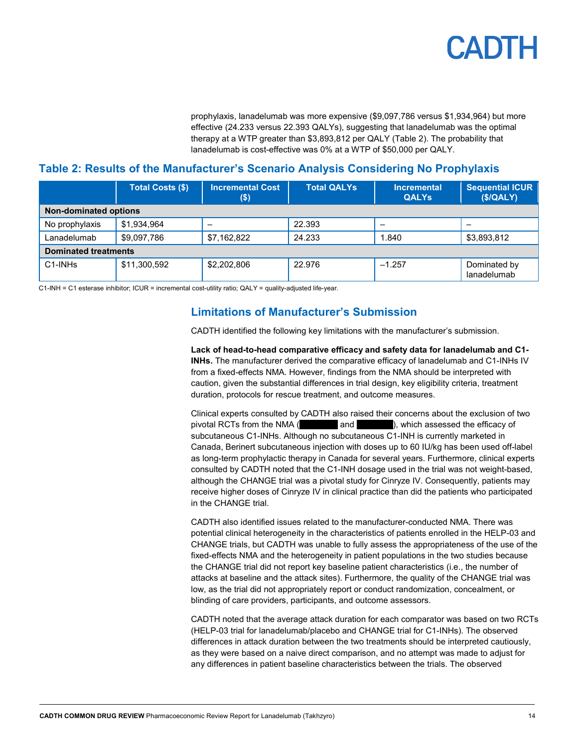prophylaxis, lanadelumab was more expensive ($9,097,786 versus $1,934,964) but more effective (24.233 versus 22.393 QALYs), suggesting that lanadelumab was the optimal therapy at a WTP greater than $3,893,812 per QALY (Table 2). The probability that lanadelumab is cost-effective was 0% at a WTP of $50,000 per QALY.

## Table 2: Results of the Manufacturer's Scenario Analysis Considering No Prophylaxis

| | Total Costs ($) | Incremental Cost ($) | Total QALYs | Incremental QALYs | Sequential ICUR ($/QALY) |
|---|---|---|---|---|---|
| **Non-dominated options** | | | | | |
| No prophylaxis | $1,934,964 | – | 22.393 | – | – |
| Lanadelumab | $9,097,786 | $7,162,822 | 24.233 | 1.840 | $3,893,812 |
| **Dominated treatments** | | | | | |
| C1-INHs | $11,300,592 | $2,202,806 | 22.976 | −1.257 | Dominated by lanadelumab |

C1-INH = C1 esterase inhibitor; ICUR = incremental cost-utility ratio; QALY = quality-adjusted life-year.

## Limitations of Manufacturer's Submission

CADTH identified the following key limitations with the manufacturer's submission.

**Lack of head-to-head comparative efficacy and safety data for lanadelumab and C1-INHs.** The manufacturer derived the comparative efficacy of lanadelumab and C1-INHs IV from a fixed-effects NMA. However, findings from the NMA should be interpreted with caution, given the substantial differences in trial design, key eligibility criteria, treatment duration, protocols for rescue treatment, and outcome measures.

Clinical experts consulted by CADTH also raised their concerns about the exclusion of two pivotal RCTs from the NMA (██████ and ██████), which assessed the efficacy of subcutaneous C1-INHs. Although no subcutaneous C1-INH is currently marketed in Canada, Berinert subcutaneous injection with doses up to 60 IU/kg has been used off-label as long-term prophylactic therapy in Canada for several years. Furthermore, clinical experts consulted by CADTH noted that the C1-INH dosage used in the trial was not weight-based, although the CHANGE trial was a pivotal study for Cinryze IV. Consequently, patients may receive higher doses of Cinryze IV in clinical practice than did the patients who participated in the CHANGE trial.

CADTH also identified issues related to the manufacturer-conducted NMA. There was potential clinical heterogeneity in the characteristics of patients enrolled in the HELP-03 and CHANGE trials, but CADTH was unable to fully assess the appropriateness of the use of the fixed-effects NMA and the heterogeneity in patient populations in the two studies because the CHANGE trial did not report key baseline patient characteristics (i.e., the number of attacks at baseline and the attack sites). Furthermore, the quality of the CHANGE trial was low, as the trial did not appropriately report or conduct randomization, concealment, or blinding of care providers, participants, and outcome assessors.

CADTH noted that the average attack duration for each comparator was based on two RCTs (HELP-03 trial for lanadelumab/placebo and CHANGE trial for C1-INHs). The observed differences in attack duration between the two treatments should be interpreted cautiously, as they were based on a naive direct comparison, and no attempt was made to adjust for any differences in patient baseline characteristics between the trials. The observed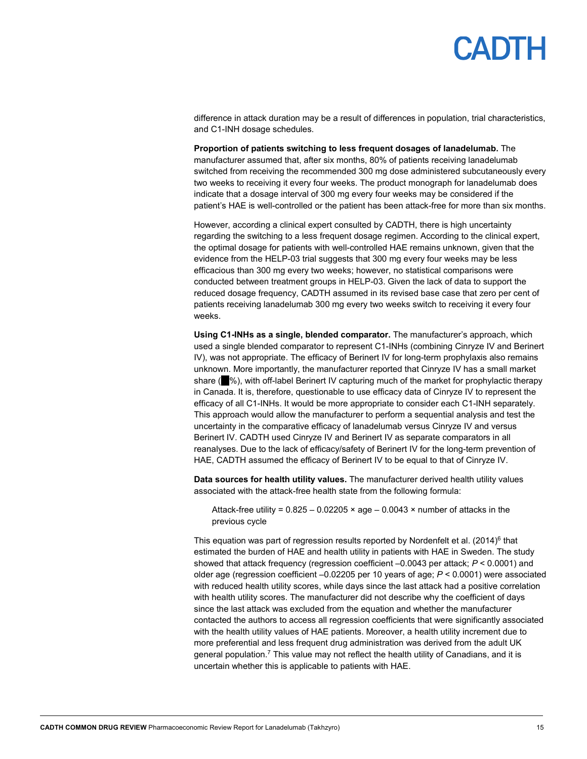difference in attack duration may be a result of differences in population, trial characteristics, and C1-INH dosage schedules.

**Proportion of patients switching to less frequent dosages of lanadelumab.** The manufacturer assumed that, after six months, 80% of patients receiving lanadelumab switched from receiving the recommended 300 mg dose administered subcutaneously every two weeks to receiving it every four weeks. The product monograph for lanadelumab does indicate that a dosage interval of 300 mg every four weeks may be considered if the patient's HAE is well-controlled or the patient has been attack-free for more than six months.

However, according a clinical expert consulted by CADTH, there is high uncertainty regarding the switching to a less frequent dosage regimen. According to the clinical expert, the optimal dosage for patients with well-controlled HAE remains unknown, given that the evidence from the HELP-03 trial suggests that 300 mg every four weeks may be less efficacious than 300 mg every two weeks; however, no statistical comparisons were conducted between treatment groups in HELP-03. Given the lack of data to support the reduced dosage frequency, CADTH assumed in its revised base case that zero per cent of patients receiving lanadelumab 300 mg every two weeks switch to receiving it every four weeks.

**Using C1-INHs as a single, blended comparator.** The manufacturer's approach, which used a single blended comparator to represent C1-INHs (combining Cinryze IV and Berinert IV), was not appropriate. The efficacy of Berinert IV for long-term prophylaxis also remains unknown. More importantly, the manufacturer reported that Cinryze IV has a small market share (█%), with off-label Berinert IV capturing much of the market for prophylactic therapy in Canada. It is, therefore, questionable to use efficacy data of Cinryze IV to represent the efficacy of all C1-INHs. It would be more appropriate to consider each C1-INH separately. This approach would allow the manufacturer to perform a sequential analysis and test the uncertainty in the comparative efficacy of lanadelumab versus Cinryze IV and versus Berinert IV. CADTH used Cinryze IV and Berinert IV as separate comparators in all reanalyses. Due to the lack of efficacy/safety of Berinert IV for the long-term prevention of HAE, CADTH assumed the efficacy of Berinert IV to be equal to that of Cinryze IV.

**Data sources for health utility values.** The manufacturer derived health utility values associated with the attack-free health state from the following formula:

> Attack-free utility = 0.825 – 0.02205 × age – 0.0043 × number of attacks in the previous cycle

This equation was part of regression results reported by Nordenfelt et al. (2014)[6] that estimated the burden of HAE and health utility in patients with HAE in Sweden. The study showed that attack frequency (regression coefficient –0.0043 per attack; $P < 0.0001$) and older age (regression coefficient –0.02205 per 10 years of age; $P < 0.0001$) were associated with reduced health utility scores, while days since the last attack had a positive correlation with health utility scores. The manufacturer did not describe why the coefficient of days since the last attack was excluded from the equation and whether the manufacturer contacted the authors to access all regression coefficients that were significantly associated with the health utility values of HAE patients. Moreover, a health utility increment due to more preferential and less frequent drug administration was derived from the adult UK general population.[7] This value may not reflect the health utility of Canadians, and it is uncertain whether this is applicable to patients with HAE.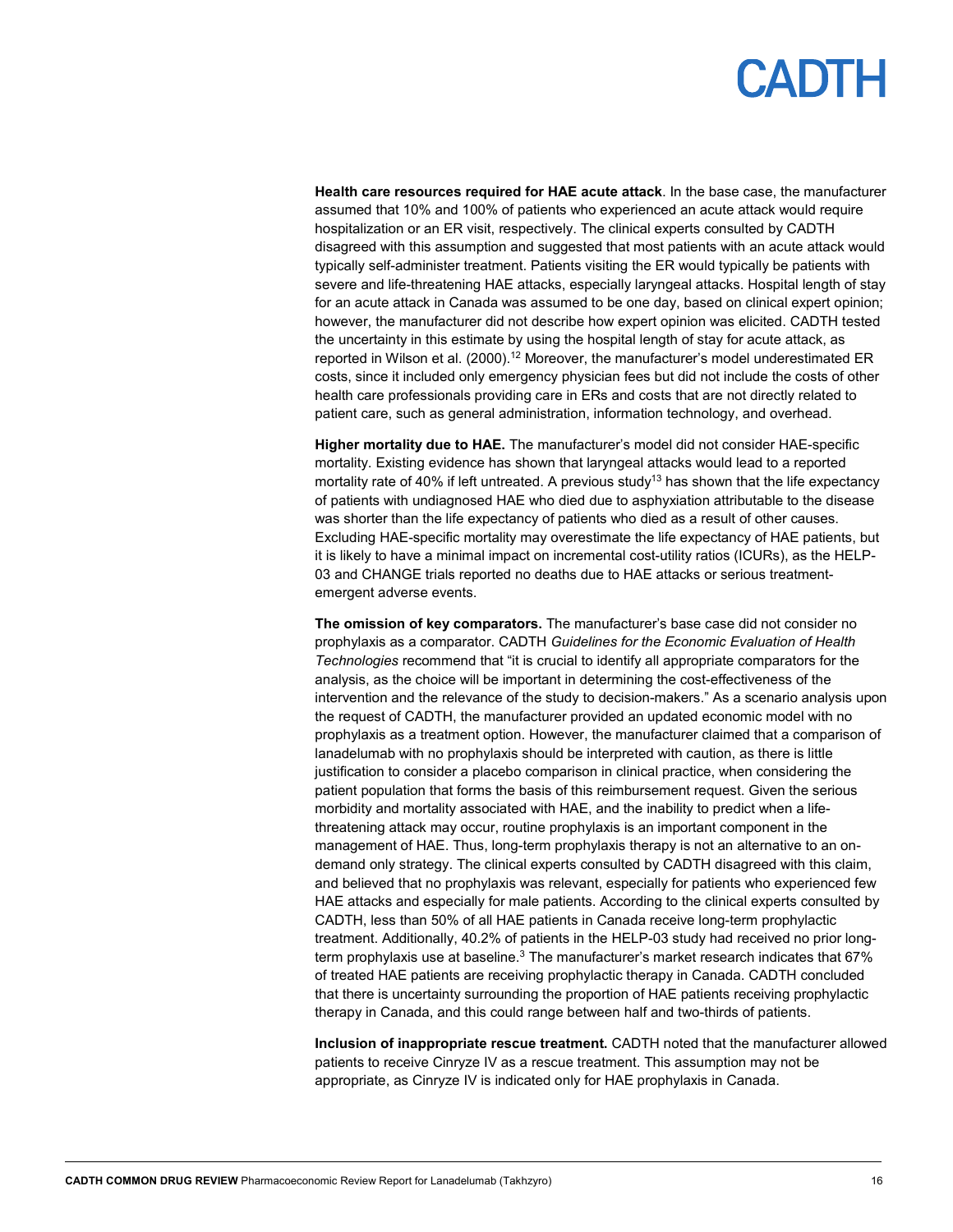**Health care resources required for HAE acute attack**. In the base case, the manufacturer assumed that 10% and 100% of patients who experienced an acute attack would require hospitalization or an ER visit, respectively. The clinical experts consulted by CADTH disagreed with this assumption and suggested that most patients with an acute attack would typically self-administer treatment. Patients visiting the ER would typically be patients with severe and life-threatening HAE attacks, especially laryngeal attacks. Hospital length of stay for an acute attack in Canada was assumed to be one day, based on clinical expert opinion; however, the manufacturer did not describe how expert opinion was elicited. CADTH tested the uncertainty in this estimate by using the hospital length of stay for acute attack, as reported in Wilson et al. (2000).[12] Moreover, the manufacturer's model underestimated ER costs, since it included only emergency physician fees but did not include the costs of other health care professionals providing care in ERs and costs that are not directly related to patient care, such as general administration, information technology, and overhead.

**Higher mortality due to HAE.** The manufacturer's model did not consider HAE-specific mortality. Existing evidence has shown that laryngeal attacks would lead to a reported mortality rate of 40% if left untreated. A previous study[13] has shown that the life expectancy of patients with undiagnosed HAE who died due to asphyxiation attributable to the disease was shorter than the life expectancy of patients who died as a result of other causes. Excluding HAE-specific mortality may overestimate the life expectancy of HAE patients, but it is likely to have a minimal impact on incremental cost-utility ratios (ICURs), as the HELP-03 and CHANGE trials reported no deaths due to HAE attacks or serious treatment-emergent adverse events.

**The omission of key comparators.** The manufacturer's base case did not consider no prophylaxis as a comparator. CADTH *Guidelines for the Economic Evaluation of Health Technologies* recommend that "it is crucial to identify all appropriate comparators for the analysis, as the choice will be important in determining the cost-effectiveness of the intervention and the relevance of the study to decision-makers." As a scenario analysis upon the request of CADTH, the manufacturer provided an updated economic model with no prophylaxis as a treatment option. However, the manufacturer claimed that a comparison of lanadelumab with no prophylaxis should be interpreted with caution, as there is little justification to consider a placebo comparison in clinical practice, when considering the patient population that forms the basis of this reimbursement request. Given the serious morbidity and mortality associated with HAE, and the inability to predict when a life-threatening attack may occur, routine prophylaxis is an important component in the management of HAE. Thus, long-term prophylaxis therapy is not an alternative to an on-demand only strategy. The clinical experts consulted by CADTH disagreed with this claim, and believed that no prophylaxis was relevant, especially for patients who experienced few HAE attacks and especially for male patients. According to the clinical experts consulted by CADTH, less than 50% of all HAE patients in Canada receive long-term prophylactic treatment. Additionally, 40.2% of patients in the HELP-03 study had received no prior long-term prophylaxis use at baseline.[3] The manufacturer's market research indicates that 67% of treated HAE patients are receiving prophylactic therapy in Canada. CADTH concluded that there is uncertainty surrounding the proportion of HAE patients receiving prophylactic therapy in Canada, and this could range between half and two-thirds of patients.

**Inclusion of inappropriate rescue treatment.** CADTH noted that the manufacturer allowed patients to receive Cinryze IV as a rescue treatment. This assumption may not be appropriate, as Cinryze IV is indicated only for HAE prophylaxis in Canada.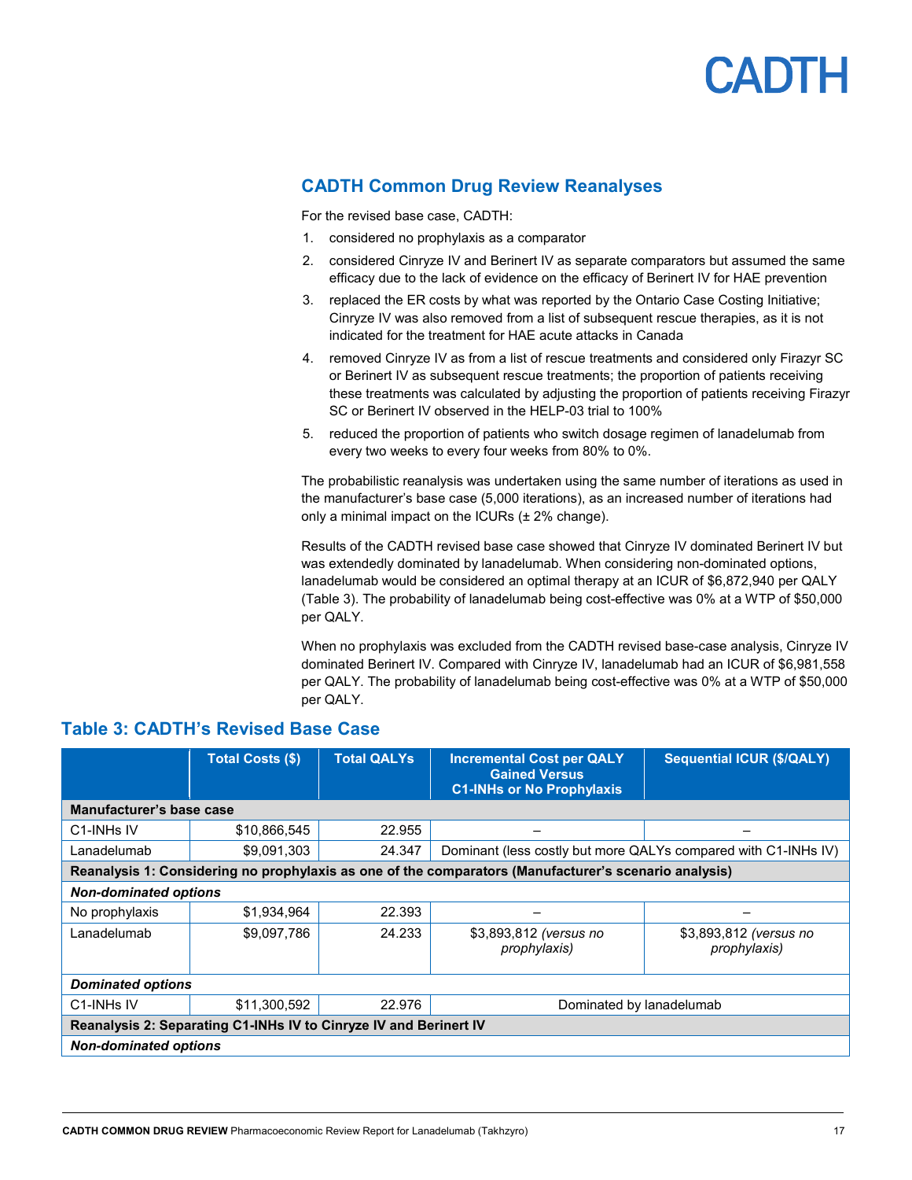## CADTH Common Drug Review Reanalyses

For the revised base case, CADTH:

1. considered no prophylaxis as a comparator
2. considered Cinryze IV and Berinert IV as separate comparators but assumed the same efficacy due to the lack of evidence on the efficacy of Berinert IV for HAE prevention
3. replaced the ER costs by what was reported by the Ontario Case Costing Initiative; Cinryze IV was also removed from a list of subsequent rescue therapies, as it is not indicated for the treatment for HAE acute attacks in Canada
4. removed Cinryze IV as from a list of rescue treatments and considered only Firazyr SC or Berinert IV as subsequent rescue treatments; the proportion of patients receiving these treatments was calculated by adjusting the proportion of patients receiving Firazyr SC or Berinert IV observed in the HELP-03 trial to 100%
5. reduced the proportion of patients who switch dosage regimen of lanadelumab from every two weeks to every four weeks from 80% to 0%.

The probabilistic reanalysis was undertaken using the same number of iterations as used in the manufacturer's base case (5,000 iterations), as an increased number of iterations had only a minimal impact on the ICURs (± 2% change).

Results of the CADTH revised base case showed that Cinryze IV dominated Berinert IV but was extendedly dominated by lanadelumab. When considering non-dominated options, lanadelumab would be considered an optimal therapy at an ICUR of $6,872,940 per QALY (Table 3). The probability of lanadelumab being cost-effective was 0% at a WTP of $50,000 per QALY.

When no prophylaxis was excluded from the CADTH revised base-case analysis, Cinryze IV dominated Berinert IV. Compared with Cinryze IV, lanadelumab had an ICUR of $6,981,558 per QALY. The probability of lanadelumab being cost-effective was 0% at a WTP of $50,000 per QALY.

### Table 3: CADTH's Revised Base Case

| | Total Costs ($) | Total QALYs | Incremental Cost per QALY Gained Versus C1-INHs or No Prophylaxis | Sequential ICUR ($/QALY) |
|---|---|---|---|---|
| **Manufacturer's base case** | | | | |
| C1-INHs IV | $10,866,545 | 22.955 | – | – |
| Lanadelumab | $9,091,303 | 24.347 | Dominant (less costly but more QALYs compared with C1-INHs IV) | |
| **Reanalysis 1: Considering no prophylaxis as one of the comparators (Manufacturer's scenario analysis)** | | | | |
| ***Non-dominated options*** | | | | |
| No prophylaxis | $1,934,964 | 22.393 | – | – |
| Lanadelumab | $9,097,786 | 24.233 | $3,893,812 *(versus no prophylaxis)* | $3,893,812 *(versus no prophylaxis)* |
| ***Dominated options*** | | | | |
| C1-INHs IV | $11,300,592 | 22.976 | Dominated by lanadelumab | |
| **Reanalysis 2: Separating C1-INHs IV to Cinryze IV and Berinert IV** | | | | |
| ***Non-dominated options*** | | | | |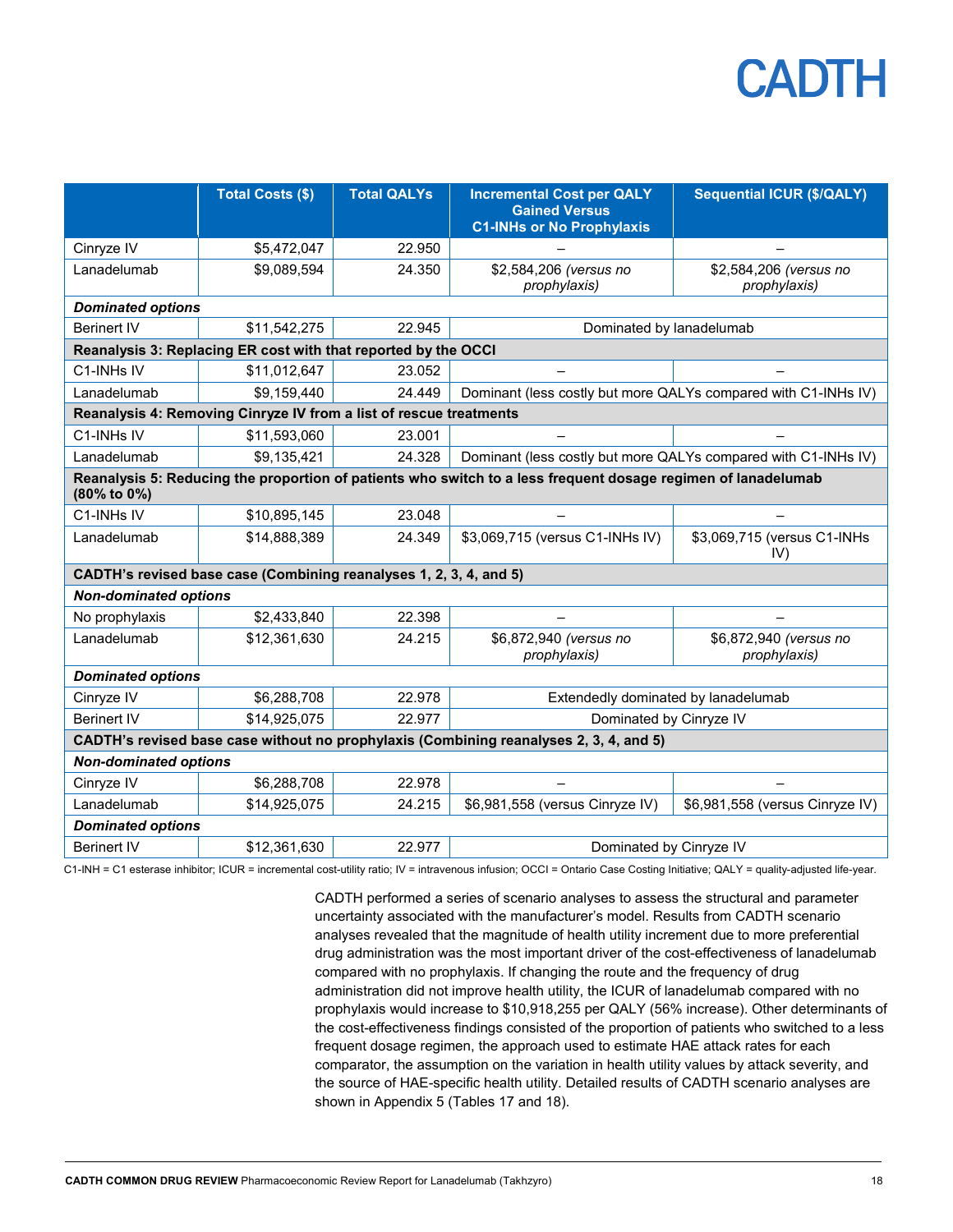|  | Total Costs ($) | Total QALYs | Incremental Cost per QALY Gained Versus C1-INHs or No Prophylaxis | Sequential ICUR ($/QALY) |
|---|---|---|---|---|
| Cinryze IV | $5,472,047 | 22.950 | – | – |
| Lanadelumab | $9,089,594 | 24.350 | $2,584,206 *(versus no prophylaxis)* | $2,584,206 *(versus no prophylaxis)* |
| ***Dominated options*** |  |  |  |  |
| Berinert IV | $11,542,275 | 22.945 | Dominated by lanadelumab |  |
| **Reanalysis 3: Replacing ER cost with that reported by the OCCI** |  |  |  |  |
| C1-INHs IV | $11,012,647 | 23.052 | – | – |
| Lanadelumab | $9,159,440 | 24.449 | Dominant (less costly but more QALYs compared with C1-INHs IV) |  |
| **Reanalysis 4: Removing Cinryze IV from a list of rescue treatments** |  |  |  |  |
| C1-INHs IV | $11,593,060 | 23.001 | – | – |
| Lanadelumab | $9,135,421 | 24.328 | Dominant (less costly but more QALYs compared with C1-INHs IV) |  |
| **Reanalysis 5: Reducing the proportion of patients who switch to a less frequent dosage regimen of lanadelumab (80% to 0%)** |  |  |  |  |
| C1-INHs IV | $10,895,145 | 23.048 | – | – |
| Lanadelumab | $14,888,389 | 24.349 | $3,069,715 (versus C1-INHs IV) | $3,069,715 (versus C1-INHs IV) |
| **CADTH's revised base case (Combining reanalyses 1, 2, 3, 4, and 5)** |  |  |  |  |
| ***Non-dominated options*** |  |  |  |  |
| No prophylaxis | $2,433,840 | 22.398 | – | – |
| Lanadelumab | $12,361,630 | 24.215 | $6,872,940 *(versus no prophylaxis)* | $6,872,940 *(versus no prophylaxis)* |
| ***Dominated options*** |  |  |  |  |
| Cinryze IV | $6,288,708 | 22.978 | Extendedly dominated by lanadelumab |  |
| Berinert IV | $14,925,075 | 22.977 | Dominated by Cinryze IV |  |
| **CADTH's revised base case without no prophylaxis (Combining reanalyses 2, 3, 4, and 5)** |  |  |  |  |
| ***Non-dominated options*** |  |  |  |  |
| Cinryze IV | $6,288,708 | 22.978 | – | – |
| Lanadelumab | $14,925,075 | 24.215 | $6,981,558 (versus Cinryze IV) | $6,981,558 (versus Cinryze IV) |
| ***Dominated options*** |  |  |  |  |
| Berinert IV | $12,361,630 | 22.977 | Dominated by Cinryze IV |  |

C1-INH = C1 esterase inhibitor; ICUR = incremental cost-utility ratio; IV = intravenous infusion; OCCI = Ontario Case Costing Initiative; QALY = quality-adjusted life-year.

CADTH performed a series of scenario analyses to assess the structural and parameter uncertainty associated with the manufacturer's model. Results from CADTH scenario analyses revealed that the magnitude of health utility increment due to more preferential drug administration was the most important driver of the cost-effectiveness of lanadelumab compared with no prophylaxis. If changing the route and the frequency of drug administration did not improve health utility, the ICUR of lanadelumab compared with no prophylaxis would increase to $10,918,255 per QALY (56% increase). Other determinants of the cost-effectiveness findings consisted of the proportion of patients who switched to a less frequent dosage regimen, the approach used to estimate HAE attack rates for each comparator, the assumption on the variation in health utility values by attack severity, and the source of HAE-specific health utility. Detailed results of CADTH scenario analyses are shown in Appendix 5 (Tables 17 and 18).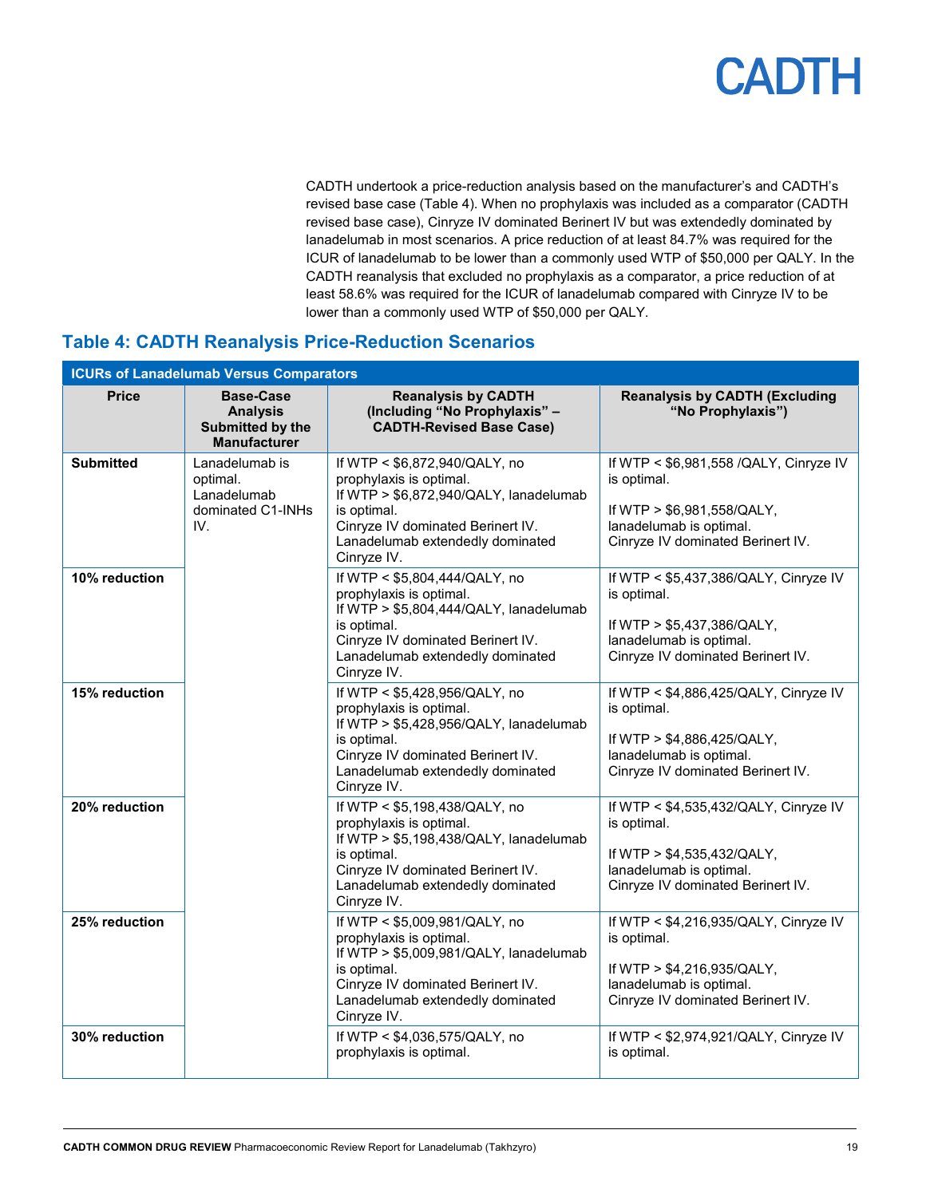CADTH undertook a price-reduction analysis based on the manufacturer's and CADTH's revised base case (Table 4). When no prophylaxis was included as a comparator (CADTH revised base case), Cinryze IV dominated Berinert IV but was extendedly dominated by lanadelumab in most scenarios. A price reduction of at least 84.7% was required for the ICUR of lanadelumab to be lower than a commonly used WTP of $50,000 per QALY. In the CADTH reanalysis that excluded no prophylaxis as a comparator, a price reduction of at least 58.6% was required for the ICUR of lanadelumab compared with Cinryze IV to be lower than a commonly used WTP of $50,000 per QALY.

## Table 4: CADTH Reanalysis Price-Reduction Scenarios

| ICURs of Lanadelumab Versus Comparators | | | |
|---|---|---|---|
| **Price** | **Base-Case Analysis Submitted by the Manufacturer** | **Reanalysis by CADTH (Including "No Prophylaxis" – CADTH-Revised Base Case)** | **Reanalysis by CADTH (Excluding "No Prophylaxis")** |
| **Submitted** | Lanadelumab is optimal. Lanadelumab dominated C1-INHs IV. | If WTP < $6,872,940/QALY, no prophylaxis is optimal. If WTP > $6,872,940/QALY, lanadelumab is optimal. Cinryze IV dominated Berinert IV. Lanadelumab extendedly dominated Cinryze IV. | If WTP < $6,981,558 /QALY, Cinryze IV is optimal. If WTP > $6,981,558/QALY, lanadelumab is optimal. Cinryze IV dominated Berinert IV. |
| **10% reduction** | | If WTP < $5,804,444/QALY, no prophylaxis is optimal. If WTP > $5,804,444/QALY, lanadelumab is optimal. Cinryze IV dominated Berinert IV. Lanadelumab extendedly dominated Cinryze IV. | If WTP < $5,437,386/QALY, Cinryze IV is optimal. If WTP > $5,437,386/QALY, lanadelumab is optimal. Cinryze IV dominated Berinert IV. |
| **15% reduction** | | If WTP < $5,428,956/QALY, no prophylaxis is optimal. If WTP > $5,428,956/QALY, lanadelumab is optimal. Cinryze IV dominated Berinert IV. Lanadelumab extendedly dominated Cinryze IV. | If WTP < $4,886,425/QALY, Cinryze IV is optimal. If WTP > $4,886,425/QALY, lanadelumab is optimal. Cinryze IV dominated Berinert IV. |
| **20% reduction** | | If WTP < $5,198,438/QALY, no prophylaxis is optimal. If WTP > $5,198,438/QALY, lanadelumab is optimal. Cinryze IV dominated Berinert IV. Lanadelumab extendedly dominated Cinryze IV. | If WTP < $4,535,432/QALY, Cinryze IV is optimal. If WTP > $4,535,432/QALY, lanadelumab is optimal. Cinryze IV dominated Berinert IV. |
| **25% reduction** | | If WTP < $5,009,981/QALY, no prophylaxis is optimal. If WTP > $5,009,981/QALY, lanadelumab is optimal. Cinryze IV dominated Berinert IV. Lanadelumab extendedly dominated Cinryze IV. | If WTP < $4,216,935/QALY, Cinryze IV is optimal. If WTP > $4,216,935/QALY, lanadelumab is optimal. Cinryze IV dominated Berinert IV. |
| **30% reduction** | | If WTP < $4,036,575/QALY, no prophylaxis is optimal. | If WTP < $2,974,921/QALY, Cinryze IV is optimal. |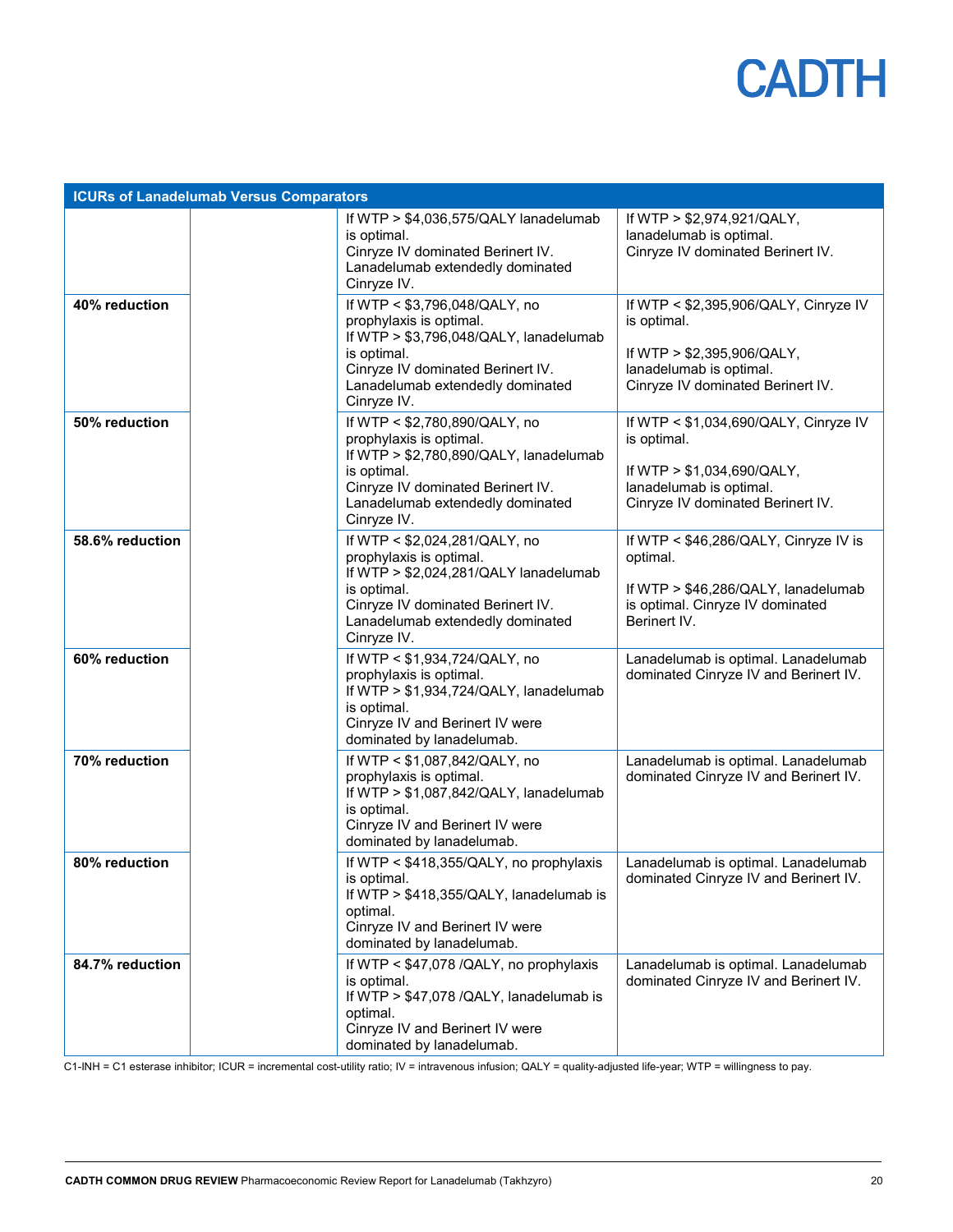| ICURs of Lanadelumab Versus Comparators | | | |
|---|---|---|---|
| | | If WTP > $4,036,575/QALY lanadelumab is optimal.<br>Cinryze IV dominated Berinert IV.<br>Lanadelumab extendedly dominated Cinryze IV. | If WTP > $2,974,921/QALY, lanadelumab is optimal.<br>Cinryze IV dominated Berinert IV. |
| **40% reduction** | | If WTP < $3,796,048/QALY, no prophylaxis is optimal.<br>If WTP > $3,796,048/QALY, lanadelumab is optimal.<br>Cinryze IV dominated Berinert IV.<br>Lanadelumab extendedly dominated Cinryze IV. | If WTP < $2,395,906/QALY, Cinryze IV is optimal.<br>If WTP > $2,395,906/QALY, lanadelumab is optimal.<br>Cinryze IV dominated Berinert IV. |
| **50% reduction** | | If WTP < $2,780,890/QALY, no prophylaxis is optimal.<br>If WTP > $2,780,890/QALY, lanadelumab is optimal.<br>Cinryze IV dominated Berinert IV.<br>Lanadelumab extendedly dominated Cinryze IV. | If WTP < $1,034,690/QALY, Cinryze IV is optimal.<br>If WTP > $1,034,690/QALY, lanadelumab is optimal.<br>Cinryze IV dominated Berinert IV. |
| **58.6% reduction** | | If WTP < $2,024,281/QALY, no prophylaxis is optimal.<br>If WTP > $2,024,281/QALY lanadelumab is optimal.<br>Cinryze IV dominated Berinert IV.<br>Lanadelumab extendedly dominated Cinryze IV. | If WTP < $46,286/QALY, Cinryze IV is optimal.<br>If WTP > $46,286/QALY, lanadelumab is optimal. Cinryze IV dominated Berinert IV. |
| **60% reduction** | | If WTP < $1,934,724/QALY, no prophylaxis is optimal.<br>If WTP > $1,934,724/QALY, lanadelumab is optimal.<br>Cinryze IV and Berinert IV were dominated by lanadelumab. | Lanadelumab is optimal. Lanadelumab dominated Cinryze IV and Berinert IV. |
| **70% reduction** | | If WTP < $1,087,842/QALY, no prophylaxis is optimal.<br>If WTP > $1,087,842/QALY, lanadelumab is optimal.<br>Cinryze IV and Berinert IV were dominated by lanadelumab. | Lanadelumab is optimal. Lanadelumab dominated Cinryze IV and Berinert IV. |
| **80% reduction** | | If WTP < $418,355/QALY, no prophylaxis is optimal.<br>If WTP > $418,355/QALY, lanadelumab is optimal.<br>Cinryze IV and Berinert IV were dominated by lanadelumab. | Lanadelumab is optimal. Lanadelumab dominated Cinryze IV and Berinert IV. |
| **84.7% reduction** | | If WTP < $47,078 /QALY, no prophylaxis is optimal.<br>If WTP > $47,078 /QALY, lanadelumab is optimal.<br>Cinryze IV and Berinert IV were dominated by lanadelumab. | Lanadelumab is optimal. Lanadelumab dominated Cinryze IV and Berinert IV. |

C1-INH = C1 esterase inhibitor; ICUR = incremental cost-utility ratio; IV = intravenous infusion; QALY = quality-adjusted life-year; WTP = willingness to pay.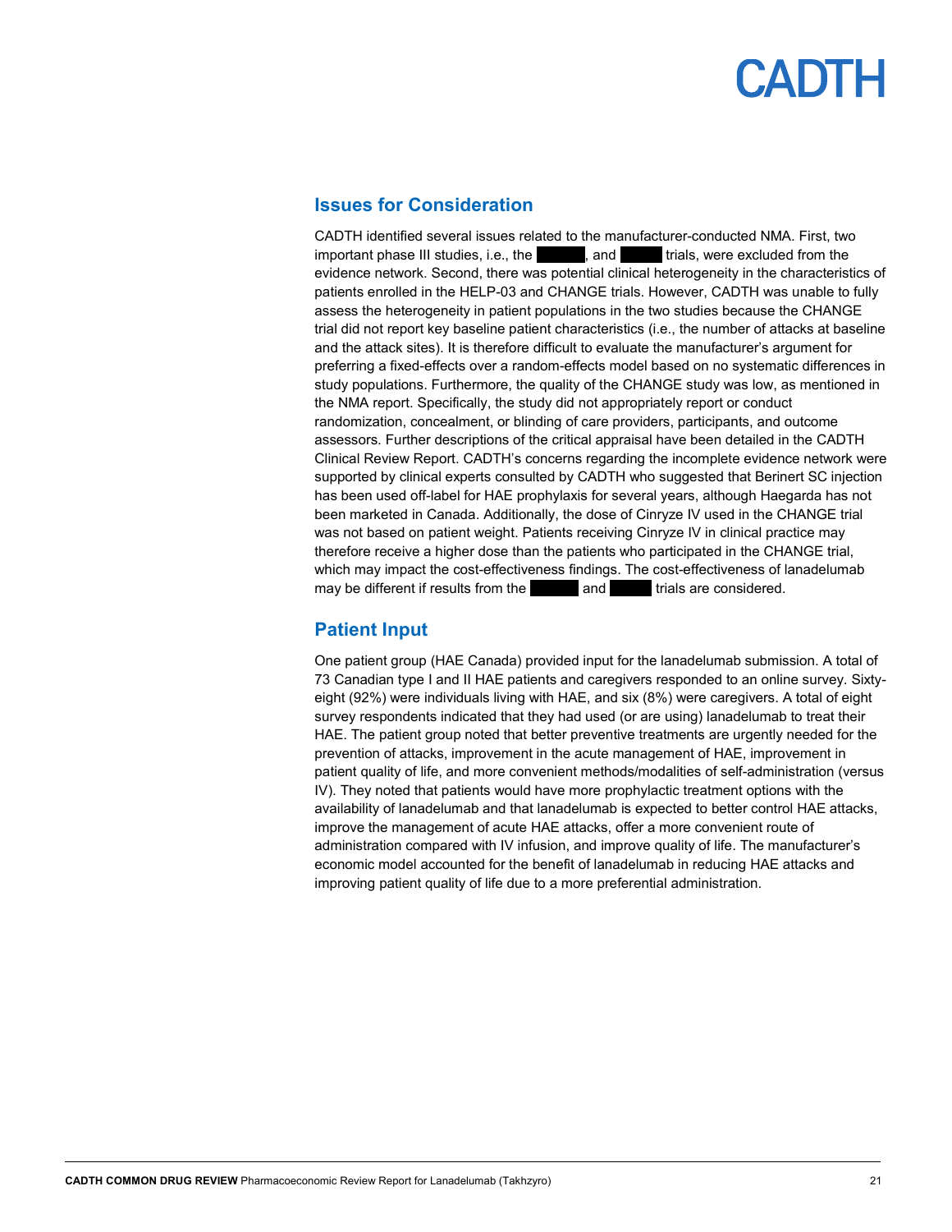## Issues for Consideration

CADTH identified several issues related to the manufacturer-conducted NMA. First, two important phase III studies, i.e., the ██████, and ██████ trials, were excluded from the evidence network. Second, there was potential clinical heterogeneity in the characteristics of patients enrolled in the HELP-03 and CHANGE trials. However, CADTH was unable to fully assess the heterogeneity in patient populations in the two studies because the CHANGE trial did not report key baseline patient characteristics (i.e., the number of attacks at baseline and the attack sites). It is therefore difficult to evaluate the manufacturer's argument for preferring a fixed-effects over a random-effects model based on no systematic differences in study populations. Furthermore, the quality of the CHANGE study was low, as mentioned in the NMA report. Specifically, the study did not appropriately report or conduct randomization, concealment, or blinding of care providers, participants, and outcome assessors. Further descriptions of the critical appraisal have been detailed in the CADTH Clinical Review Report. CADTH's concerns regarding the incomplete evidence network were supported by clinical experts consulted by CADTH who suggested that Berinert SC injection has been used off-label for HAE prophylaxis for several years, although Haegarda has not been marketed in Canada. Additionally, the dose of Cinryze IV used in the CHANGE trial was not based on patient weight. Patients receiving Cinryze IV in clinical practice may therefore receive a higher dose than the patients who participated in the CHANGE trial, which may impact the cost-effectiveness findings. The cost-effectiveness of lanadelumab may be different if results from the ██████ and ██████ trials are considered.

## Patient Input

One patient group (HAE Canada) provided input for the lanadelumab submission. A total of 73 Canadian type I and II HAE patients and caregivers responded to an online survey. Sixty-eight (92%) were individuals living with HAE, and six (8%) were caregivers. A total of eight survey respondents indicated that they had used (or are using) lanadelumab to treat their HAE. The patient group noted that better preventive treatments are urgently needed for the prevention of attacks, improvement in the acute management of HAE, improvement in patient quality of life, and more convenient methods/modalities of self-administration (versus IV). They noted that patients would have more prophylactic treatment options with the availability of lanadelumab and that lanadelumab is expected to better control HAE attacks, improve the management of acute HAE attacks, offer a more convenient route of administration compared with IV infusion, and improve quality of life. The manufacturer's economic model accounted for the benefit of lanadelumab in reducing HAE attacks and improving patient quality of life due to a more preferential administration.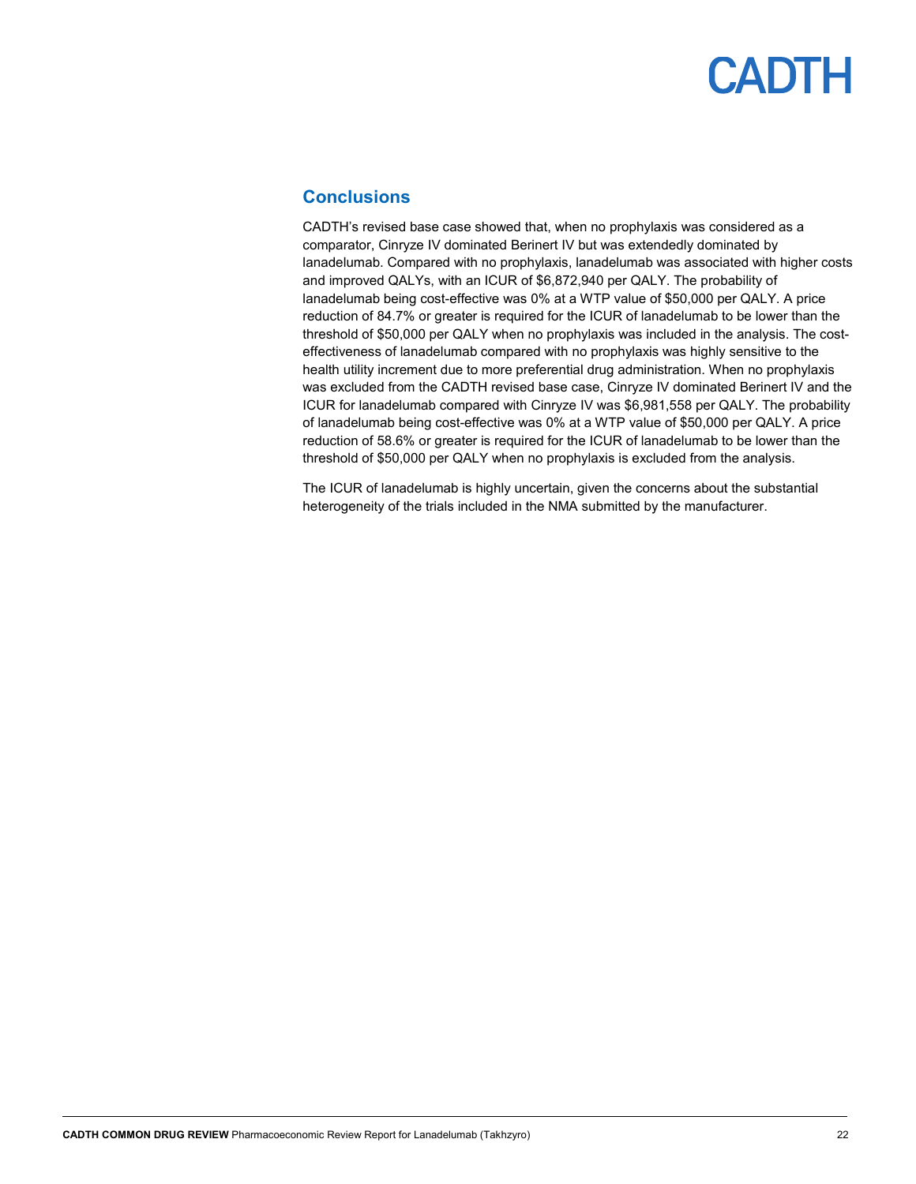## Conclusions

CADTH's revised base case showed that, when no prophylaxis was considered as a comparator, Cinryze IV dominated Berinert IV but was extendedly dominated by lanadelumab. Compared with no prophylaxis, lanadelumab was associated with higher costs and improved QALYs, with an ICUR of $6,872,940 per QALY. The probability of lanadelumab being cost-effective was 0% at a WTP value of $50,000 per QALY. A price reduction of 84.7% or greater is required for the ICUR of lanadelumab to be lower than the threshold of $50,000 per QALY when no prophylaxis was included in the analysis. The cost-effectiveness of lanadelumab compared with no prophylaxis was highly sensitive to the health utility increment due to more preferential drug administration. When no prophylaxis was excluded from the CADTH revised base case, Cinryze IV dominated Berinert IV and the ICUR for lanadelumab compared with Cinryze IV was $6,981,558 per QALY. The probability of lanadelumab being cost-effective was 0% at a WTP value of $50,000 per QALY. A price reduction of 58.6% or greater is required for the ICUR of lanadelumab to be lower than the threshold of $50,000 per QALY when no prophylaxis is excluded from the analysis.

The ICUR of lanadelumab is highly uncertain, given the concerns about the substantial heterogeneity of the trials included in the NMA submitted by the manufacturer.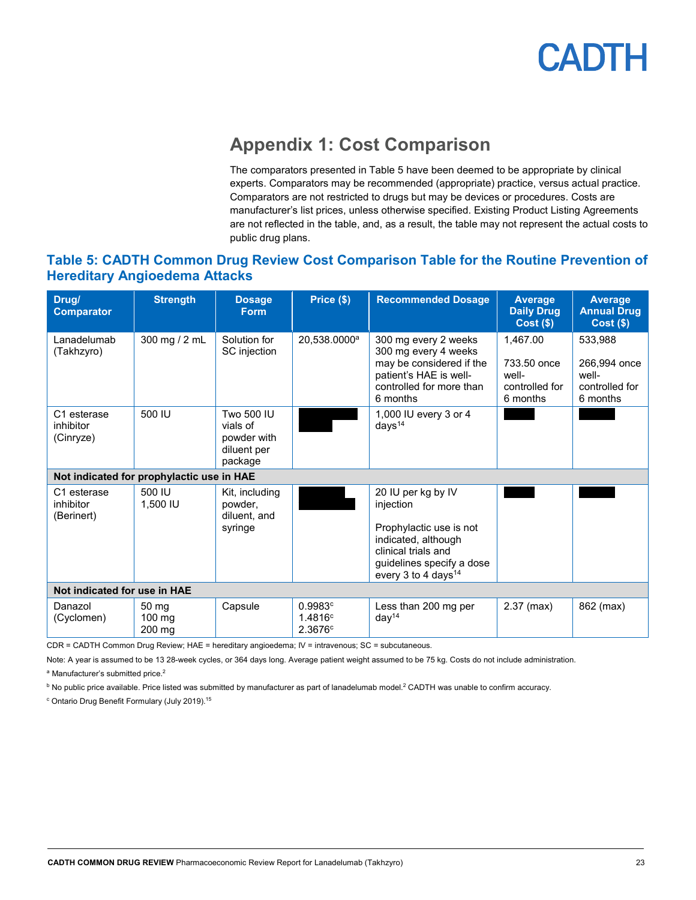# Appendix 1: Cost Comparison

The comparators presented in Table 5 have been deemed to be appropriate by clinical experts. Comparators may be recommended (appropriate) practice, versus actual practice. Comparators are not restricted to drugs but may be devices or procedures. Costs are manufacturer's list prices, unless otherwise specified. Existing Product Listing Agreements are not reflected in the table, and, as a result, the table may not represent the actual costs to public drug plans.

### Table 5: CADTH Common Drug Review Cost Comparison Table for the Routine Prevention of Hereditary Angioedema Attacks

| Drug/ Comparator | Strength | Dosage Form | Price ($) | Recommended Dosage | Average Daily Drug Cost ($) | Average Annual Drug Cost ($) |
|---|---|---|---|---|---|---|
| Lanadelumab (Takhzyro) | 300 mg / 2 mL | Solution for SC injection | 20,538.0000[a] | 300 mg every 2 weeks<br>300 mg every 4 weeks may be considered if the patient's HAE is well-controlled for more than 6 months | 1,467.00<br><br>733.50 once well-controlled for 6 months | 533,988<br><br>266,994 once well-controlled for 6 months |
| C1 esterase inhibitor (Cinryze) | 500 IU | Two 500 IU vials of powder with diluent per package | | 1,000 IU every 3 or 4 days[14] | | |
| **Not indicated for prophylactic use in HAE** | | | | | | |
| C1 esterase inhibitor (Berinert) | 500 IU<br>1,500 IU | Kit, including powder, diluent, and syringe | | 20 IU per kg by IV injection<br><br>Prophylactic use is not indicated, although clinical trials and guidelines specify a dose every 3 to 4 days[14] | | |
| **Not indicated for use in HAE** | | | | | | |
| Danazol (Cyclomen) | 50 mg<br>100 mg<br>200 mg | Capsule | 0.9983[c]<br>1.4816[c]<br>2.3676[c] | Less than 200 mg per day[14] | 2.37 (max) | 862 (max) |

CDR = CADTH Common Drug Review; HAE = hereditary angioedema; IV = intravenous; SC = subcutaneous.

Note: A year is assumed to be 13 28-week cycles, or 364 days long. Average patient weight assumed to be 75 kg. Costs do not include administration.

[a] Manufacturer's submitted price.[2]

[b] No public price available. Price listed was submitted by manufacturer as part of lanadelumab model.[2] CADTH was unable to confirm accuracy.

[c] Ontario Drug Benefit Formulary (July 2019).[15]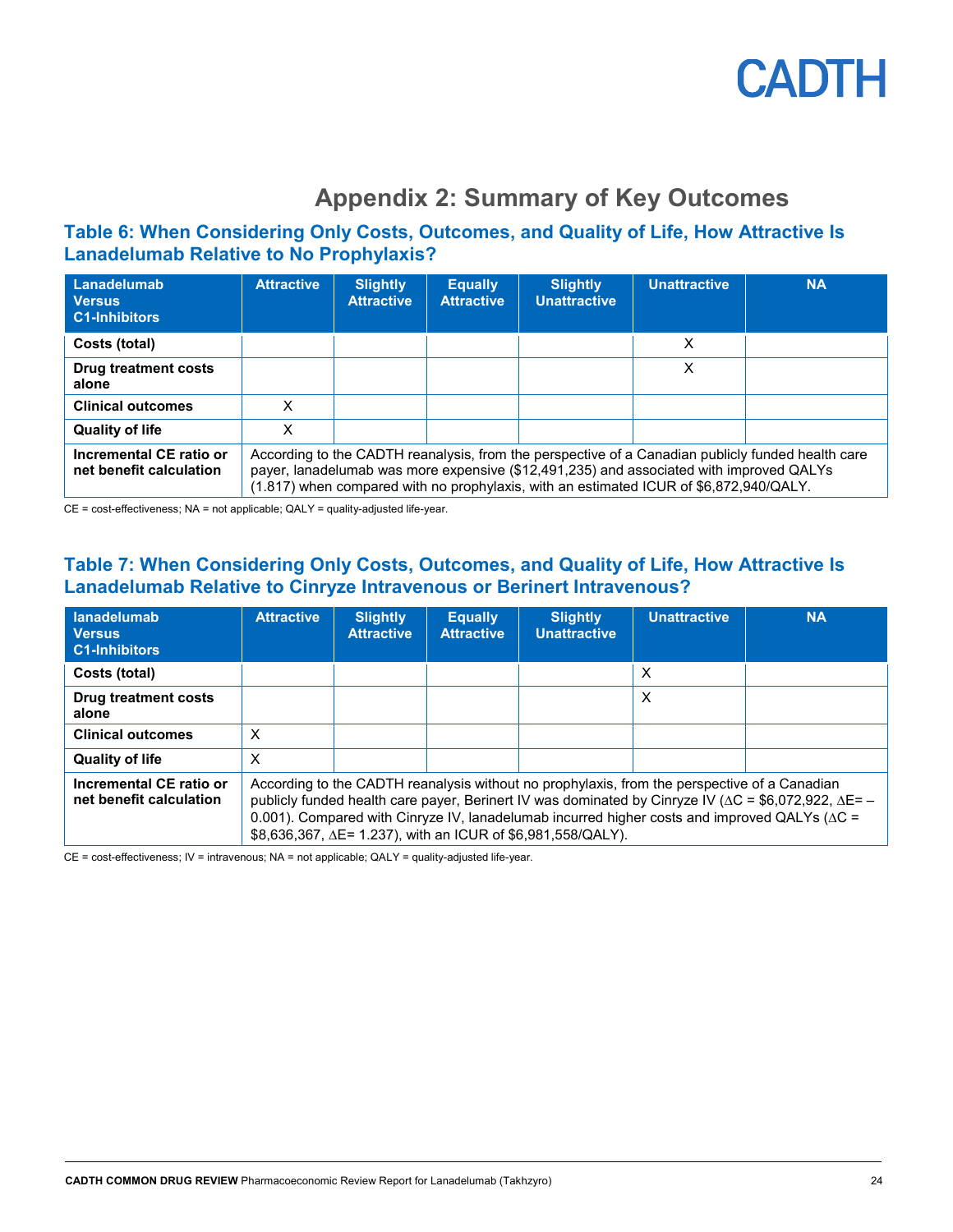# Appendix 2: Summary of Key Outcomes

## Table 6: When Considering Only Costs, Outcomes, and Quality of Life, How Attractive Is Lanadelumab Relative to No Prophylaxis?

| Lanadelumab Versus C1-Inhibitors | Attractive | Slightly Attractive | Equally Attractive | Slightly Unattractive | Unattractive | NA |
|---|---|---|---|---|---|---|
| **Costs (total)** | | | | | X | |
| **Drug treatment costs alone** | | | | | X | |
| **Clinical outcomes** | X | | | | | |
| **Quality of life** | X | | | | | |
| **Incremental CE ratio or net benefit calculation** | According to the CADTH reanalysis, from the perspective of a Canadian publicly funded health care payer, lanadelumab was more expensive ($12,491,235) and associated with improved QALYs (1.817) when compared with no prophylaxis, with an estimated ICUR of $6,872,940/QALY. | | | | | |

CE = cost-effectiveness; NA = not applicable; QALY = quality-adjusted life-year.

## Table 7: When Considering Only Costs, Outcomes, and Quality of Life, How Attractive Is Lanadelumab Relative to Cinryze Intravenous or Berinert Intravenous?

| lanadelumab Versus C1-Inhibitors | Attractive | Slightly Attractive | Equally Attractive | Slightly Unattractive | Unattractive | NA |
|---|---|---|---|---|---|---|
| **Costs (total)** | | | | | X | |
| **Drug treatment costs alone** | | | | | X | |
| **Clinical outcomes** | X | | | | | |
| **Quality of life** | X | | | | | |
| **Incremental CE ratio or net benefit calculation** | According to the CADTH reanalysis without no prophylaxis, from the perspective of a Canadian publicly funded health care payer, Berinert IV was dominated by Cinryze IV (∆C = $6,072,922, ∆E= –0.001). Compared with Cinryze IV, lanadelumab incurred higher costs and improved QALYs (∆C = $8,636,367, ∆E= 1.237), with an ICUR of $6,981,558/QALY). | | | | | |

CE = cost-effectiveness; IV = intravenous; NA = not applicable; QALY = quality-adjusted life-year.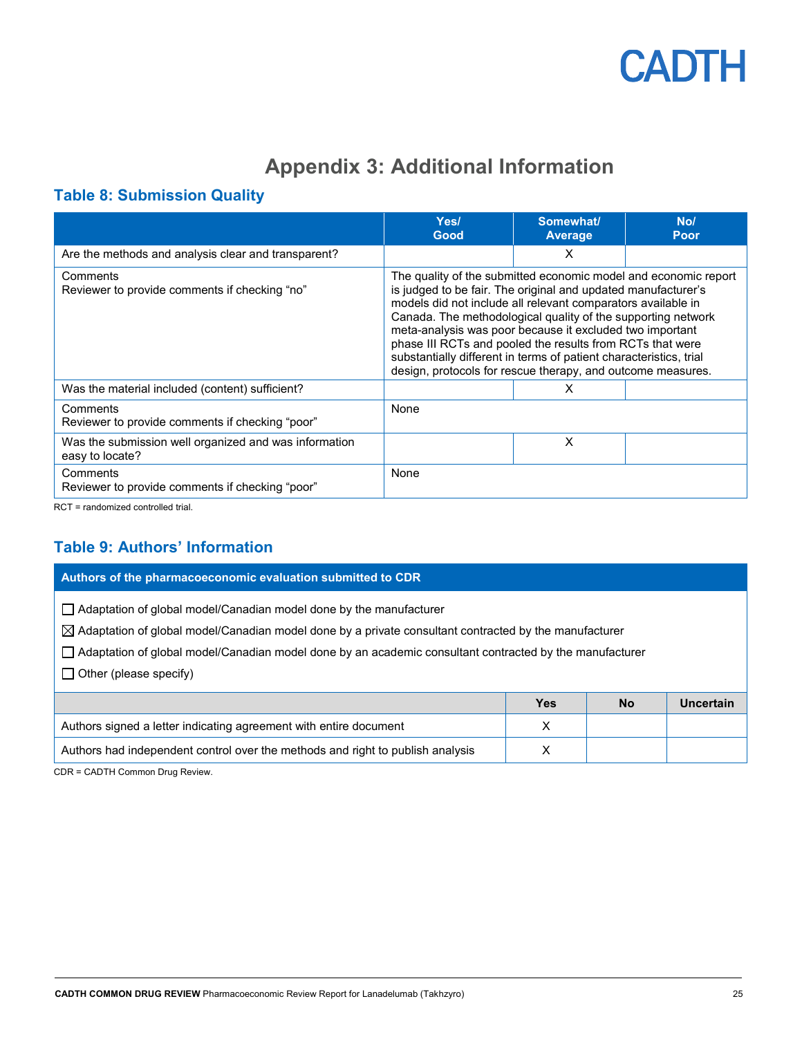# Appendix 3: Additional Information

## Table 8: Submission Quality

| | Yes/ Good | Somewhat/ Average | No/ Poor |
|---|---|---|---|
| Are the methods and analysis clear and transparent? | | X | |
| Comments<br>Reviewer to provide comments if checking "no" | The quality of the submitted economic model and economic report is judged to be fair. The original and updated manufacturer's models did not include all relevant comparators available in Canada. The methodological quality of the supporting network meta-analysis was poor because it excluded two important phase III RCTs and pooled the results from RCTs that were substantially different in terms of patient characteristics, trial design, protocols for rescue therapy, and outcome measures. | | |
| Was the material included (content) sufficient? | | X | |
| Comments<br>Reviewer to provide comments if checking "poor" | None | | |
| Was the submission well organized and was information easy to locate? | | X | |
| Comments<br>Reviewer to provide comments if checking "poor" | None | | |

RCT = randomized controlled trial.

## Table 9: Authors' Information

**Authors of the pharmacoeconomic evaluation submitted to CDR**

- ☐ Adaptation of global model/Canadian model done by the manufacturer
- ☒ Adaptation of global model/Canadian model done by a private consultant contracted by the manufacturer
- ☐ Adaptation of global model/Canadian model done by an academic consultant contracted by the manufacturer
- ☐ Other (please specify)

| | Yes | No | Uncertain |
|---|---|---|---|
| Authors signed a letter indicating agreement with entire document | X | | |
| Authors had independent control over the methods and right to publish analysis | X | | |

CDR = CADTH Common Drug Review.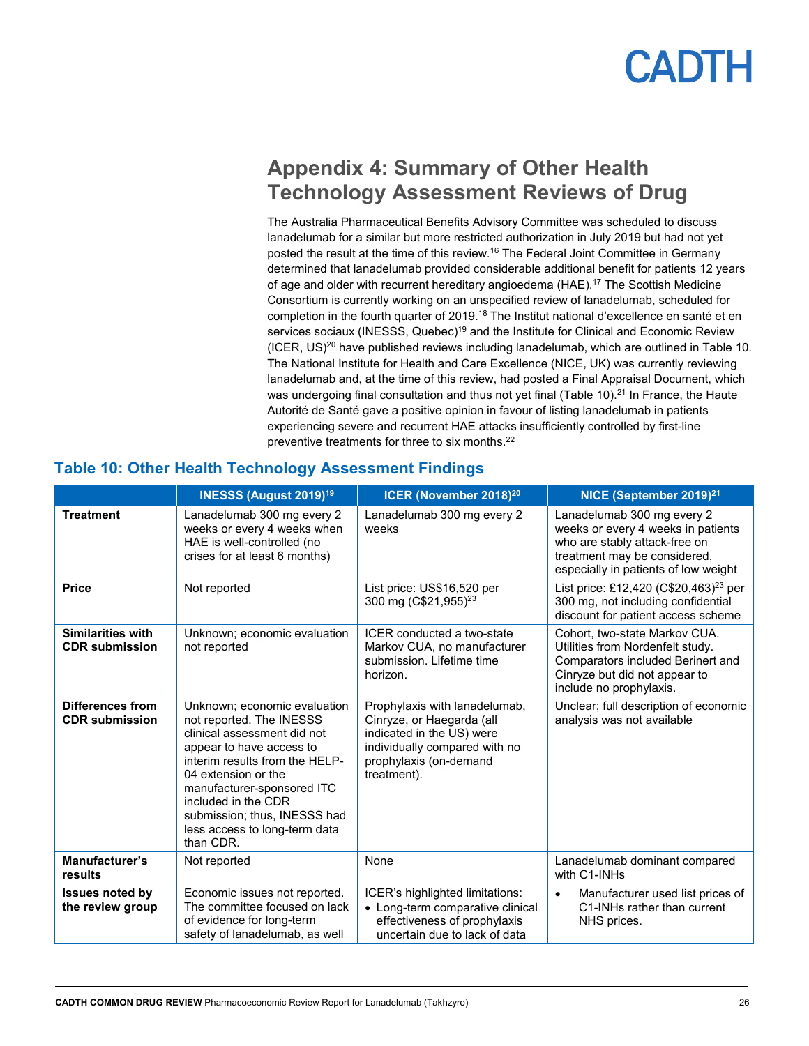# Appendix 4: Summary of Other Health Technology Assessment Reviews of Drug

The Australia Pharmaceutical Benefits Advisory Committee was scheduled to discuss lanadelumab for a similar but more restricted authorization in July 2019 but had not yet posted the result at the time of this review.[16] The Federal Joint Committee in Germany determined that lanadelumab provided considerable additional benefit for patients 12 years of age and older with recurrent hereditary angioedema (HAE).[17] The Scottish Medicine Consortium is currently working on an unspecified review of lanadelumab, scheduled for completion in the fourth quarter of 2019.[18] The Institut national d'excellence en santé et en services sociaux (INESSS, Quebec)[19] and the Institute for Clinical and Economic Review (ICER, US)[20] have published reviews including lanadelumab, which are outlined in Table 10. The National Institute for Health and Care Excellence (NICE, UK) was currently reviewing lanadelumab and, at the time of this review, had posted a Final Appraisal Document, which was undergoing final consultation and thus not yet final (Table 10).[21] In France, the Haute Autorité de Santé gave a positive opinion in favour of listing lanadelumab in patients experiencing severe and recurrent HAE attacks insufficiently controlled by first-line preventive treatments for three to six months.[22]

## Table 10: Other Health Technology Assessment Findings

| | INESSS (August 2019)[19] | ICER (November 2018)[20] | NICE (September 2019)[21] |
|---|---|---|---|
| **Treatment** | Lanadelumab 300 mg every 2 weeks or every 4 weeks when HAE is well-controlled (no crises for at least 6 months) | Lanadelumab 300 mg every 2 weeks | Lanadelumab 300 mg every 2 weeks or every 4 weeks in patients who are stably attack-free on treatment may be considered, especially in patients of low weight |
| **Price** | Not reported | List price: US$16,520 per 300 mg (C$21,955)[23] | List price: £12,420 (C$20,463)[23] per 300 mg, not including confidential discount for patient access scheme |
| **Similarities with CDR submission** | Unknown; economic evaluation not reported | ICER conducted a two-state Markov CUA, no manufacturer submission. Lifetime time horizon. | Cohort, two-state Markov CUA. Utilities from Nordenfelt study. Comparators included Berinert and Cinryze but did not appear to include no prophylaxis. |
| **Differences from CDR submission** | Unknown; economic evaluation not reported. The INESSS clinical assessment did not appear to have access to interim results from the HELP-04 extension or the manufacturer-sponsored ITC included in the CDR submission; thus, INESSS had less access to long-term data than CDR. | Prophylaxis with lanadelumab, Cinryze, or Haegarda (all indicated in the US) were individually compared with no prophylaxis (on-demand treatment). | Unclear; full description of economic analysis was not available |
| **Manufacturer's results** | Not reported | None | Lanadelumab dominant compared with C1-INHs |
| **Issues noted by the review group** | Economic issues not reported. The committee focused on lack of evidence for long-term safety of lanadelumab, as well | ICER's highlighted limitations:<br>• Long-term comparative clinical effectiveness of prophylaxis uncertain due to lack of data | • Manufacturer used list prices of C1-INHs rather than current NHS prices. |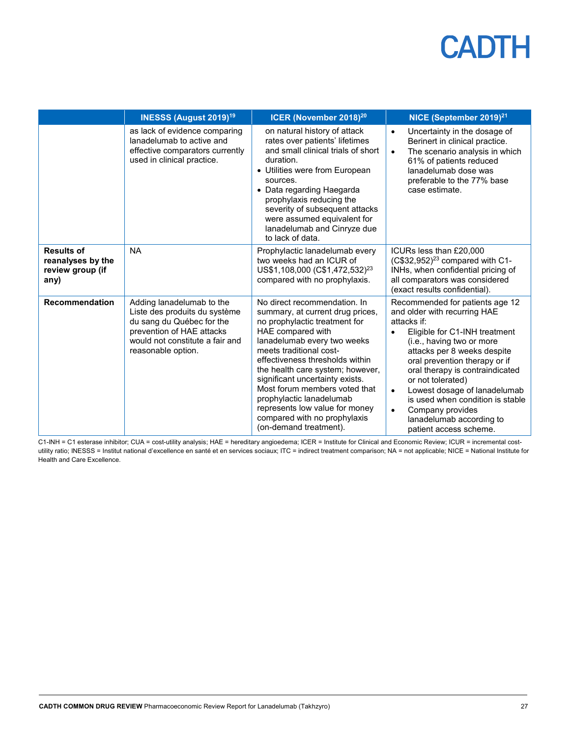|  | INESSS (August 2019)[19] | ICER (November 2018)[20] | NICE (September 2019)[21] |
|---|---|---|---|
|  | as lack of evidence comparing lanadelumab to active and effective comparators currently used in clinical practice. | on natural history of attack rates over patients' lifetimes and small clinical trials of short duration.<br>• Utilities were from European sources.<br>• Data regarding Haegarda prophylaxis reducing the severity of subsequent attacks were assumed equivalent for lanadelumab and Cinryze due to lack of data. | • Uncertainty in the dosage of Berinert in clinical practice.<br>• The scenario analysis in which 61% of patients reduced lanadelumab dose was preferable to the 77% base case estimate. |
| **Results of reanalyses by the review group (if any)** | NA | Prophylactic lanadelumab every two weeks had an ICUR of US$1,108,000 (C$1,472,532)[23] compared with no prophylaxis. | ICURs less than £20,000 (C$32,952)[23] compared with C1-INHs, when confidential pricing of all comparators was considered (exact results confidential). |
| **Recommendation** | Adding lanadelumab to the Liste des produits du système du sang du Québec for the prevention of HAE attacks would not constitute a fair and reasonable option. | No direct recommendation. In summary, at current drug prices, no prophylactic treatment for HAE compared with lanadelumab every two weeks meets traditional cost-effectiveness thresholds within the health care system; however, significant uncertainty exists. Most forum members voted that prophylactic lanadelumab represents low value for money compared with no prophylaxis (on-demand treatment). | Recommended for patients age 12 and older with recurring HAE attacks if:<br>• Eligible for C1-INH treatment (i.e., having two or more attacks per 8 weeks despite oral prevention therapy or if oral therapy is contraindicated or not tolerated)<br>• Lowest dosage of lanadelumab is used when condition is stable<br>• Company provides lanadelumab according to patient access scheme. |

C1-INH = C1 esterase inhibitor; CUA = cost-utility analysis; HAE = hereditary angioedema; ICER = Institute for Clinical and Economic Review; ICUR = incremental cost-utility ratio; INESSS = Institut national d'excellence en santé et en services sociaux; ITC = indirect treatment comparison; NA = not applicable; NICE = National Institute for Health and Care Excellence.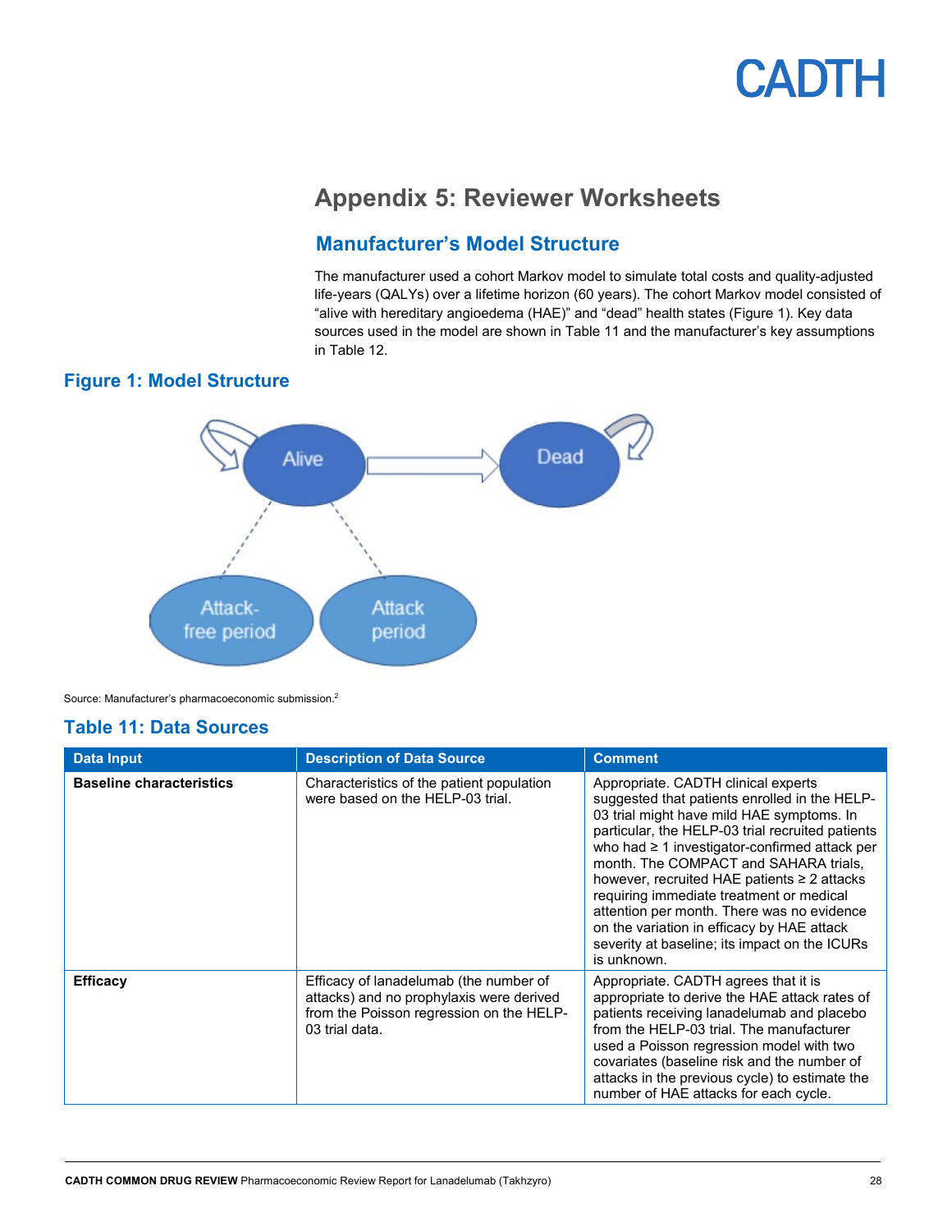# Appendix 5: Reviewer Worksheets

## Manufacturer's Model Structure

The manufacturer used a cohort Markov model to simulate total costs and quality-adjusted life-years (QALYs) over a lifetime horizon (60 years). The cohort Markov model consisted of "alive with hereditary angioedema (HAE)" and "dead" health states (Figure 1). Key data sources used in the model are shown in Table 11 and the manufacturer's key assumptions in Table 12.

## Figure 1: Model Structure

Alive

Dead

Attack-free period

Attack period

Source: Manufacturer's pharmacoeconomic submission.[2]

## Table 11: Data Sources

| Data Input | Description of Data Source | Comment |
|---|---|---|
| **Baseline characteristics** | Characteristics of the patient population were based on the HELP-03 trial. | Appropriate. CADTH clinical experts suggested that patients enrolled in the HELP-03 trial might have mild HAE symptoms. In particular, the HELP-03 trial recruited patients who had ≥ 1 investigator-confirmed attack per month. The COMPACT and SAHARA trials, however, recruited HAE patients ≥ 2 attacks requiring immediate treatment or medical attention per month. There was no evidence on the variation in efficacy by HAE attack severity at baseline; its impact on the ICURs is unknown. |
| **Efficacy** | Efficacy of lanadelumab (the number of attacks) and no prophylaxis were derived from the Poisson regression on the HELP-03 trial data. | Appropriate. CADTH agrees that it is appropriate to derive the HAE attack rates of patients receiving lanadelumab and placebo from the HELP-03 trial. The manufacturer used a Poisson regression model with two covariates (baseline risk and the number of attacks in the previous cycle) to estimate the number of HAE attacks for each cycle. |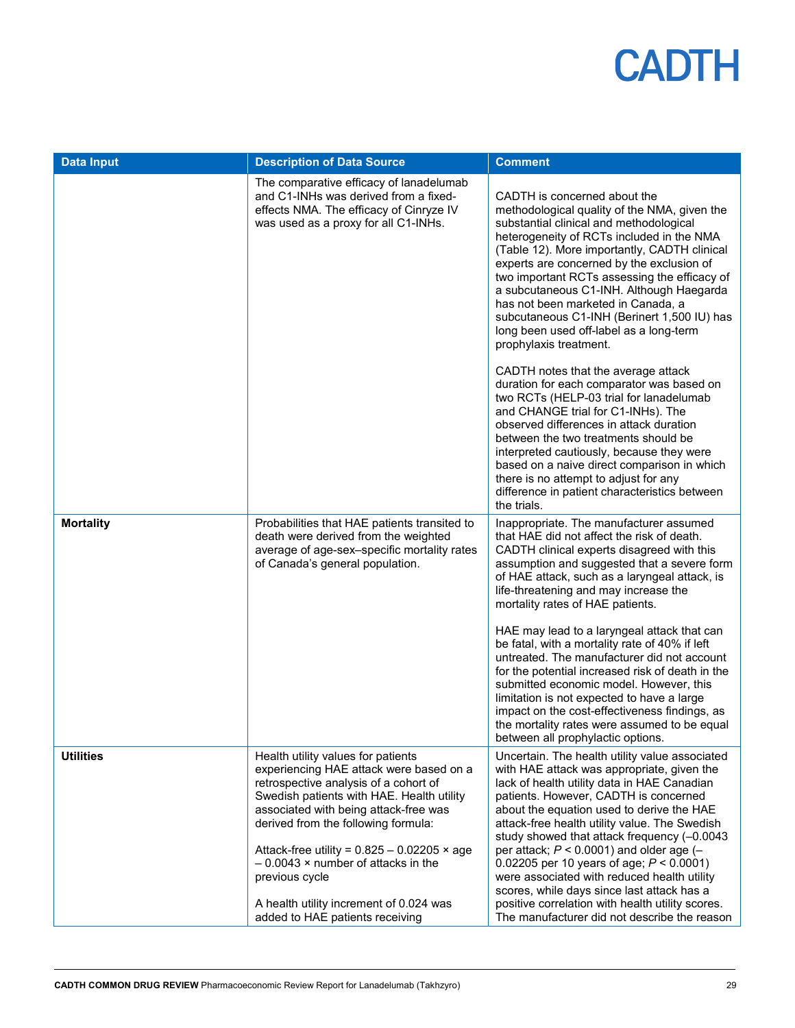| Data Input | Description of Data Source | Comment |
| --- | --- | --- |
| | The comparative efficacy of lanadelumab and C1-INHs was derived from a fixed-effects NMA. The efficacy of Cinryze IV was used as a proxy for all C1-INHs. | CADTH is concerned about the methodological quality of the NMA, given the substantial clinical and methodological heterogeneity of RCTs included in the NMA (Table 12). More importantly, CADTH clinical experts are concerned by the exclusion of two important RCTs assessing the efficacy of a subcutaneous C1-INH. Although Haegarda has not been marketed in Canada, a subcutaneous C1-INH (Berinert 1,500 IU) has long been used off-label as a long-term prophylaxis treatment.<br><br>CADTH notes that the average attack duration for each comparator was based on two RCTs (HELP-03 trial for lanadelumab and CHANGE trial for C1-INHs). The observed differences in attack duration between the two treatments should be interpreted cautiously, because they were based on a naive direct comparison in which there is no attempt to adjust for any difference in patient characteristics between the trials. |
| **Mortality** | Probabilities that HAE patients transited to death were derived from the weighted average of age-sex–specific mortality rates of Canada's general population. | Inappropriate. The manufacturer assumed that HAE did not affect the risk of death. CADTH clinical experts disagreed with this assumption and suggested that a severe form of HAE attack, such as a laryngeal attack, is life-threatening and may increase the mortality rates of HAE patients.<br><br>HAE may lead to a laryngeal attack that can be fatal, with a mortality rate of 40% if left untreated. The manufacturer did not account for the potential increased risk of death in the submitted economic model. However, this limitation is not expected to have a large impact on the cost-effectiveness findings, as the mortality rates were assumed to be equal between all prophylactic options. |
| **Utilities** | Health utility values for patients experiencing HAE attack were based on a retrospective analysis of a cohort of Swedish patients with HAE. Health utility associated with being attack-free was derived from the following formula:<br><br>Attack-free utility = 0.825 – 0.02205 × age – 0.0043 × number of attacks in the previous cycle<br><br>A health utility increment of 0.024 was added to HAE patients receiving | Uncertain. The health utility value associated with HAE attack was appropriate, given the lack of health utility data in HAE Canadian patients. However, CADTH is concerned about the equation used to derive the HAE attack-free health utility value. The Swedish study showed that attack frequency (–0.0043 per attack; $P < 0.0001$) and older age (–0.02205 per 10 years of age; $P < 0.0001$) were associated with reduced health utility scores, while days since last attack has a positive correlation with health utility scores. The manufacturer did not describe the reason |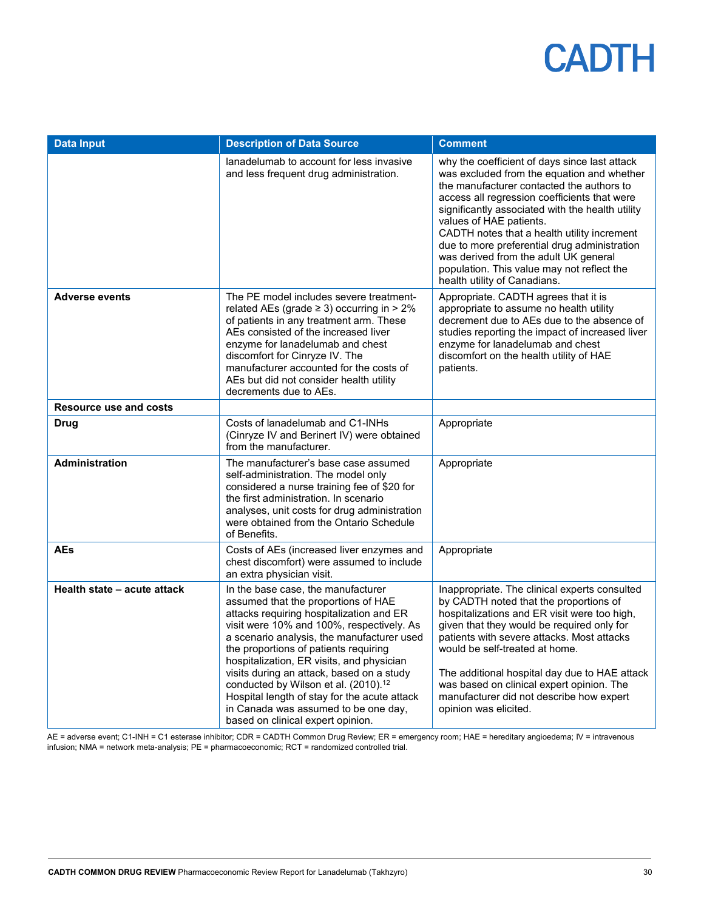| Data Input | Description of Data Source | Comment |
|---|---|---|
| | lanadelumab to account for less invasive and less frequent drug administration. | why the coefficient of days since last attack was excluded from the equation and whether the manufacturer contacted the authors to access all regression coefficients that were significantly associated with the health utility values of HAE patients.<br>CADTH notes that a health utility increment due to more preferential drug administration was derived from the adult UK general population. This value may not reflect the health utility of Canadians. |
| **Adverse events** | The PE model includes severe treatment-related AEs (grade ≥ 3) occurring in > 2% of patients in any treatment arm. These AEs consisted of the increased liver enzyme for lanadelumab and chest discomfort for Cinryze IV. The manufacturer accounted for the costs of AEs but did not consider health utility decrements due to AEs. | Appropriate. CADTH agrees that it is appropriate to assume no health utility decrement due to AEs due to the absence of studies reporting the impact of increased liver enzyme for lanadelumab and chest discomfort on the health utility of HAE patients. |
| **Resource use and costs** | | |
| **Drug** | Costs of lanadelumab and C1-INHs (Cinryze IV and Berinert IV) were obtained from the manufacturer. | Appropriate |
| **Administration** | The manufacturer's base case assumed self-administration. The model only considered a nurse training fee of $20 for the first administration. In scenario analyses, unit costs for drug administration were obtained from the Ontario Schedule of Benefits. | Appropriate |
| **AEs** | Costs of AEs (increased liver enzymes and chest discomfort) were assumed to include an extra physician visit. | Appropriate |
| **Health state – acute attack** | In the base case, the manufacturer assumed that the proportions of HAE attacks requiring hospitalization and ER visit were 10% and 100%, respectively. As a scenario analysis, the manufacturer used the proportions of patients requiring hospitalization, ER visits, and physician visits during an attack, based on a study conducted by Wilson et al. (2010).[12] Hospital length of stay for the acute attack in Canada was assumed to be one day, based on clinical expert opinion. | Inappropriate. The clinical experts consulted by CADTH noted that the proportions of hospitalizations and ER visit were too high, given that they would be required only for patients with severe attacks. Most attacks would be self-treated at home.<br><br>The additional hospital day due to HAE attack was based on clinical expert opinion. The manufacturer did not describe how expert opinion was elicited. |

AE = adverse event; C1-INH = C1 esterase inhibitor; CDR = CADTH Common Drug Review; ER = emergency room; HAE = hereditary angioedema; IV = intravenous infusion; NMA = network meta-analysis; PE = pharmacoeconomic; RCT = randomized controlled trial.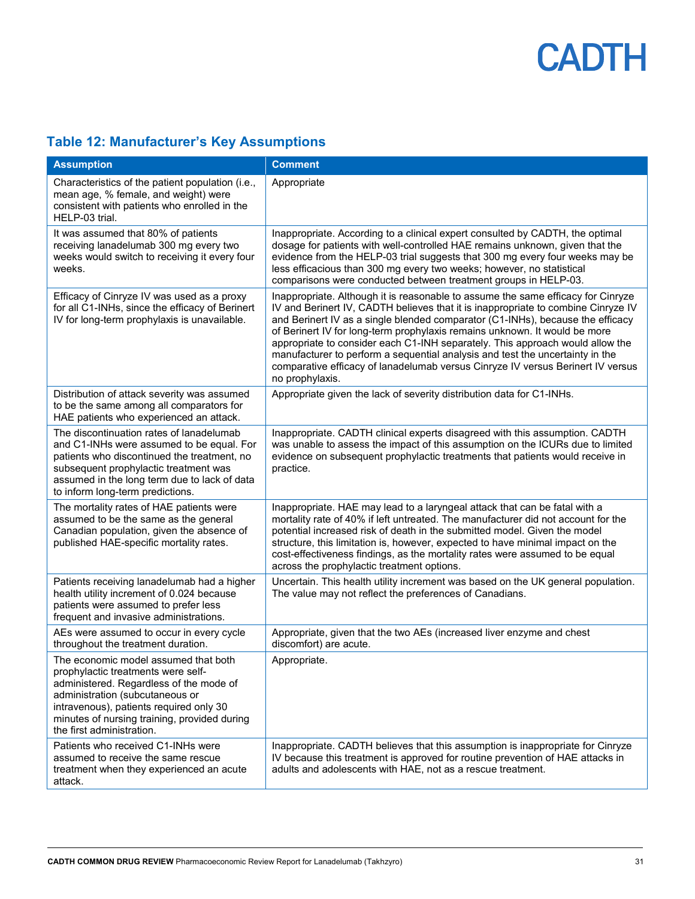## Table 12: Manufacturer's Key Assumptions

| Assumption | Comment |
|---|---|
| Characteristics of the patient population (i.e., mean age, % female, and weight) were consistent with patients who enrolled in the HELP-03 trial. | Appropriate |
| It was assumed that 80% of patients receiving lanadelumab 300 mg every two weeks would switch to receiving it every four weeks. | Inappropriate. According to a clinical expert consulted by CADTH, the optimal dosage for patients with well-controlled HAE remains unknown, given that the evidence from the HELP-03 trial suggests that 300 mg every four weeks may be less efficacious than 300 mg every two weeks; however, no statistical comparisons were conducted between treatment groups in HELP-03. |
| Efficacy of Cinryze IV was used as a proxy for all C1-INHs, since the efficacy of Berinert IV for long-term prophylaxis is unavailable. | Inappropriate. Although it is reasonable to assume the same efficacy for Cinryze IV and Berinert IV, CADTH believes that it is inappropriate to combine Cinryze IV and Berinert IV as a single blended comparator (C1-INHs), because the efficacy of Berinert IV for long-term prophylaxis remains unknown. It would be more appropriate to consider each C1-INH separately. This approach would allow the manufacturer to perform a sequential analysis and test the uncertainty in the comparative efficacy of lanadelumab versus Cinryze IV versus Berinert IV versus no prophylaxis. |
| Distribution of attack severity was assumed to be the same among all comparators for HAE patients who experienced an attack. | Appropriate given the lack of severity distribution data for C1-INHs. |
| The discontinuation rates of lanadelumab and C1-INHs were assumed to be equal. For patients who discontinued the treatment, no subsequent prophylactic treatment was assumed in the long term due to lack of data to inform long-term predictions. | Inappropriate. CADTH clinical experts disagreed with this assumption. CADTH was unable to assess the impact of this assumption on the ICURs due to limited evidence on subsequent prophylactic treatments that patients would receive in practice. |
| The mortality rates of HAE patients were assumed to be the same as the general Canadian population, given the absence of published HAE-specific mortality rates. | Inappropriate. HAE may lead to a laryngeal attack that can be fatal with a mortality rate of 40% if left untreated. The manufacturer did not account for the potential increased risk of death in the submitted model. Given the model structure, this limitation is, however, expected to have minimal impact on the cost-effectiveness findings, as the mortality rates were assumed to be equal across the prophylactic treatment options. |
| Patients receiving lanadelumab had a higher health utility increment of 0.024 because patients were assumed to prefer less frequent and invasive administrations. | Uncertain. This health utility increment was based on the UK general population. The value may not reflect the preferences of Canadians. |
| AEs were assumed to occur in every cycle throughout the treatment duration. | Appropriate, given that the two AEs (increased liver enzyme and chest discomfort) are acute. |
| The economic model assumed that both prophylactic treatments were self-administered. Regardless of the mode of administration (subcutaneous or intravenous), patients required only 30 minutes of nursing training, provided during the first administration. | Appropriate. |
| Patients who received C1-INHs were assumed to receive the same rescue treatment when they experienced an acute attack. | Inappropriate. CADTH believes that this assumption is inappropriate for Cinryze IV because this treatment is approved for routine prevention of HAE attacks in adults and adolescents with HAE, not as a rescue treatment. |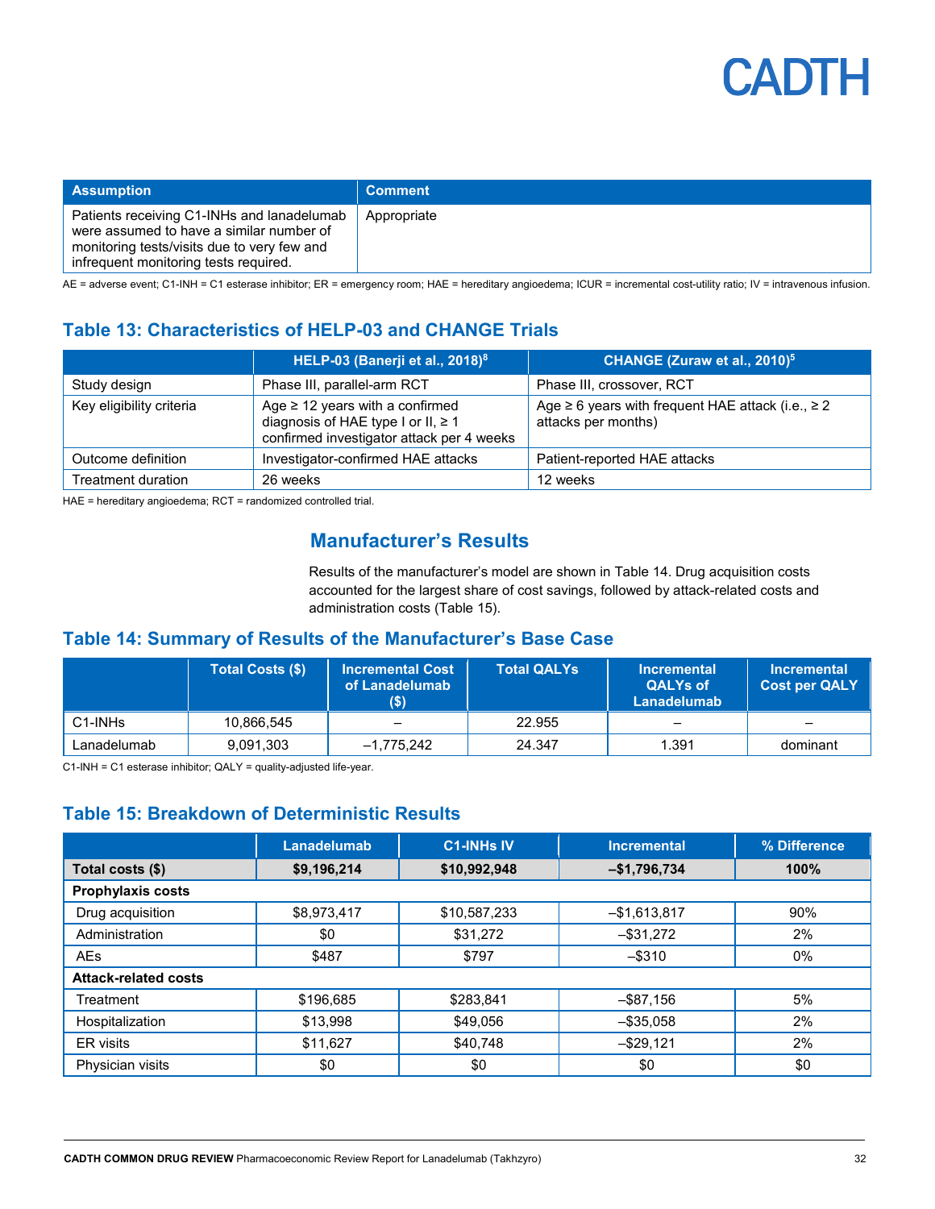| Assumption | Comment |
| --- | --- |
| Patients receiving C1-INHs and lanadelumab were assumed to have a similar number of monitoring tests/visits due to very few and infrequent monitoring tests required. | Appropriate |

AE = adverse event; C1-INH = C1 esterase inhibitor; ER = emergency room; HAE = hereditary angioedema; ICUR = incremental cost-utility ratio; IV = intravenous infusion.

## Table 13: Characteristics of HELP-03 and CHANGE Trials

| | HELP-03 (Banerji et al., 2018)[8] | CHANGE (Zuraw et al., 2010)[5] |
| --- | --- | --- |
| Study design | Phase III, parallel-arm RCT | Phase III, crossover, RCT |
| Key eligibility criteria | Age ≥ 12 years with a confirmed diagnosis of HAE type I or II, ≥ 1 confirmed investigator attack per 4 weeks | Age ≥ 6 years with frequent HAE attack (i.e., ≥ 2 attacks per months) |
| Outcome definition | Investigator-confirmed HAE attacks | Patient-reported HAE attacks |
| Treatment duration | 26 weeks | 12 weeks |

HAE = hereditary angioedema; RCT = randomized controlled trial.

## Manufacturer's Results

Results of the manufacturer's model are shown in Table 14. Drug acquisition costs accounted for the largest share of cost savings, followed by attack-related costs and administration costs (Table 15).

## Table 14: Summary of Results of the Manufacturer's Base Case

| | Total Costs ($) | Incremental Cost of Lanadelumab ($) | Total QALYs | Incremental QALYs of Lanadelumab | Incremental Cost per QALY |
| --- | --- | --- | --- | --- | --- |
| C1-INHs | 10,866,545 | – | 22.955 | – | – |
| Lanadelumab | 9,091,303 | –1,775,242 | 24.347 | 1.391 | dominant |

C1-INH = C1 esterase inhibitor; QALY = quality-adjusted life-year.

## Table 15: Breakdown of Deterministic Results

| | Lanadelumab | C1-INHs IV | Incremental | % Difference |
| --- | --- | --- | --- | --- |
| **Total costs ($)** | **$9,196,214** | **$10,992,948** | **–$1,796,734** | **100%** |
| **Prophylaxis costs** | | | | |
| Drug acquisition | $8,973,417 | $10,587,233 | –$1,613,817 | 90% |
| Administration | $0 | $31,272 | –$31,272 | 2% |
| AEs | $487 | $797 | –$310 | 0% |
| **Attack-related costs** | | | | |
| Treatment | $196,685 | $283,841 | –$87,156 | 5% |
| Hospitalization | $13,998 | $49,056 | –$35,058 | 2% |
| ER visits | $11,627 | $40,748 | –$29,121 | 2% |
| Physician visits | $0 | $0 | $0 | $0 |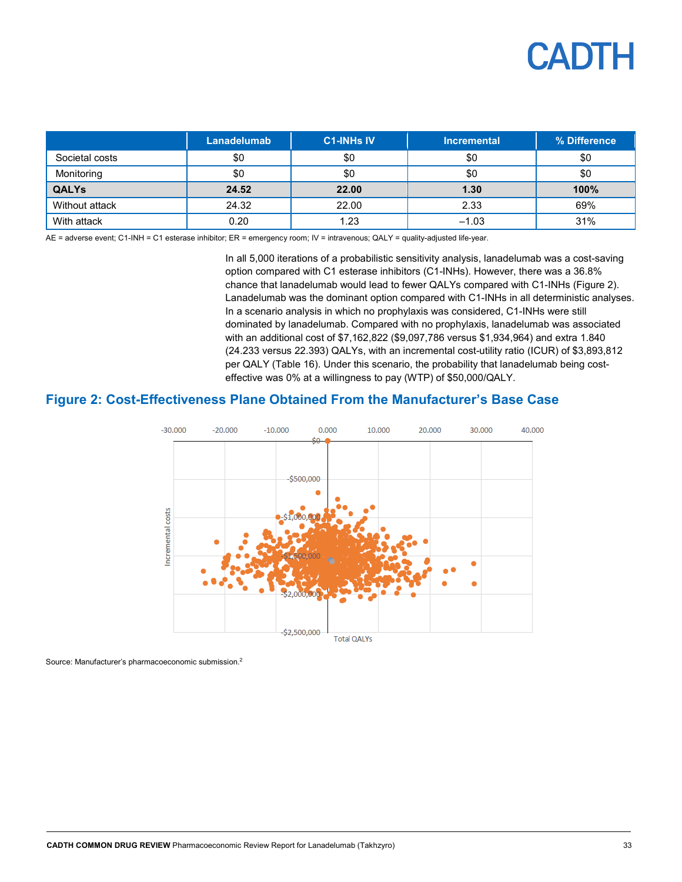|  | Lanadelumab | C1-INHs IV | Incremental | % Difference |
|---|---|---|---|---|
| Societal costs | $0 | $0 | $0 | $0 |
| Monitoring | $0 | $0 | $0 | $0 |
| **QALYs** | **24.52** | **22.00** | **1.30** | **100%** |
| Without attack | 24.32 | 22.00 | 2.33 | 69% |
| With attack | 0.20 | 1.23 | –1.03 | 31% |

AE = adverse event; C1-INH = C1 esterase inhibitor; ER = emergency room; IV = intravenous; QALY = quality-adjusted life-year.

In all 5,000 iterations of a probabilistic sensitivity analysis, lanadelumab was a cost-saving option compared with C1 esterase inhibitors (C1-INHs). However, there was a 36.8% chance that lanadelumab would lead to fewer QALYs compared with C1-INHs (Figure 2). Lanadelumab was the dominant option compared with C1-INHs in all deterministic analyses. In a scenario analysis in which no prophylaxis was considered, C1-INHs were still dominated by lanadelumab. Compared with no prophylaxis, lanadelumab was associated with an additional cost of $7,162,822 ($9,097,786 versus $1,934,964) and extra 1.840 (24.233 versus 22.393) QALYs, with an incremental cost-utility ratio (ICUR) of $3,893,812 per QALY (Table 16). Under this scenario, the probability that lanadelumab being cost-effective was 0% at a willingness to pay (WTP) of $50,000/QALY.

## Figure 2: Cost-Effectiveness Plane Obtained From the Manufacturer's Base Case

Source: Manufacturer's pharmacoeconomic submission.[2]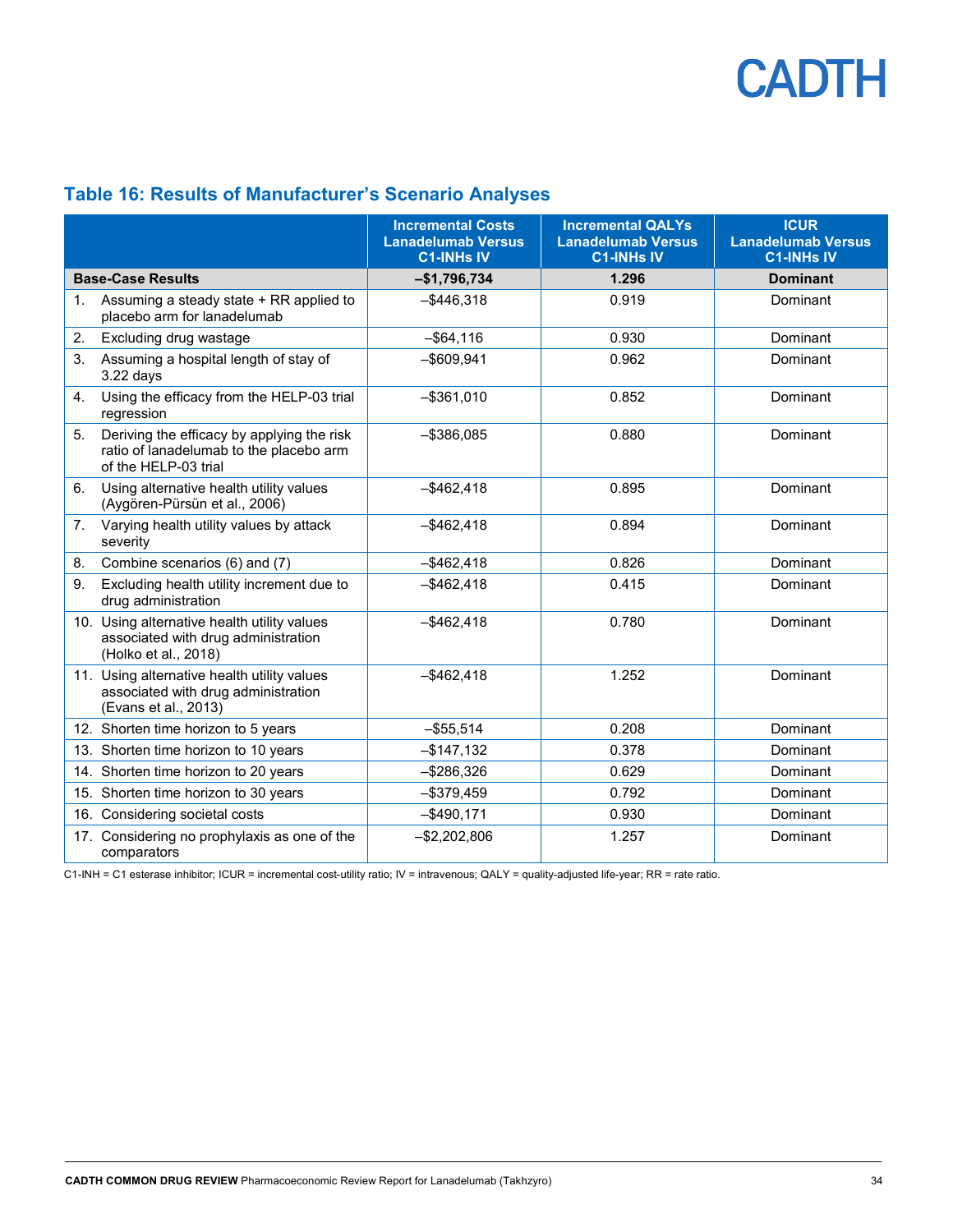## Table 16: Results of Manufacturer's Scenario Analyses

| | Incremental Costs Lanadelumab Versus C1-INHs IV | Incremental QALYs Lanadelumab Versus C1-INHs IV | ICUR Lanadelumab Versus C1-INHs IV |
|---|---|---|---|
| **Base-Case Results** | **–$1,796,734** | **1.296** | **Dominant** |
| 1. Assuming a steady state + RR applied to placebo arm for lanadelumab | –$446,318 | 0.919 | Dominant |
| 2. Excluding drug wastage | –$64,116 | 0.930 | Dominant |
| 3. Assuming a hospital length of stay of 3.22 days | –$609,941 | 0.962 | Dominant |
| 4. Using the efficacy from the HELP-03 trial regression | –$361,010 | 0.852 | Dominant |
| 5. Deriving the efficacy by applying the risk ratio of lanadelumab to the placebo arm of the HELP-03 trial | –$386,085 | 0.880 | Dominant |
| 6. Using alternative health utility values (Aygören-Pürsün et al., 2006) | –$462,418 | 0.895 | Dominant |
| 7. Varying health utility values by attack severity | –$462,418 | 0.894 | Dominant |
| 8. Combine scenarios (6) and (7) | –$462,418 | 0.826 | Dominant |
| 9. Excluding health utility increment due to drug administration | –$462,418 | 0.415 | Dominant |
| 10. Using alternative health utility values associated with drug administration (Holko et al., 2018) | –$462,418 | 0.780 | Dominant |
| 11. Using alternative health utility values associated with drug administration (Evans et al., 2013) | –$462,418 | 1.252 | Dominant |
| 12. Shorten time horizon to 5 years | –$55,514 | 0.208 | Dominant |
| 13. Shorten time horizon to 10 years | –$147,132 | 0.378 | Dominant |
| 14. Shorten time horizon to 20 years | –$286,326 | 0.629 | Dominant |
| 15. Shorten time horizon to 30 years | –$379,459 | 0.792 | Dominant |
| 16. Considering societal costs | –$490,171 | 0.930 | Dominant |
| 17. Considering no prophylaxis as one of the comparators | –$2,202,806 | 1.257 | Dominant |

C1-INH = C1 esterase inhibitor; ICUR = incremental cost-utility ratio; IV = intravenous; QALY = quality-adjusted life-year; RR = rate ratio.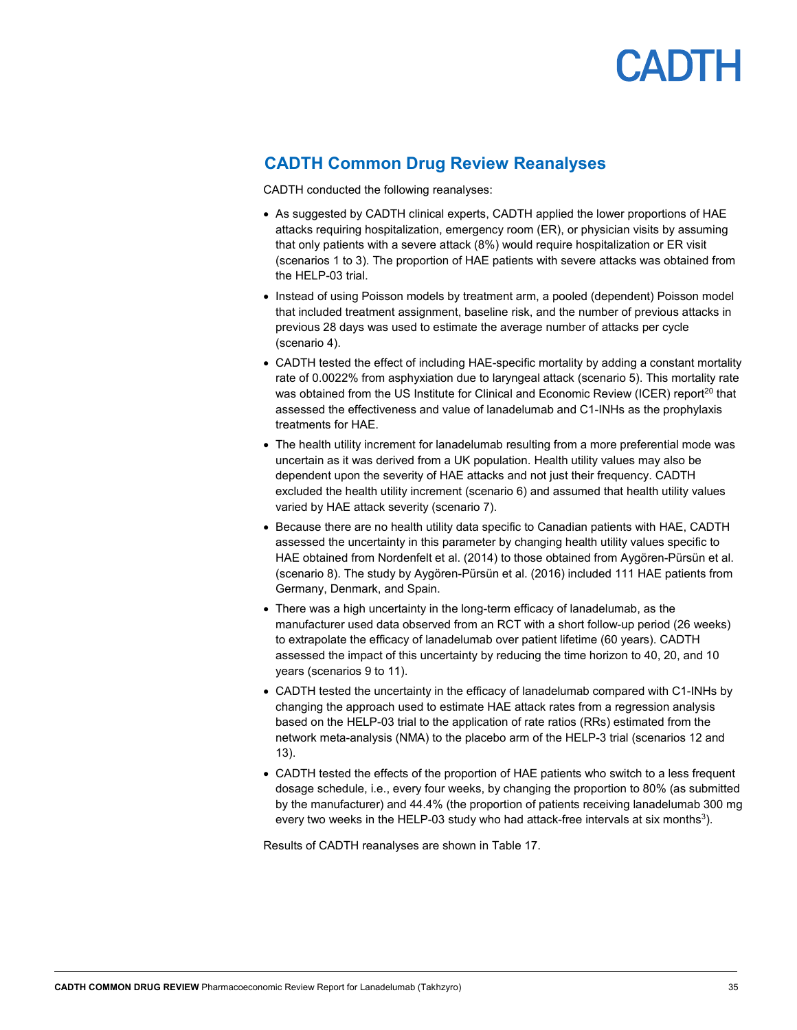## CADTH Common Drug Review Reanalyses

CADTH conducted the following reanalyses:

- As suggested by CADTH clinical experts, CADTH applied the lower proportions of HAE attacks requiring hospitalization, emergency room (ER), or physician visits by assuming that only patients with a severe attack (8%) would require hospitalization or ER visit (scenarios 1 to 3). The proportion of HAE patients with severe attacks was obtained from the HELP-03 trial.
- Instead of using Poisson models by treatment arm, a pooled (dependent) Poisson model that included treatment assignment, baseline risk, and the number of previous attacks in previous 28 days was used to estimate the average number of attacks per cycle (scenario 4).
- CADTH tested the effect of including HAE-specific mortality by adding a constant mortality rate of 0.0022% from asphyxiation due to laryngeal attack (scenario 5). This mortality rate was obtained from the US Institute for Clinical and Economic Review (ICER) report[20] that assessed the effectiveness and value of lanadelumab and C1-INHs as the prophylaxis treatments for HAE.
- The health utility increment for lanadelumab resulting from a more preferential mode was uncertain as it was derived from a UK population. Health utility values may also be dependent upon the severity of HAE attacks and not just their frequency. CADTH excluded the health utility increment (scenario 6) and assumed that health utility values varied by HAE attack severity (scenario 7).
- Because there are no health utility data specific to Canadian patients with HAE, CADTH assessed the uncertainty in this parameter by changing health utility values specific to HAE obtained from Nordenfelt et al. (2014) to those obtained from Aygören-Pürsün et al. (scenario 8). The study by Aygören-Pürsün et al. (2016) included 111 HAE patients from Germany, Denmark, and Spain.
- There was a high uncertainty in the long-term efficacy of lanadelumab, as the manufacturer used data observed from an RCT with a short follow-up period (26 weeks) to extrapolate the efficacy of lanadelumab over patient lifetime (60 years). CADTH assessed the impact of this uncertainty by reducing the time horizon to 40, 20, and 10 years (scenarios 9 to 11).
- CADTH tested the uncertainty in the efficacy of lanadelumab compared with C1-INHs by changing the approach used to estimate HAE attack rates from a regression analysis based on the HELP-03 trial to the application of rate ratios (RRs) estimated from the network meta-analysis (NMA) to the placebo arm of the HELP-3 trial (scenarios 12 and 13).
- CADTH tested the effects of the proportion of HAE patients who switch to a less frequent dosage schedule, i.e., every four weeks, by changing the proportion to 80% (as submitted by the manufacturer) and 44.4% (the proportion of patients receiving lanadelumab 300 mg every two weeks in the HELP-03 study who had attack-free intervals at six months[3]).

Results of CADTH reanalyses are shown in Table 17.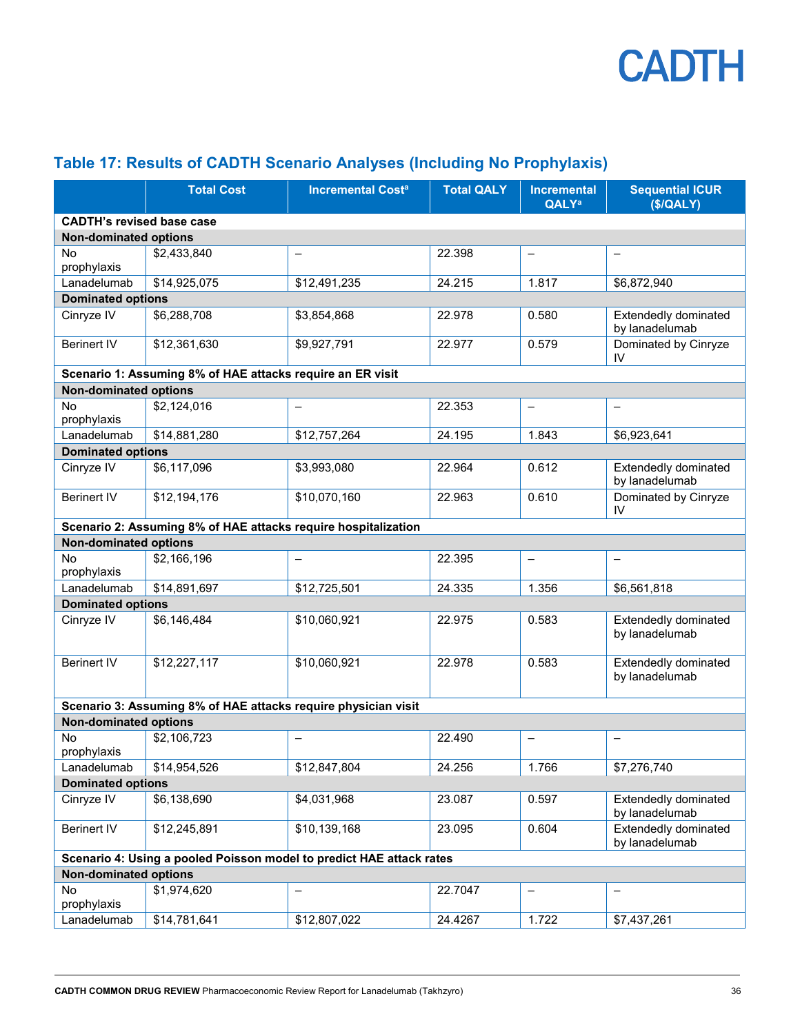## Table 17: Results of CADTH Scenario Analyses (Including No Prophylaxis)

| | Total Cost | Incremental Cost[a] | Total QALY | Incremental QALY[a] | Sequential ICUR ($/QALY) |
|---|---|---|---|---|---|
| **CADTH's revised base case** | | | | | |
| **Non-dominated options** | | | | | |
| No prophylaxis | $2,433,840 | – | 22.398 | – | – |
| Lanadelumab | $14,925,075 | $12,491,235 | 24.215 | 1.817 | $6,872,940 |
| **Dominated options** | | | | | |
| Cinryze IV | $6,288,708 | $3,854,868 | 22.978 | 0.580 | Extendedly dominated by lanadelumab |
| Berinert IV | $12,361,630 | $9,927,791 | 22.977 | 0.579 | Dominated by Cinryze IV |
| **Scenario 1: Assuming 8% of HAE attacks require an ER visit** | | | | | |
| **Non-dominated options** | | | | | |
| No prophylaxis | $2,124,016 | – | 22.353 | – | – |
| Lanadelumab | $14,881,280 | $12,757,264 | 24.195 | 1.843 | $6,923,641 |
| **Dominated options** | | | | | |
| Cinryze IV | $6,117,096 | $3,993,080 | 22.964 | 0.612 | Extendedly dominated by lanadelumab |
| Berinert IV | $12,194,176 | $10,070,160 | 22.963 | 0.610 | Dominated by Cinryze IV |
| **Scenario 2: Assuming 8% of HAE attacks require hospitalization** | | | | | |
| **Non-dominated options** | | | | | |
| No prophylaxis | $2,166,196 | – | 22.395 | – | – |
| Lanadelumab | $14,891,697 | $12,725,501 | 24.335 | 1.356 | $6,561,818 |
| **Dominated options** | | | | | |
| Cinryze IV | $6,146,484 | $10,060,921 | 22.975 | 0.583 | Extendedly dominated by lanadelumab |
| Berinert IV | $12,227,117 | $10,060,921 | 22.978 | 0.583 | Extendedly dominated by lanadelumab |
| **Scenario 3: Assuming 8% of HAE attacks require physician visit** | | | | | |
| **Non-dominated options** | | | | | |
| No prophylaxis | $2,106,723 | – | 22.490 | – | – |
| Lanadelumab | $14,954,526 | $12,847,804 | 24.256 | 1.766 | $7,276,740 |
| **Dominated options** | | | | | |
| Cinryze IV | $6,138,690 | $4,031,968 | 23.087 | 0.597 | Extendedly dominated by lanadelumab |
| Berinert IV | $12,245,891 | $10,139,168 | 23.095 | 0.604 | Extendedly dominated by lanadelumab |
| **Scenario 4: Using a pooled Poisson model to predict HAE attack rates** | | | | | |
| **Non-dominated options** | | | | | |
| No prophylaxis | $1,974,620 | – | 22.7047 | – | – |
| Lanadelumab | $14,781,641 | $12,807,022 | 24.4267 | 1.722 | $7,437,261 |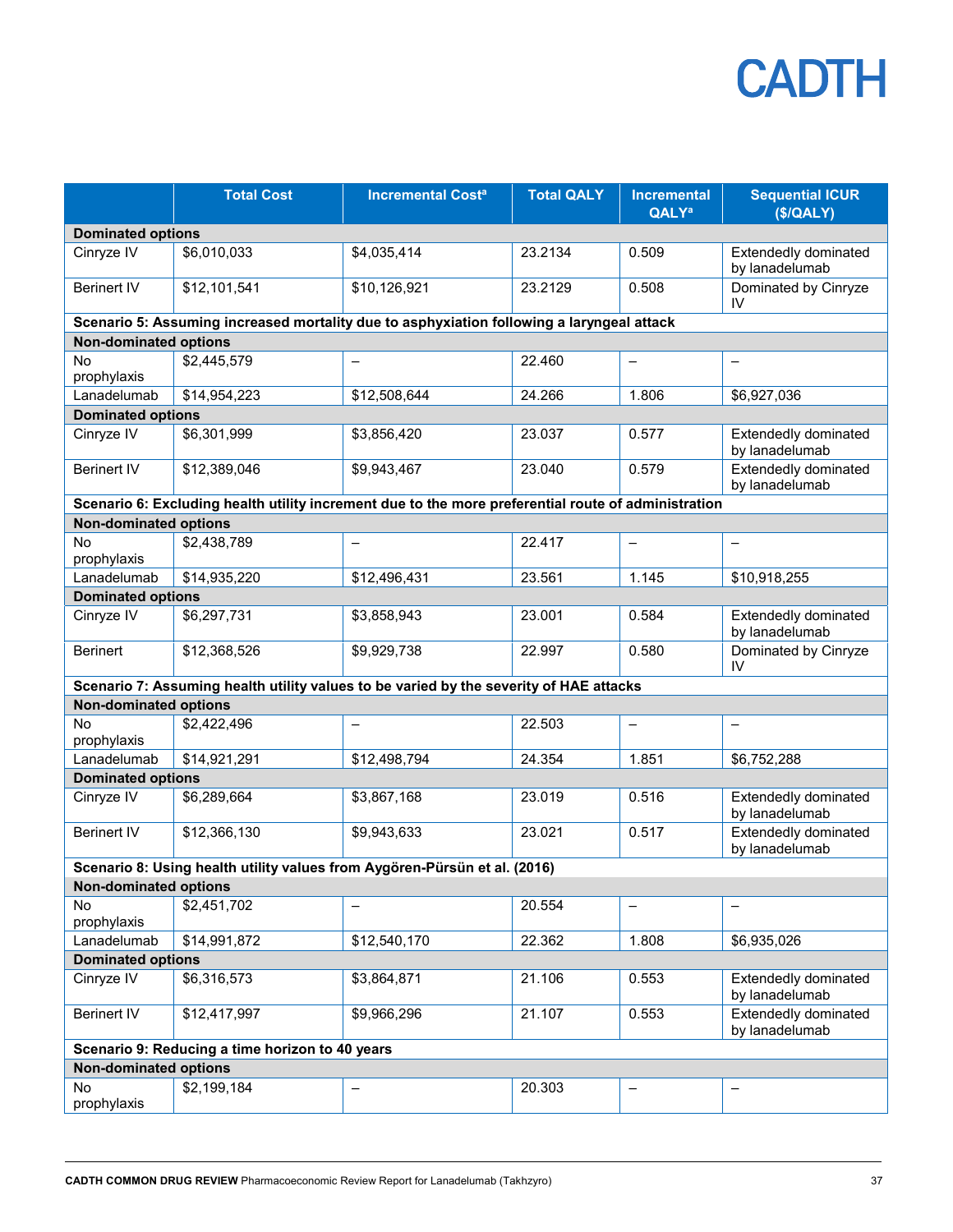| | Total Cost | Incremental Cost[a] | Total QALY | Incremental QALY[a] | Sequential ICUR ($/QALY) |
|---|---|---|---|---|---|
| **Dominated options** | | | | | |
| Cinryze IV | $6,010,033 | $4,035,414 | 23.2134 | 0.509 | Extendedly dominated by lanadelumab |
| Berinert IV | $12,101,541 | $10,126,921 | 23.2129 | 0.508 | Dominated by Cinryze IV |
| **Scenario 5: Assuming increased mortality due to asphyxiation following a laryngeal attack** | | | | | |
| **Non-dominated options** | | | | | |
| No prophylaxis | $2,445,579 | – | 22.460 | – | – |
| Lanadelumab | $14,954,223 | $12,508,644 | 24.266 | 1.806 | $6,927,036 |
| **Dominated options** | | | | | |
| Cinryze IV | $6,301,999 | $3,856,420 | 23.037 | 0.577 | Extendedly dominated by lanadelumab |
| Berinert IV | $12,389,046 | $9,943,467 | 23.040 | 0.579 | Extendedly dominated by lanadelumab |
| **Scenario 6: Excluding health utility increment due to the more preferential route of administration** | | | | | |
| **Non-dominated options** | | | | | |
| No prophylaxis | $2,438,789 | – | 22.417 | – | – |
| Lanadelumab | $14,935,220 | $12,496,431 | 23.561 | 1.145 | $10,918,255 |
| **Dominated options** | | | | | |
| Cinryze IV | $6,297,731 | $3,858,943 | 23.001 | 0.584 | Extendedly dominated by lanadelumab |
| Berinert | $12,368,526 | $9,929,738 | 22.997 | 0.580 | Dominated by Cinryze IV |
| **Scenario 7: Assuming health utility values to be varied by the severity of HAE attacks** | | | | | |
| **Non-dominated options** | | | | | |
| No prophylaxis | $2,422,496 | – | 22.503 | – | – |
| Lanadelumab | $14,921,291 | $12,498,794 | 24.354 | 1.851 | $6,752,288 |
| **Dominated options** | | | | | |
| Cinryze IV | $6,289,664 | $3,867,168 | 23.019 | 0.516 | Extendedly dominated by lanadelumab |
| Berinert IV | $12,366,130 | $9,943,633 | 23.021 | 0.517 | Extendedly dominated by lanadelumab |
| **Scenario 8: Using health utility values from Aygören-Pürsün et al. (2016)** | | | | | |
| **Non-dominated options** | | | | | |
| No prophylaxis | $2,451,702 | – | 20.554 | – | – |
| Lanadelumab | $14,991,872 | $12,540,170 | 22.362 | 1.808 | $6,935,026 |
| **Dominated options** | | | | | |
| Cinryze IV | $6,316,573 | $3,864,871 | 21.106 | 0.553 | Extendedly dominated by lanadelumab |
| Berinert IV | $12,417,997 | $9,966,296 | 21.107 | 0.553 | Extendedly dominated by lanadelumab |
| **Scenario 9: Reducing a time horizon to 40 years** | | | | | |
| **Non-dominated options** | | | | | |
| No prophylaxis | $2,199,184 | – | 20.303 | – | – |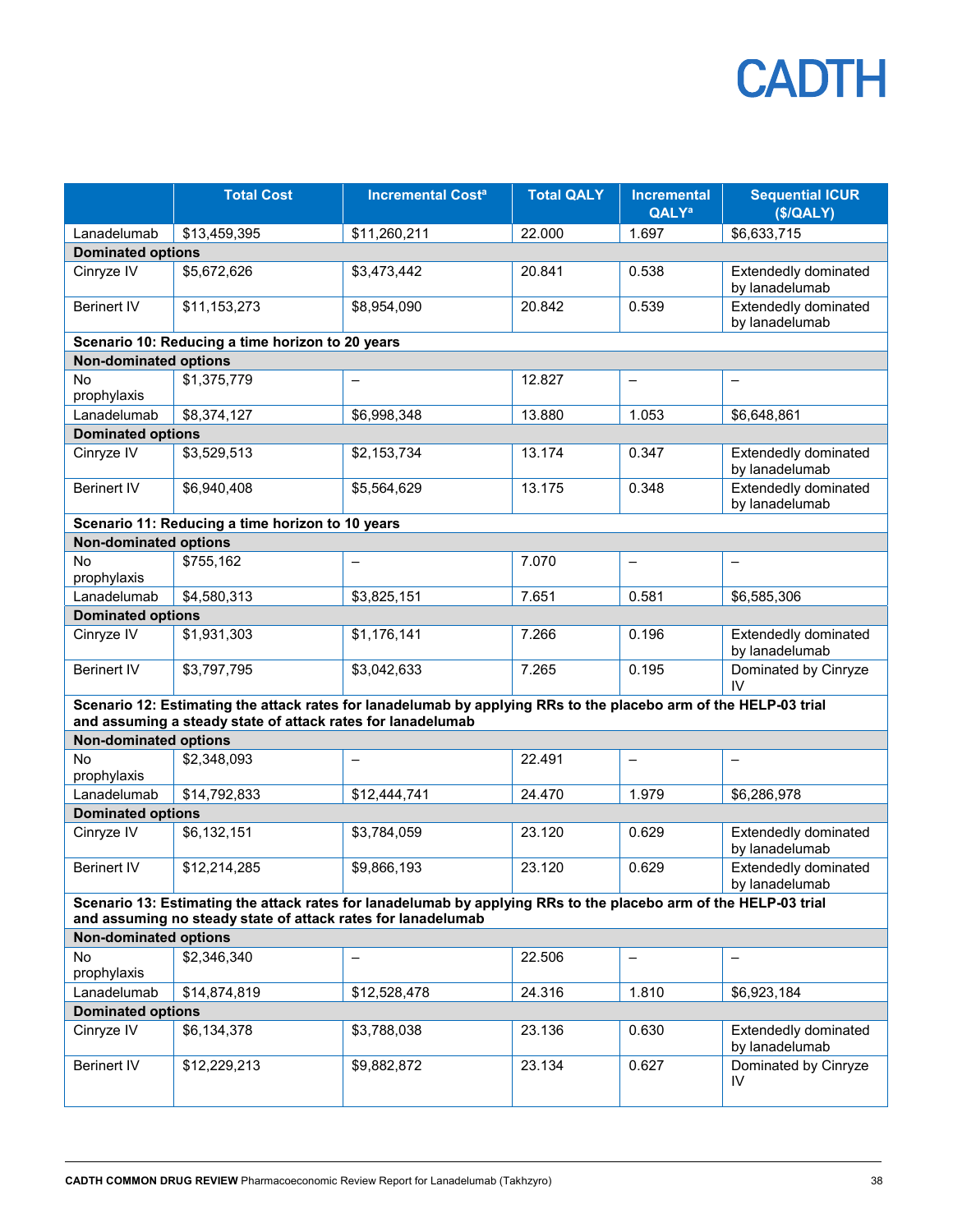| | Total Cost | Incremental Cost[a] | Total QALY | Incremental QALY[a] | Sequential ICUR ($/QALY) |
|---|---|---|---|---|---|
| Lanadelumab | $13,459,395 | $11,260,211 | 22.000 | 1.697 | $6,633,715 |
| **Dominated options** | | | | | |
| Cinryze IV | $5,672,626 | $3,473,442 | 20.841 | 0.538 | Extendedly dominated by lanadelumab |
| Berinert IV | $11,153,273 | $8,954,090 | 20.842 | 0.539 | Extendedly dominated by lanadelumab |
| **Scenario 10: Reducing a time horizon to 20 years** | | | | | |
| **Non-dominated options** | | | | | |
| No prophylaxis | $1,375,779 | – | 12.827 | – | – |
| Lanadelumab | $8,374,127 | $6,998,348 | 13.880 | 1.053 | $6,648,861 |
| **Dominated options** | | | | | |
| Cinryze IV | $3,529,513 | $2,153,734 | 13.174 | 0.347 | Extendedly dominated by lanadelumab |
| Berinert IV | $6,940,408 | $5,564,629 | 13.175 | 0.348 | Extendedly dominated by lanadelumab |
| **Scenario 11: Reducing a time horizon to 10 years** | | | | | |
| **Non-dominated options** | | | | | |
| No prophylaxis | $755,162 | – | 7.070 | – | – |
| Lanadelumab | $4,580,313 | $3,825,151 | 7.651 | 0.581 | $6,585,306 |
| **Dominated options** | | | | | |
| Cinryze IV | $1,931,303 | $1,176,141 | 7.266 | 0.196 | Extendedly dominated by lanadelumab |
| Berinert IV | $3,797,795 | $3,042,633 | 7.265 | 0.195 | Dominated by Cinryze IV |
| **Scenario 12: Estimating the attack rates for lanadelumab by applying RRs to the placebo arm of the HELP-03 trial and assuming a steady state of attack rates for lanadelumab** | | | | | |
| **Non-dominated options** | | | | | |
| No prophylaxis | $2,348,093 | – | 22.491 | – | – |
| Lanadelumab | $14,792,833 | $12,444,741 | 24.470 | 1.979 | $6,286,978 |
| **Dominated options** | | | | | |
| Cinryze IV | $6,132,151 | $3,784,059 | 23.120 | 0.629 | Extendedly dominated by lanadelumab |
| Berinert IV | $12,214,285 | $9,866,193 | 23.120 | 0.629 | Extendedly dominated by lanadelumab |
| **Scenario 13: Estimating the attack rates for lanadelumab by applying RRs to the placebo arm of the HELP-03 trial and assuming no steady state of attack rates for lanadelumab** | | | | | |
| **Non-dominated options** | | | | | |
| No prophylaxis | $2,346,340 | – | 22.506 | – | – |
| Lanadelumab | $14,874,819 | $12,528,478 | 24.316 | 1.810 | $6,923,184 |
| **Dominated options** | | | | | |
| Cinryze IV | $6,134,378 | $3,788,038 | 23.136 | 0.630 | Extendedly dominated by lanadelumab |
| Berinert IV | $12,229,213 | $9,882,872 | 23.134 | 0.627 | Dominated by Cinryze IV |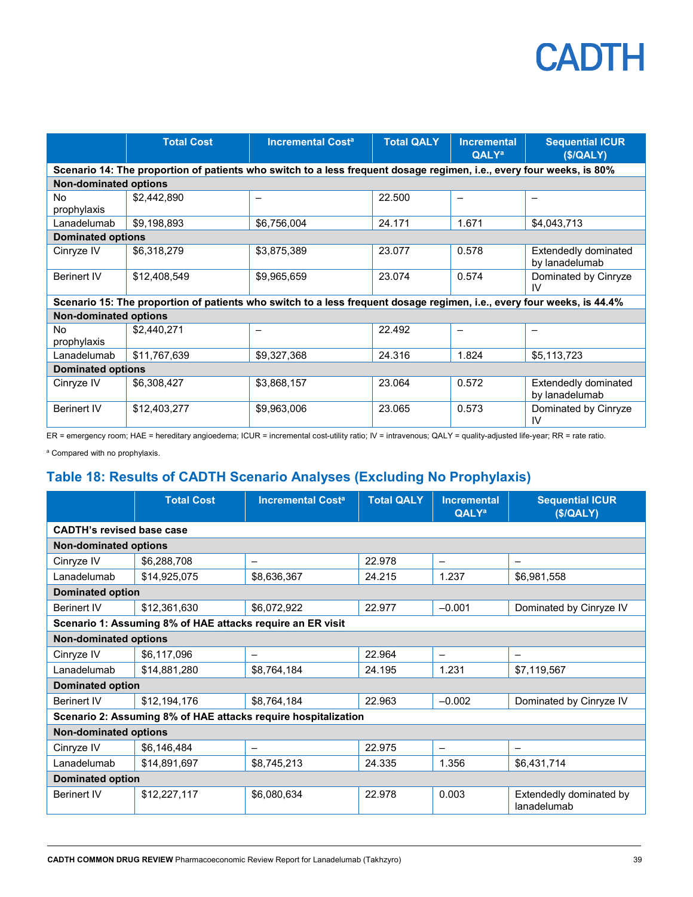|  | Total Cost | Incremental Cost[a] | Total QALY | Incremental QALY[a] | Sequential ICUR ($/QALY) |
|---|---|---|---|---|---|
| **Scenario 14: The proportion of patients who switch to a less frequent dosage regimen, i.e., every four weeks, is 80%** | | | | | |
| **Non-dominated options** | | | | | |
| No prophylaxis | $2,442,890 | – | 22.500 | – | – |
| Lanadelumab | $9,198,893 | $6,756,004 | 24.171 | 1.671 | $4,043,713 |
| **Dominated options** | | | | | |
| Cinryze IV | $6,318,279 | $3,875,389 | 23.077 | 0.578 | Extendedly dominated by lanadelumab |
| Berinert IV | $12,408,549 | $9,965,659 | 23.074 | 0.574 | Dominated by Cinryze IV |
| **Scenario 15: The proportion of patients who switch to a less frequent dosage regimen, i.e., every four weeks, is 44.4%** | | | | | |
| **Non-dominated options** | | | | | |
| No prophylaxis | $2,440,271 | – | 22.492 | – | – |
| Lanadelumab | $11,767,639 | $9,327,368 | 24.316 | 1.824 | $5,113,723 |
| **Dominated options** | | | | | |
| Cinryze IV | $6,308,427 | $3,868,157 | 23.064 | 0.572 | Extendedly dominated by lanadelumab |
| Berinert IV | $12,403,277 | $9,963,006 | 23.065 | 0.573 | Dominated by Cinryze IV |

ER = emergency room; HAE = hereditary angioedema; ICUR = incremental cost-utility ratio; IV = intravenous; QALY = quality-adjusted life-year; RR = rate ratio.

[a] Compared with no prophylaxis.

## Table 18: Results of CADTH Scenario Analyses (Excluding No Prophylaxis)

|  | Total Cost | Incremental Cost[a] | Total QALY | Incremental QALY[a] | Sequential ICUR ($/QALY) |
|---|---|---|---|---|---|
| **CADTH's revised base case** | | | | | |
| **Non-dominated options** | | | | | |
| Cinryze IV | $6,288,708 | – | 22.978 | – | – |
| Lanadelumab | $14,925,075 | $8,636,367 | 24.215 | 1.237 | $6,981,558 |
| **Dominated option** | | | | | |
| Berinert IV | $12,361,630 | $6,072,922 | 22.977 | –0.001 | Dominated by Cinryze IV |
| **Scenario 1: Assuming 8% of HAE attacks require an ER visit** | | | | | |
| **Non-dominated options** | | | | | |
| Cinryze IV | $6,117,096 | – | 22.964 | – | – |
| Lanadelumab | $14,881,280 | $8,764,184 | 24.195 | 1.231 | $7,119,567 |
| **Dominated option** | | | | | |
| Berinert IV | $12,194,176 | $8,764,184 | 22.963 | –0.002 | Dominated by Cinryze IV |
| **Scenario 2: Assuming 8% of HAE attacks require hospitalization** | | | | | |
| **Non-dominated options** | | | | | |
| Cinryze IV | $6,146,484 | – | 22.975 | – | – |
| Lanadelumab | $14,891,697 | $8,745,213 | 24.335 | 1.356 | $6,431,714 |
| **Dominated option** | | | | | |
| Berinert IV | $12,227,117 | $6,080,634 | 22.978 | 0.003 | Extendedly dominated by lanadelumab |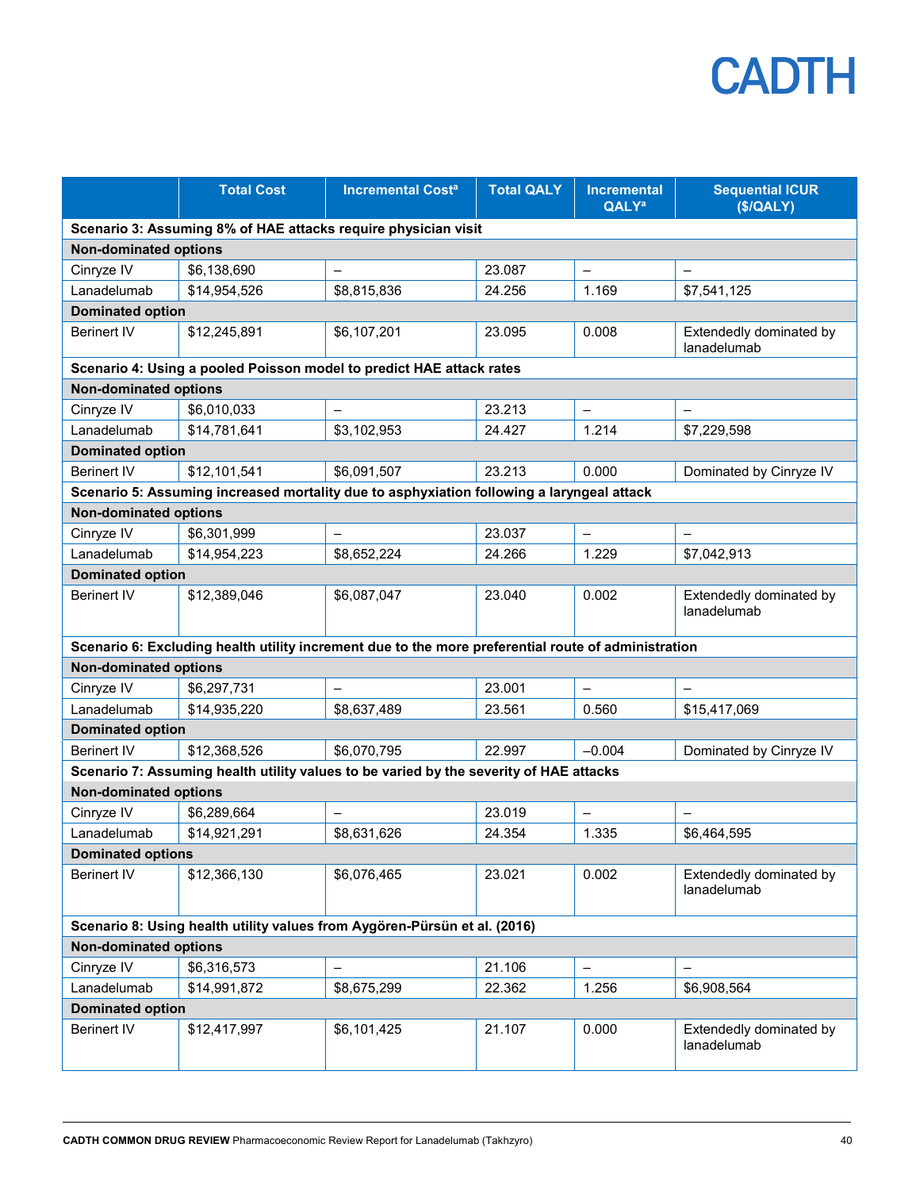| | Total Cost | Incremental Cost[a] | Total QALY | Incremental QALY[a] | Sequential ICUR ($/QALY) |
|---|---|---|---|---|---|
| **Scenario 3: Assuming 8% of HAE attacks require physician visit** | | | | | |
| **Non-dominated options** | | | | | |
| Cinryze IV | $6,138,690 | – | 23.087 | – | – |
| Lanadelumab | $14,954,526 | $8,815,836 | 24.256 | 1.169 | $7,541,125 |
| **Dominated option** | | | | | |
| Berinert IV | $12,245,891 | $6,107,201 | 23.095 | 0.008 | Extendedly dominated by lanadelumab |
| **Scenario 4: Using a pooled Poisson model to predict HAE attack rates** | | | | | |
| **Non-dominated options** | | | | | |
| Cinryze IV | $6,010,033 | – | 23.213 | – | – |
| Lanadelumab | $14,781,641 | $3,102,953 | 24.427 | 1.214 | $7,229,598 |
| **Dominated option** | | | | | |
| Berinert IV | $12,101,541 | $6,091,507 | 23.213 | 0.000 | Dominated by Cinryze IV |
| **Scenario 5: Assuming increased mortality due to asphyxiation following a laryngeal attack** | | | | | |
| **Non-dominated options** | | | | | |
| Cinryze IV | $6,301,999 | – | 23.037 | – | – |
| Lanadelumab | $14,954,223 | $8,652,224 | 24.266 | 1.229 | $7,042,913 |
| **Dominated option** | | | | | |
| Berinert IV | $12,389,046 | $6,087,047 | 23.040 | 0.002 | Extendedly dominated by lanadelumab |
| **Scenario 6: Excluding health utility increment due to the more preferential route of administration** | | | | | |
| **Non-dominated options** | | | | | |
| Cinryze IV | $6,297,731 | – | 23.001 | – | – |
| Lanadelumab | $14,935,220 | $8,637,489 | 23.561 | 0.560 | $15,417,069 |
| **Dominated option** | | | | | |
| Berinert IV | $12,368,526 | $6,070,795 | 22.997 | –0.004 | Dominated by Cinryze IV |
| **Scenario 7: Assuming health utility values to be varied by the severity of HAE attacks** | | | | | |
| **Non-dominated options** | | | | | |
| Cinryze IV | $6,289,664 | – | 23.019 | – | – |
| Lanadelumab | $14,921,291 | $8,631,626 | 24.354 | 1.335 | $6,464,595 |
| **Dominated options** | | | | | |
| Berinert IV | $12,366,130 | $6,076,465 | 23.021 | 0.002 | Extendedly dominated by lanadelumab |
| **Scenario 8: Using health utility values from Aygören-Pürsün et al. (2016)** | | | | | |
| **Non-dominated options** | | | | | |
| Cinryze IV | $6,316,573 | – | 21.106 | – | – |
| Lanadelumab | $14,991,872 | $8,675,299 | 22.362 | 1.256 | $6,908,564 |
| **Dominated option** | | | | | |
| Berinert IV | $12,417,997 | $6,101,425 | 21.107 | 0.000 | Extendedly dominated by lanadelumab |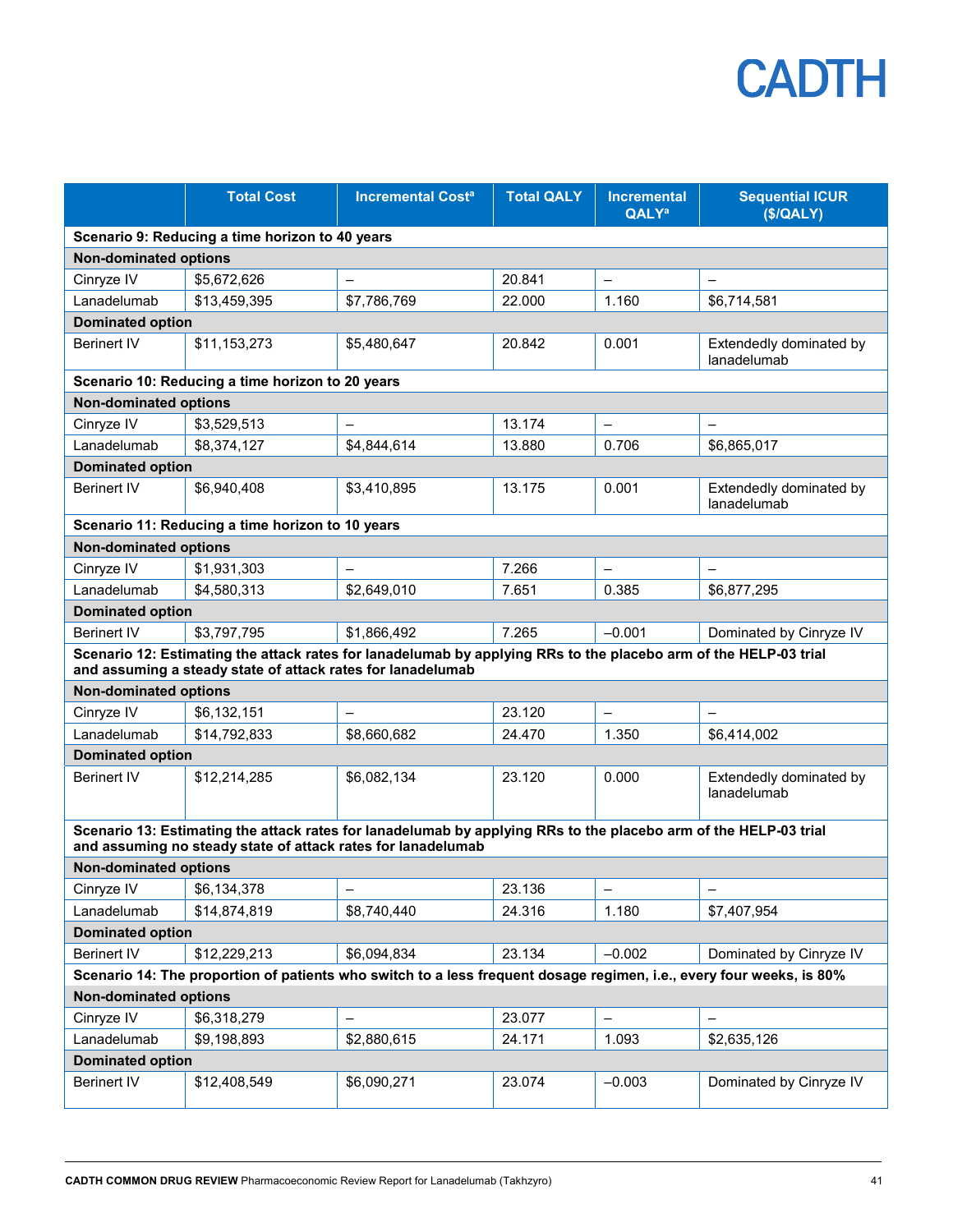| | Total Cost | Incremental Cost[a] | Total QALY | Incremental QALY[a] | Sequential ICUR ($/QALY) |
|---|---|---|---|---|---|
| **Scenario 9: Reducing a time horizon to 40 years** | | | | | |
| **Non-dominated options** | | | | | |
| Cinryze IV | $5,672,626 | – | 20.841 | – | – |
| Lanadelumab | $13,459,395 | $7,786,769 | 22.000 | 1.160 | $6,714,581 |
| **Dominated option** | | | | | |
| Berinert IV | $11,153,273 | $5,480,647 | 20.842 | 0.001 | Extendedly dominated by lanadelumab |
| **Scenario 10: Reducing a time horizon to 20 years** | | | | | |
| **Non-dominated options** | | | | | |
| Cinryze IV | $3,529,513 | – | 13.174 | – | – |
| Lanadelumab | $8,374,127 | $4,844,614 | 13.880 | 0.706 | $6,865,017 |
| **Dominated option** | | | | | |
| Berinert IV | $6,940,408 | $3,410,895 | 13.175 | 0.001 | Extendedly dominated by lanadelumab |
| **Scenario 11: Reducing a time horizon to 10 years** | | | | | |
| **Non-dominated options** | | | | | |
| Cinryze IV | $1,931,303 | – | 7.266 | – | – |
| Lanadelumab | $4,580,313 | $2,649,010 | 7.651 | 0.385 | $6,877,295 |
| **Dominated option** | | | | | |
| Berinert IV | $3,797,795 | $1,866,492 | 7.265 | –0.001 | Dominated by Cinryze IV |
| **Scenario 12: Estimating the attack rates for lanadelumab by applying RRs to the placebo arm of the HELP-03 trial and assuming a steady state of attack rates for lanadelumab** | | | | | |
| **Non-dominated options** | | | | | |
| Cinryze IV | $6,132,151 | – | 23.120 | – | – |
| Lanadelumab | $14,792,833 | $8,660,682 | 24.470 | 1.350 | $6,414,002 |
| **Dominated option** | | | | | |
| Berinert IV | $12,214,285 | $6,082,134 | 23.120 | 0.000 | Extendedly dominated by lanadelumab |
| **Scenario 13: Estimating the attack rates for lanadelumab by applying RRs to the placebo arm of the HELP-03 trial and assuming no steady state of attack rates for lanadelumab** | | | | | |
| **Non-dominated options** | | | | | |
| Cinryze IV | $6,134,378 | – | 23.136 | – | – |
| Lanadelumab | $14,874,819 | $8,740,440 | 24.316 | 1.180 | $7,407,954 |
| **Dominated option** | | | | | |
| Berinert IV | $12,229,213 | $6,094,834 | 23.134 | –0.002 | Dominated by Cinryze IV |
| **Scenario 14: The proportion of patients who switch to a less frequent dosage regimen, i.e., every four weeks, is 80%** | | | | | |
| **Non-dominated options** | | | | | |
| Cinryze IV | $6,318,279 | – | 23.077 | – | – |
| Lanadelumab | $9,198,893 | $2,880,615 | 24.171 | 1.093 | $2,635,126 |
| **Dominated option** | | | | | |
| Berinert IV | $12,408,549 | $6,090,271 | 23.074 | –0.003 | Dominated by Cinryze IV |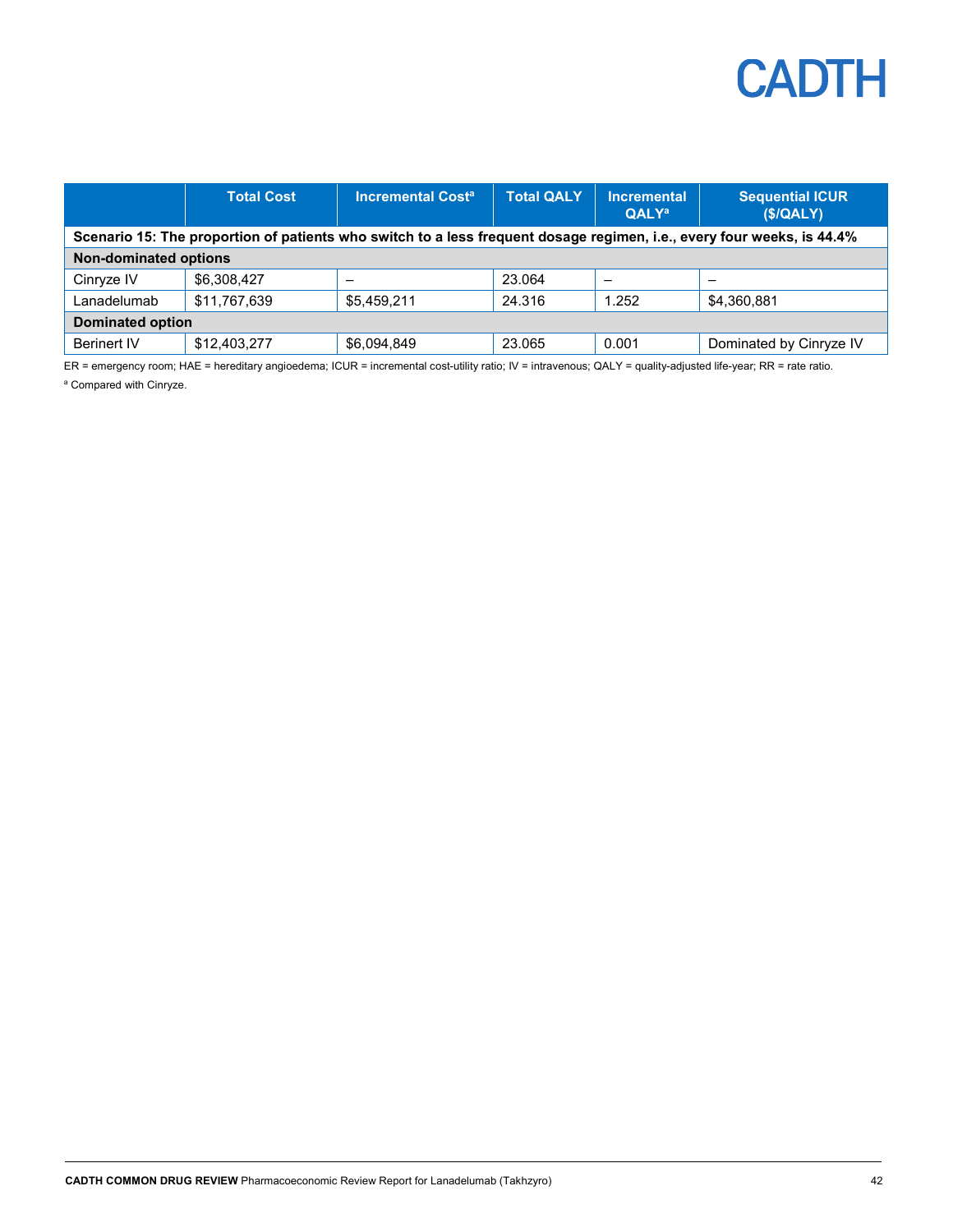| | Total Cost | Incremental Cost[a] | Total QALY | Incremental QALY[a] | Sequential ICUR ($/QALY) |
|---|---|---|---|---|---|
| **Scenario 15: The proportion of patients who switch to a less frequent dosage regimen, i.e., every four weeks, is 44.4%** | | | | | |
| **Non-dominated options** | | | | | |
| Cinryze IV | $6,308,427 | – | 23.064 | – | – |
| Lanadelumab | $11,767,639 | $5,459,211 | 24.316 | 1.252 | $4,360,881 |
| **Dominated option** | | | | | |
| Berinert IV | $12,403,277 | $6,094,849 | 23.065 | 0.001 | Dominated by Cinryze IV |

ER = emergency room; HAE = hereditary angioedema; ICUR = incremental cost-utility ratio; IV = intravenous; QALY = quality-adjusted life-year; RR = rate ratio.

[a] Compared with Cinryze.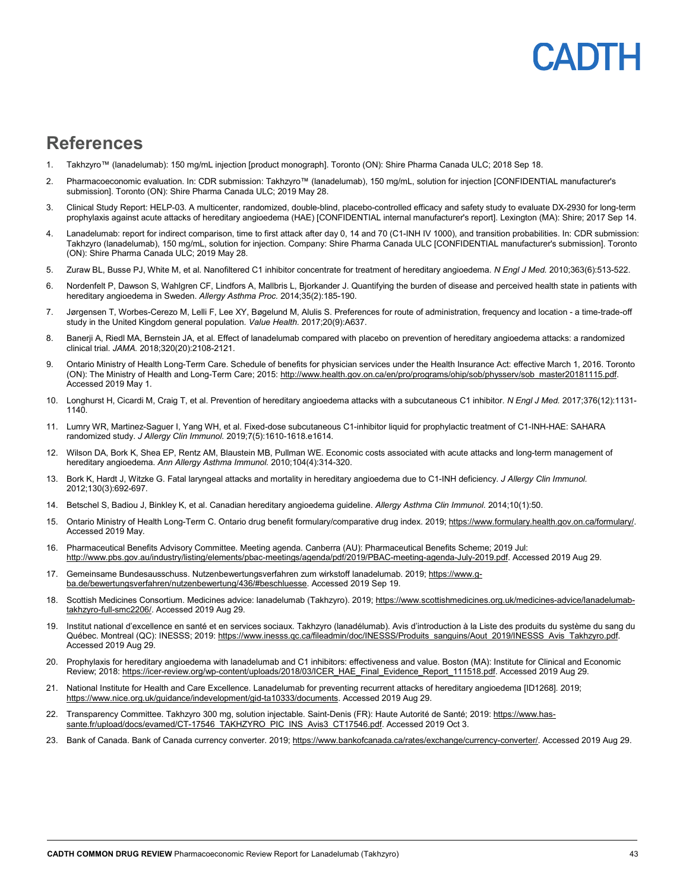## References

1. Takhzyro™ (lanadelumab): 150 mg/mL injection [product monograph]. Toronto (ON): Shire Pharma Canada ULC; 2018 Sep 18.
2. Pharmacoeconomic evaluation. In: CDR submission: Takhzyro™ (lanadelumab), 150 mg/mL, solution for injection [CONFIDENTIAL manufacturer's submission]. Toronto (ON): Shire Pharma Canada ULC; 2019 May 28.
3. Clinical Study Report: HELP-03. A multicenter, randomized, double-blind, placebo-controlled efficacy and safety study to evaluate DX-2930 for long-term prophylaxis against acute attacks of hereditary angioedema (HAE) [CONFIDENTIAL internal manufacturer's report]. Lexington (MA): Shire; 2017 Sep 14.
4. Lanadelumab: report for indirect comparison, time to first attack after day 0, 14 and 70 (C1-INH IV 1000), and transition probabilities. In: CDR submission: Takhzyro (lanadelumab), 150 mg/mL, solution for injection. Company: Shire Pharma Canada ULC [CONFIDENTIAL manufacturer's submission]. Toronto (ON): Shire Pharma Canada ULC; 2019 May 28.
5. Zuraw BL, Busse PJ, White M, et al. Nanofiltered C1 inhibitor concentrate for treatment of hereditary angioedema. *N Engl J Med.* 2010;363(6):513-522.
6. Nordenfelt P, Dawson S, Wahlgren CF, Lindfors A, Mallbris L, Bjorkander J. Quantifying the burden of disease and perceived health state in patients with hereditary angioedema in Sweden. *Allergy Asthma Proc.* 2014;35(2):185-190.
7. Jørgensen T, Worbes-Cerezo M, Lelli F, Lee XY, Bøgelund M, Alulis S. Preferences for route of administration, frequency and location - a time-trade-off study in the United Kingdom general population. *Value Health.* 2017;20(9):A637.
8. Banerji A, Riedl MA, Bernstein JA, et al. Effect of lanadelumab compared with placebo on prevention of hereditary angioedema attacks: a randomized clinical trial. *JAMA.* 2018;320(20):2108-2121.
9. Ontario Ministry of Health Long-Term Care. Schedule of benefits for physician services under the Health Insurance Act: effective March 1, 2016. Toronto (ON): The Ministry of Health and Long-Term Care; 2015: http://www.health.gov.on.ca/en/pro/programs/ohip/sob/physserv/sob_master20181115.pdf. Accessed 2019 May 1.
10. Longhurst H, Cicardi M, Craig T, et al. Prevention of hereditary angioedema attacks with a subcutaneous C1 inhibitor. *N Engl J Med.* 2017;376(12):1131-1140.
11. Lumry WR, Martinez-Saguer I, Yang WH, et al. Fixed-dose subcutaneous C1-inhibitor liquid for prophylactic treatment of C1-INH-HAE: SAHARA randomized study. *J Allergy Clin Immunol.* 2019;7(5):1610-1618.e1614.
12. Wilson DA, Bork K, Shea EP, Rentz AM, Blaustein MB, Pullman WE. Economic costs associated with acute attacks and long-term management of hereditary angioedema. *Ann Allergy Asthma Immunol.* 2010;104(4):314-320.
13. Bork K, Hardt J, Witzke G. Fatal laryngeal attacks and mortality in hereditary angioedema due to C1-INH deficiency. *J Allergy Clin Immunol.* 2012;130(3):692-697.
14. Betschel S, Badiou J, Binkley K, et al. Canadian hereditary angioedema guideline. *Allergy Asthma Clin Immunol.* 2014;10(1):50.
15. Ontario Ministry of Health Long-Term C. Ontario drug benefit formulary/comparative drug index. 2019; https://www.formulary.health.gov.on.ca/formulary/. Accessed 2019 May.
16. Pharmaceutical Benefits Advisory Committee. Meeting agenda. Canberra (AU): Pharmaceutical Benefits Scheme; 2019 Jul: http://www.pbs.gov.au/industry/listing/elements/pbac-meetings/agenda/pdf/2019/PBAC-meeting-agenda-July-2019.pdf. Accessed 2019 Aug 29.
17. Gemeinsame Bundesausschuss. Nutzenbewertungsverfahren zum wirkstoff lanadelumab. 2019; https://www.g-ba.de/bewertungsverfahren/nutzenbewertung/436/#beschluesse. Accessed 2019 Sep 19.
18. Scottish Medicines Consortium. Medicines advice: lanadelumab (Takhzyro). 2019; https://www.scottishmedicines.org.uk/medicines-advice/lanadelumab-takhzyro-full-smc2206/. Accessed 2019 Aug 29.
19. Institut national d'excellence en santé et en services sociaux. Takhzyro (lanadélumab). Avis d'introduction à la Liste des produits du système du sang du Québec. Montreal (QC): INESSS; 2019: https://www.inesss.qc.ca/fileadmin/doc/INESSS/Produits_sanguins/Aout_2019/INESSS_Avis_Takhzyro.pdf. Accessed 2019 Aug 29.
20. Prophylaxis for hereditary angioedema with lanadelumab and C1 inhibitors: effectiveness and value. Boston (MA): Institute for Clinical and Economic Review; 2018: https://icer-review.org/wp-content/uploads/2018/03/ICER_HAE_Final_Evidence_Report_111518.pdf. Accessed 2019 Aug 29.
21. National Institute for Health and Care Excellence. Lanadelumab for preventing recurrent attacks of hereditary angioedema [ID1268]. 2019; https://www.nice.org.uk/guidance/indevelopment/gid-ta10333/documents. Accessed 2019 Aug 29.
22. Transparency Committee. Takhzyro 300 mg, solution injectable. Saint-Denis (FR): Haute Autorité de Santé; 2019: https://www.has-sante.fr/upload/docs/evamed/CT-17546_TAKHZYRO_PIC_INS_Avis3_CT17546.pdf. Accessed 2019 Oct 3.
23. Bank of Canada. Bank of Canada currency converter. 2019; https://www.bankofcanada.ca/rates/exchange/currency-converter/. Accessed 2019 Aug 29.